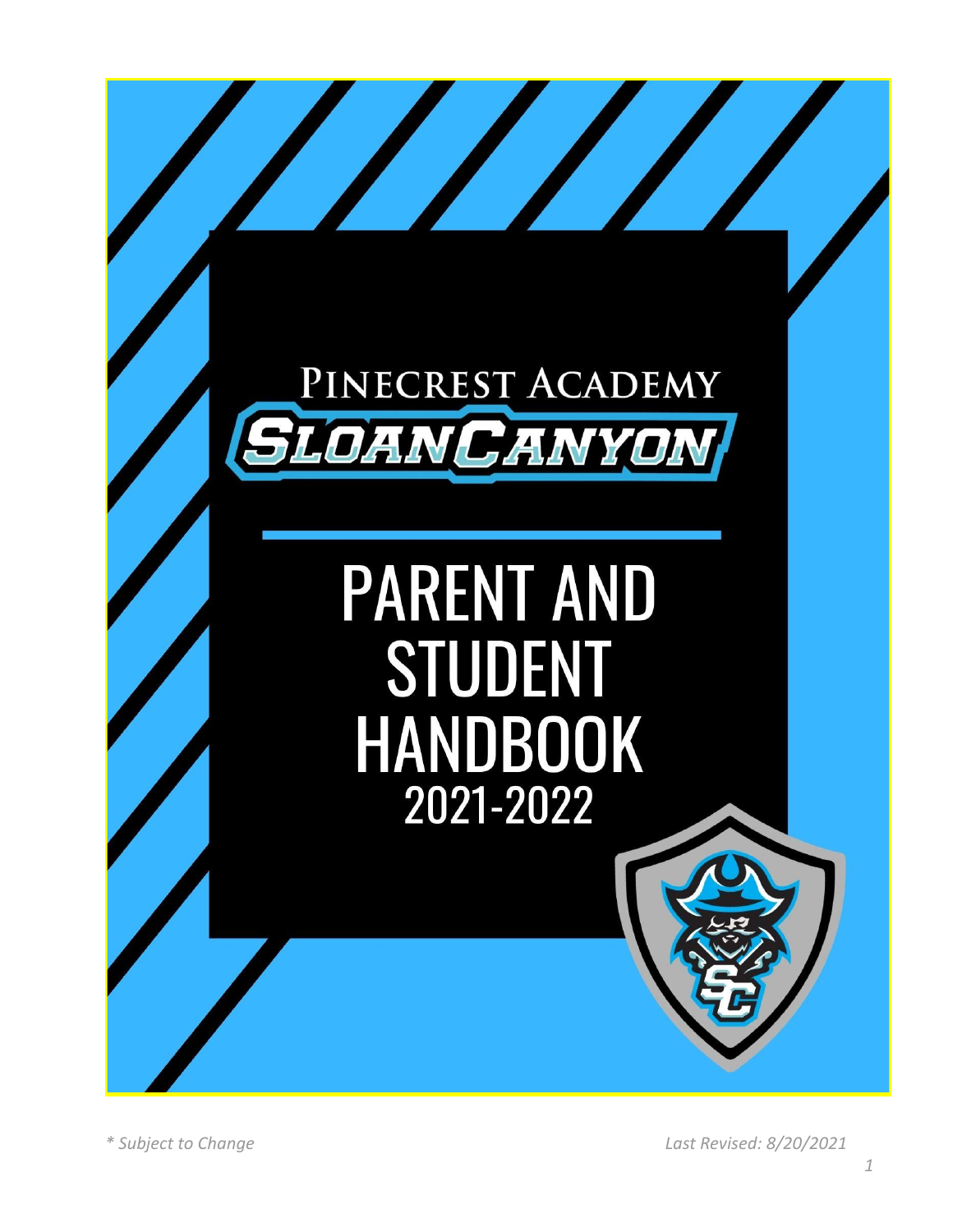# PINECREST ACADEMY SLOAN CANYON

# PARENT AND STUDENT HANDBOOK 2021-2022

*\* Subject to Change* *Last Revised: 8/20/2021*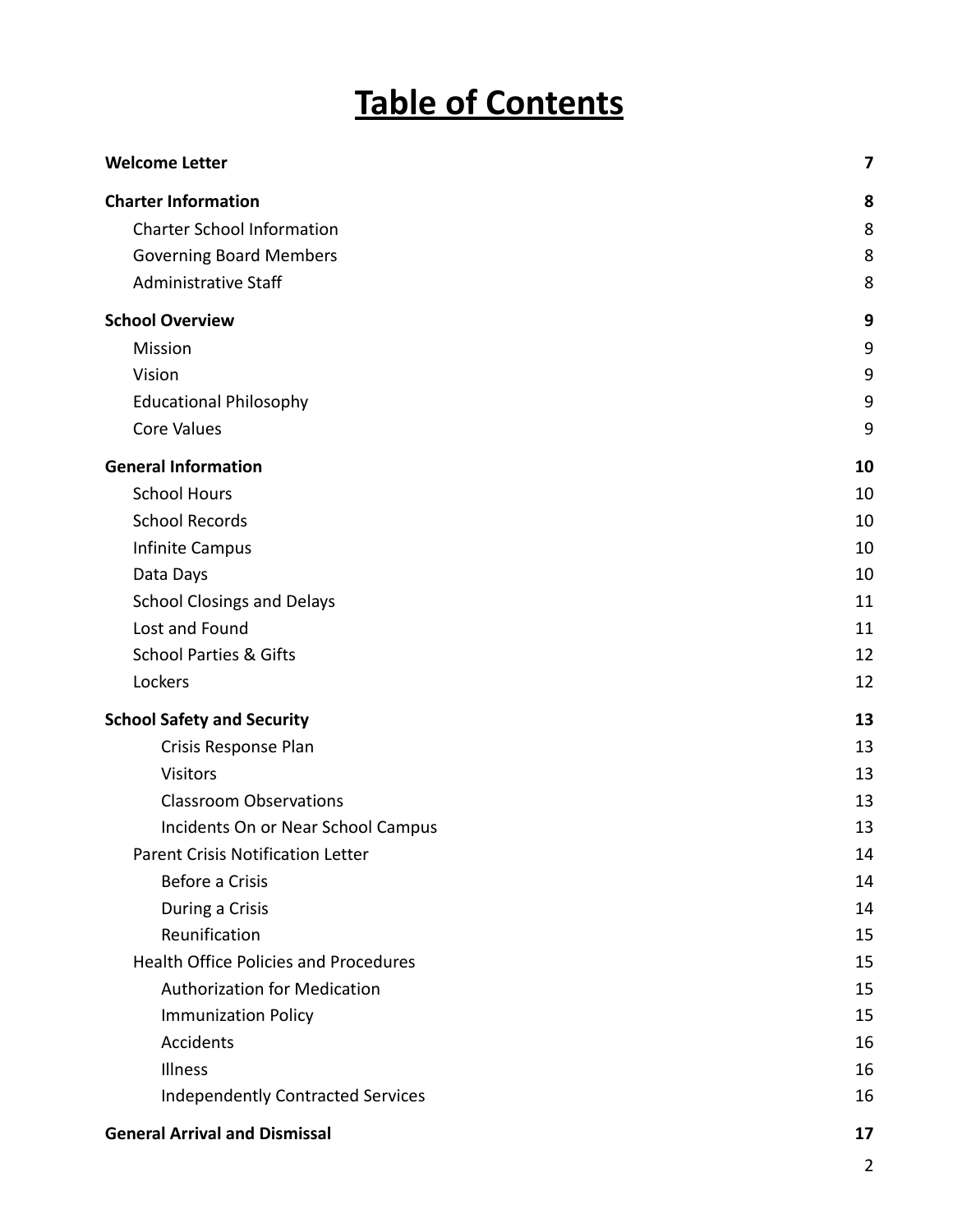# Table of Contents

| | |
|---|---|
| **Welcome Letter** | **7** |
| **Charter Information** | **8** |
| Charter School Information | 8 |
| Governing Board Members | 8 |
| Administrative Staff | 8 |
| **School Overview** | **9** |
| Mission | 9 |
| Vision | 9 |
| Educational Philosophy | 9 |
| Core Values | 9 |
| **General Information** | **10** |
| School Hours | 10 |
| School Records | 10 |
| Infinite Campus | 10 |
| Data Days | 10 |
| School Closings and Delays | 11 |
| Lost and Found | 11 |
| School Parties & Gifts | 12 |
| Lockers | 12 |
| **School Safety and Security** | **13** |
| Crisis Response Plan | 13 |
| Visitors | 13 |
| Classroom Observations | 13 |
| Incidents On or Near School Campus | 13 |
| Parent Crisis Notification Letter | 14 |
| Before a Crisis | 14 |
| During a Crisis | 14 |
| Reunification | 15 |
| Health Office Policies and Procedures | 15 |
| Authorization for Medication | 15 |
| Immunization Policy | 15 |
| Accidents | 16 |
| Illness | 16 |
| Independently Contracted Services | 16 |
| **General Arrival and Dismissal** | **17** |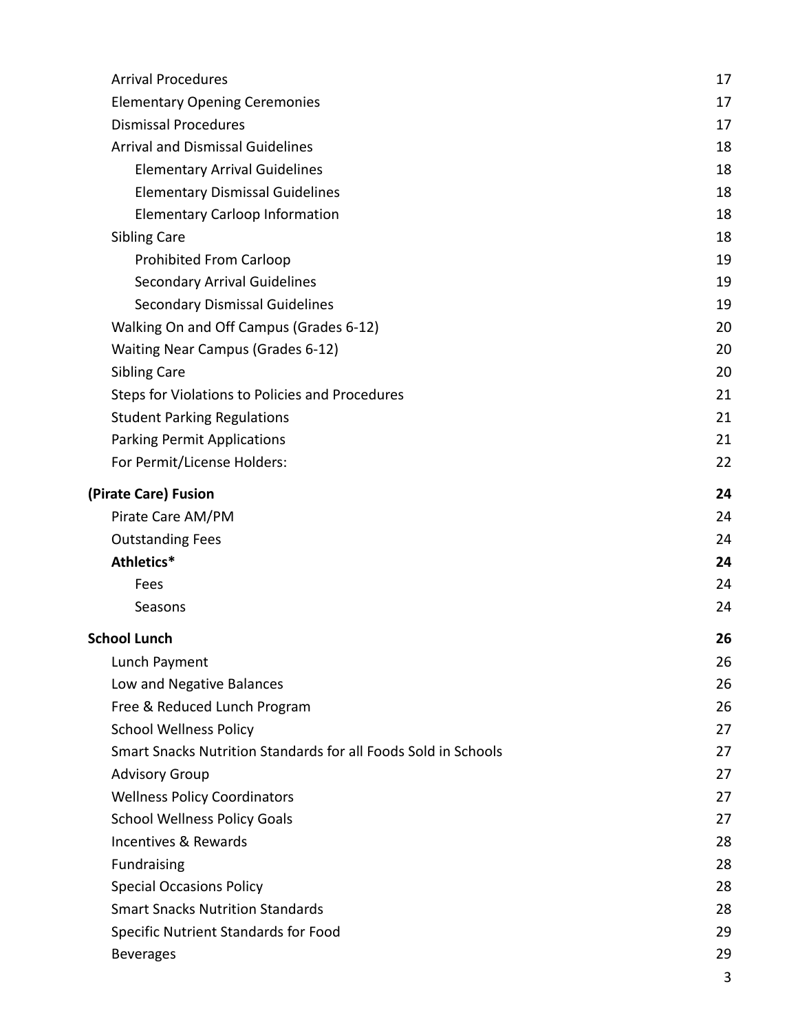- Arrival Procedures 17
- Elementary Opening Ceremonies 17
- Dismissal Procedures 17
- Arrival and Dismissal Guidelines 18
  - Elementary Arrival Guidelines 18
  - Elementary Dismissal Guidelines 18
  - Elementary Carloop Information 18
- Sibling Care 18
  - Prohibited From Carloop 19
  - Secondary Arrival Guidelines 19
  - Secondary Dismissal Guidelines 19
- Walking On and Off Campus (Grades 6-12) 20
- Waiting Near Campus (Grades 6-12) 20
- Sibling Care 20
- Steps for Violations to Policies and Procedures 21
- Student Parking Regulations 21
- Parking Permit Applications 21
- For Permit/License Holders: 22

**(Pirate Care) Fusion 24**

- Pirate Care AM/PM 24
- Outstanding Fees 24
- **Athletics* 24**
  - Fees 24
  - Seasons 24

**School Lunch 26**

- Lunch Payment 26
- Low and Negative Balances 26
- Free & Reduced Lunch Program 26
- School Wellness Policy 27
- Smart Snacks Nutrition Standards for all Foods Sold in Schools 27
- Advisory Group 27
- Wellness Policy Coordinators 27
- School Wellness Policy Goals 27
- Incentives & Rewards 28
- Fundraising 28
- Special Occasions Policy 28
- Smart Snacks Nutrition Standards 28
- Specific Nutrient Standards for Food 29
- Beverages 29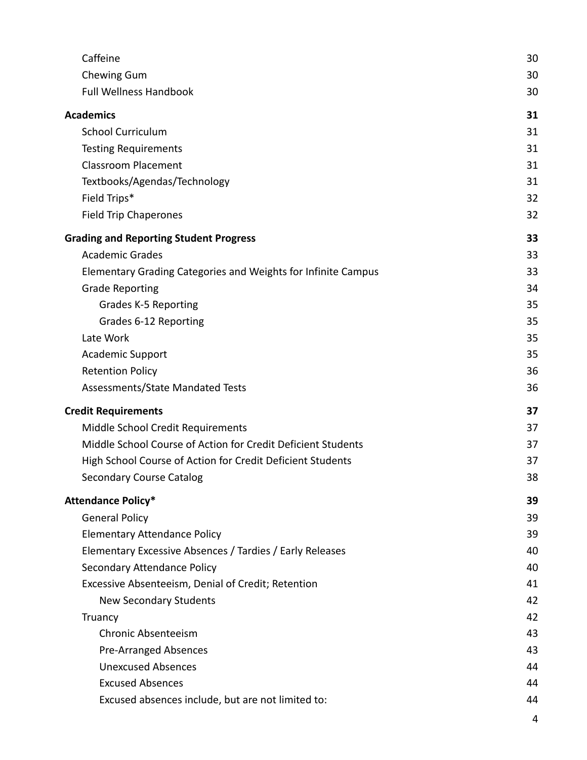| | |
|---|---|
| Caffeine | 30 |
| Chewing Gum | 30 |
| Full Wellness Handbook | 30 |
| **Academics** | **31** |
| School Curriculum | 31 |
| Testing Requirements | 31 |
| Classroom Placement | 31 |
| Textbooks/Agendas/Technology | 31 |
| Field Trips* | 32 |
| Field Trip Chaperones | 32 |
| **Grading and Reporting Student Progress** | **33** |
| Academic Grades | 33 |
| Elementary Grading Categories and Weights for Infinite Campus | 33 |
| Grade Reporting | 34 |
| Grades K-5 Reporting | 35 |
| Grades 6-12 Reporting | 35 |
| Late Work | 35 |
| Academic Support | 35 |
| Retention Policy | 36 |
| Assessments/State Mandated Tests | 36 |
| **Credit Requirements** | **37** |
| Middle School Credit Requirements | 37 |
| Middle School Course of Action for Credit Deficient Students | 37 |
| High School Course of Action for Credit Deficient Students | 37 |
| Secondary Course Catalog | 38 |
| **Attendance Policy*** | **39** |
| General Policy | 39 |
| Elementary Attendance Policy | 39 |
| Elementary Excessive Absences / Tardies / Early Releases | 40 |
| Secondary Attendance Policy | 40 |
| Excessive Absenteeism, Denial of Credit; Retention | 41 |
| New Secondary Students | 42 |
| Truancy | 42 |
| Chronic Absenteeism | 43 |
| Pre-Arranged Absences | 43 |
| Unexcused Absences | 44 |
| Excused Absences | 44 |
| Excused absences include, but are not limited to: | 44 |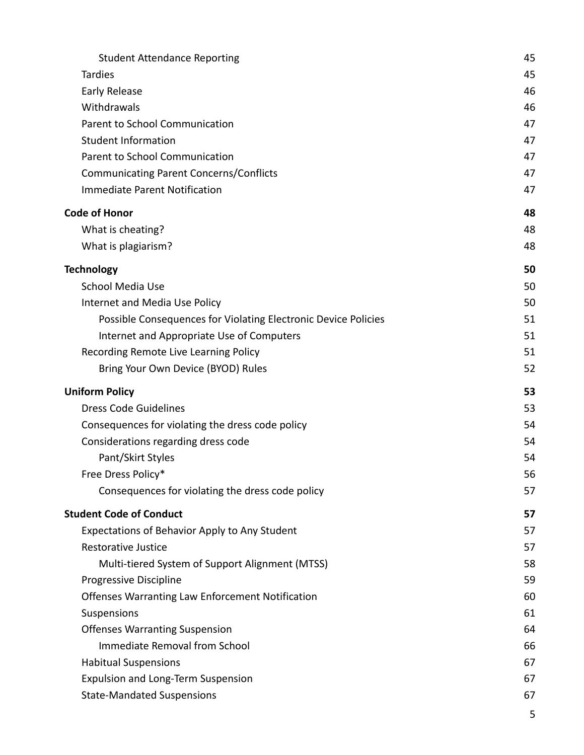- Student Attendance Reporting 45
- Tardies 45
- Early Release 46
- Withdrawals 46
- Parent to School Communication 47
- Student Information 47
- Parent to School Communication 47
- Communicating Parent Concerns/Conflicts 47
- Immediate Parent Notification 47

**Code of Honor** **48**

- What is cheating? 48
- What is plagiarism? 48

**Technology** **50**

- School Media Use 50
- Internet and Media Use Policy 50
  - Possible Consequences for Violating Electronic Device Policies 51
  - Internet and Appropriate Use of Computers 51
- Recording Remote Live Learning Policy 51
  - Bring Your Own Device (BYOD) Rules 52

**Uniform Policy** **53**

- Dress Code Guidelines 53
- Consequences for violating the dress code policy 54
- Considerations regarding dress code 54
  - Pant/Skirt Styles 54
- Free Dress Policy* 56
  - Consequences for violating the dress code policy 57

**Student Code of Conduct** **57**

- Expectations of Behavior Apply to Any Student 57
- Restorative Justice 57
  - Multi-tiered System of Support Alignment (MTSS) 58
- Progressive Discipline 59
- Offenses Warranting Law Enforcement Notification 60
- Suspensions 61
- Offenses Warranting Suspension 64
  - Immediate Removal from School 66
- Habitual Suspensions 67
- Expulsion and Long-Term Suspension 67
- State-Mandated Suspensions 67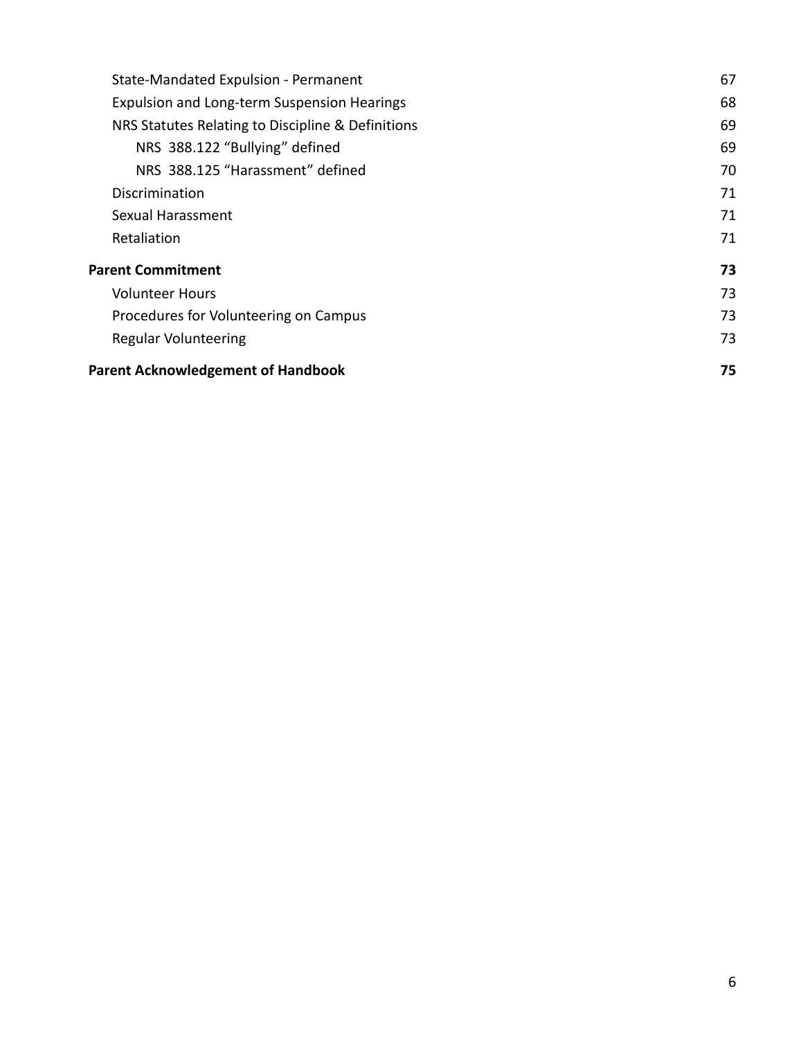| | |
|---|---|
| State-Mandated Expulsion - Permanent | 67 |
| Expulsion and Long-term Suspension Hearings | 68 |
| NRS Statutes Relating to Discipline & Definitions | 69 |
| NRS 388.122 "Bullying" defined | 69 |
| NRS 388.125 "Harassment" defined | 70 |
| Discrimination | 71 |
| Sexual Harassment | 71 |
| Retaliation | 71 |
| **Parent Commitment** | **73** |
| Volunteer Hours | 73 |
| Procedures for Volunteering on Campus | 73 |
| Regular Volunteering | 73 |
| **Parent Acknowledgement of Handbook** | **75** |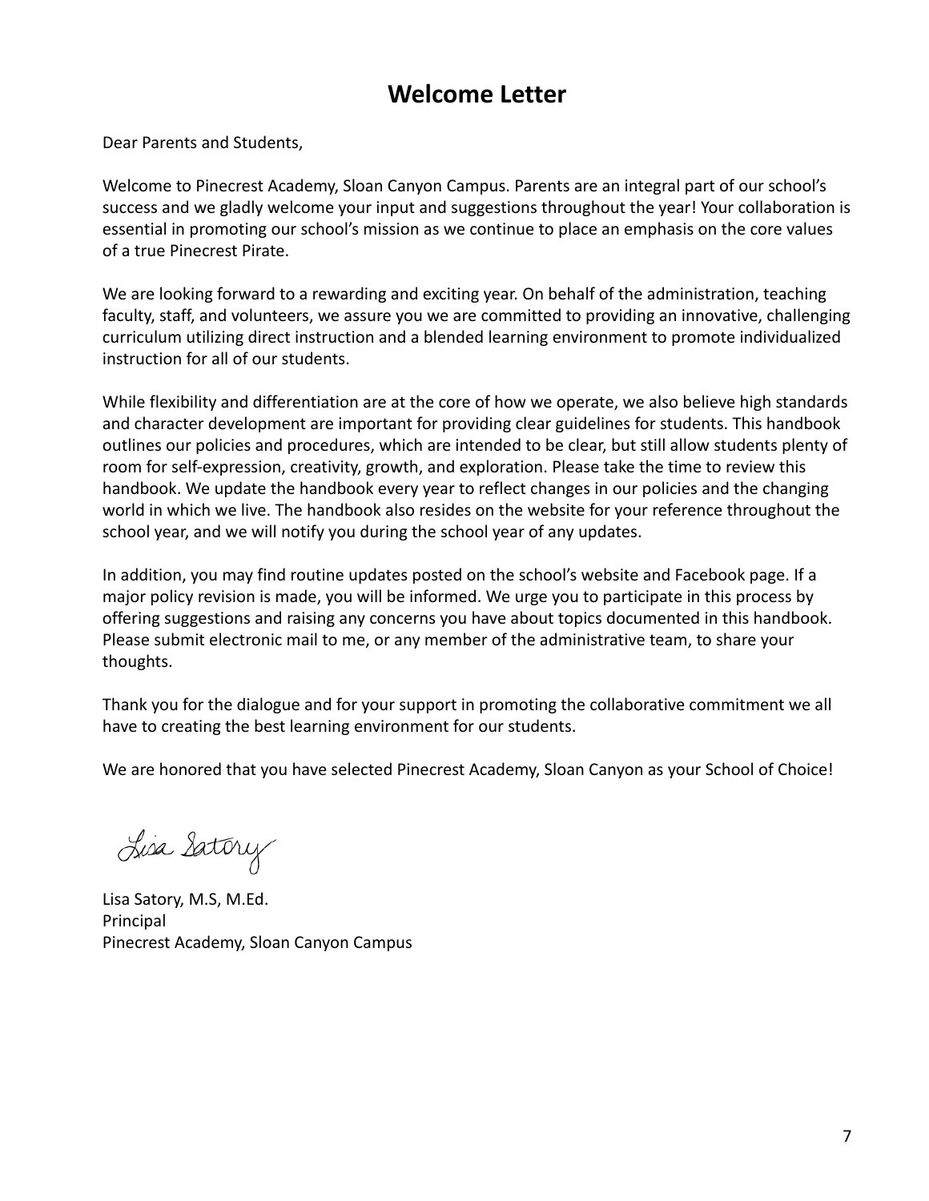# Welcome Letter

Dear Parents and Students,

Welcome to Pinecrest Academy, Sloan Canyon Campus. Parents are an integral part of our school's success and we gladly welcome your input and suggestions throughout the year! Your collaboration is essential in promoting our school's mission as we continue to place an emphasis on the core values of a true Pinecrest Pirate.

We are looking forward to a rewarding and exciting year. On behalf of the administration, teaching faculty, staff, and volunteers, we assure you we are committed to providing an innovative, challenging curriculum utilizing direct instruction and a blended learning environment to promote individualized instruction for all of our students.

While flexibility and differentiation are at the core of how we operate, we also believe high standards and character development are important for providing clear guidelines for students. This handbook outlines our policies and procedures, which are intended to be clear, but still allow students plenty of room for self-expression, creativity, growth, and exploration. Please take the time to review this handbook. We update the handbook every year to reflect changes in our policies and the changing world in which we live. The handbook also resides on the website for your reference throughout the school year, and we will notify you during the school year of any updates.

In addition, you may find routine updates posted on the school's website and Facebook page. If a major policy revision is made, you will be informed. We urge you to participate in this process by offering suggestions and raising any concerns you have about topics documented in this handbook. Please submit electronic mail to me, or any member of the administrative team, to share your thoughts.

Thank you for the dialogue and for your support in promoting the collaborative commitment we all have to creating the best learning environment for our students.

We are honored that you have selected Pinecrest Academy, Sloan Canyon as your School of Choice!

Lisa Satory

Lisa Satory, M.S, M.Ed.
Principal
Pinecrest Academy, Sloan Canyon Campus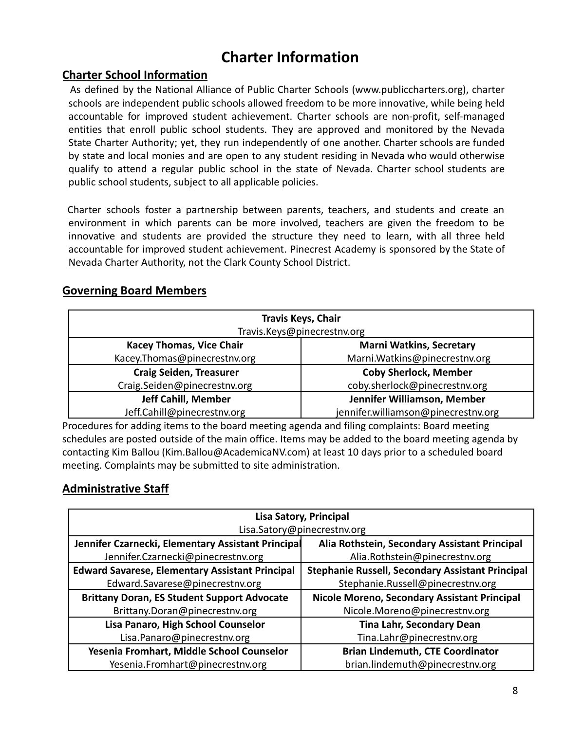# Charter Information

## Charter School Information

As defined by the National Alliance of Public Charter Schools (www.publiccharters.org), charter schools are independent public schools allowed freedom to be more innovative, while being held accountable for improved student achievement. Charter schools are non-profit, self-managed entities that enroll public school students. They are approved and monitored by the Nevada State Charter Authority; yet, they run independently of one another. Charter schools are funded by state and local monies and are open to any student residing in Nevada who would otherwise qualify to attend a regular public school in the state of Nevada. Charter school students are public school students, subject to all applicable policies.

Charter schools foster a partnership between parents, teachers, and students and create an environment in which parents can be more involved, teachers are given the freedom to be innovative and students are provided the structure they need to learn, with all three held accountable for improved student achievement. Pinecrest Academy is sponsored by the State of Nevada Charter Authority, not the Clark County School District.

## Governing Board Members

| **Travis Keys, Chair**<br>Travis.Keys@pinecrestnv.org | |
|---|---|
| **Kacey Thomas, Vice Chair**<br>Kacey.Thomas@pinecrestnv.org | **Marni Watkins, Secretary**<br>Marni.Watkins@pinecrestnv.org |
| **Craig Seiden, Treasurer**<br>Craig.Seiden@pinecrestnv.org | **Coby Sherlock, Member**<br>coby.sherlock@pinecrestnv.org |
| **Jeff Cahill, Member**<br>Jeff.Cahill@pinecrestnv.org | **Jennifer Williamson, Member**<br>jennifer.williamson@pinecrestnv.org |

Procedures for adding items to the board meeting agenda and filing complaints: Board meeting schedules are posted outside of the main office. Items may be added to the board meeting agenda by contacting Kim Ballou (Kim.Ballou@AcademicaNV.com) at least 10 days prior to a scheduled board meeting. Complaints may be submitted to site administration.

## Administrative Staff

| **Lisa Satory, Principal**<br>Lisa.Satory@pinecrestnv.org | |
|---|---|
| **Jennifer Czarnecki, Elementary Assistant Principal**<br>Jennifer.Czarnecki@pinecrestnv.org | **Alia Rothstein, Secondary Assistant Principal**<br>Alia.Rothstein@pinecrestnv.org |
| **Edward Savarese, Elementary Assistant Principal**<br>Edward.Savarese@pinecrestnv.org | **Stephanie Russell, Secondary Assistant Principal**<br>Stephanie.Russell@pinecrestnv.org |
| **Brittany Doran, ES Student Support Advocate**<br>Brittany.Doran@pinecrestnv.org | **Nicole Moreno, Secondary Assistant Principal**<br>Nicole.Moreno@pinecrestnv.org |
| **Lisa Panaro, High School Counselor**<br>Lisa.Panaro@pinecrestnv.org | **Tina Lahr, Secondary Dean**<br>Tina.Lahr@pinecrestnv.org |
| **Yesenia Fromhart, Middle School Counselor**<br>Yesenia.Fromhart@pinecrestnv.org | **Brian Lindemuth, CTE Coordinator**<br>brian.lindemuth@pinecrestnv.org |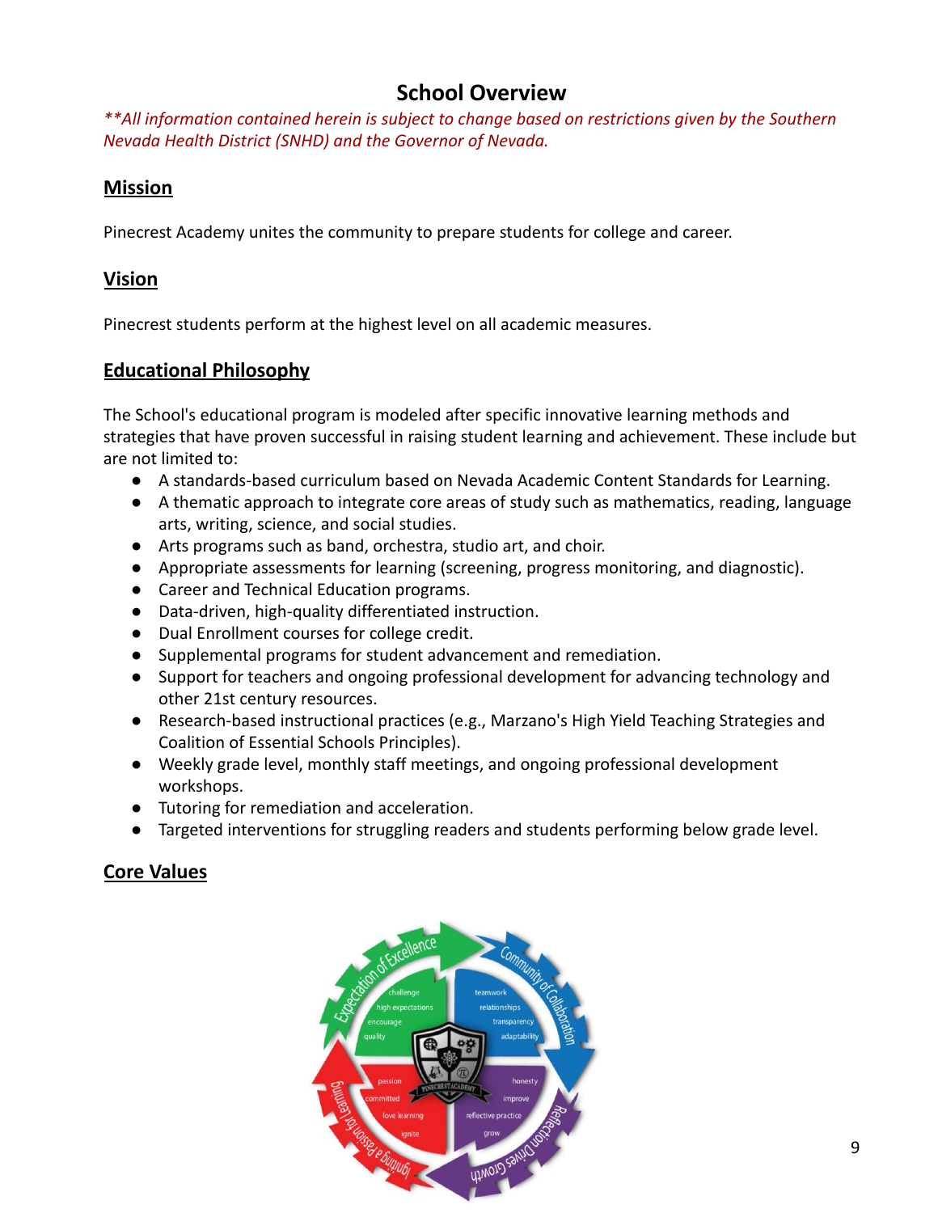# School Overview

*\*\*All information contained herein is subject to change based on restrictions given by the Southern Nevada Health District (SNHD) and the Governor of Nevada.*

## Mission

Pinecrest Academy unites the community to prepare students for college and career.

## Vision

Pinecrest students perform at the highest level on all academic measures.

## Educational Philosophy

The School's educational program is modeled after specific innovative learning methods and strategies that have proven successful in raising student learning and achievement. These include but are not limited to:

- A standards-based curriculum based on Nevada Academic Content Standards for Learning.
- A thematic approach to integrate core areas of study such as mathematics, reading, language arts, writing, science, and social studies.
- Arts programs such as band, orchestra, studio art, and choir.
- Appropriate assessments for learning (screening, progress monitoring, and diagnostic).
- Career and Technical Education programs.
- Data-driven, high-quality differentiated instruction.
- Dual Enrollment courses for college credit.
- Supplemental programs for student advancement and remediation.
- Support for teachers and ongoing professional development for advancing technology and other 21st century resources.
- Research-based instructional practices (e.g., Marzano's High Yield Teaching Strategies and Coalition of Essential Schools Principles).
- Weekly grade level, monthly staff meetings, and ongoing professional development workshops.
- Tutoring for remediation and acceleration.
- Targeted interventions for struggling readers and students performing below grade level.

## Core Values

Expectation of Excellence: challenge, high expectations, encourage, quality

Community of Collaboration: teamwork, relationships, transparency, adaptability

Reflection Drives Growth: honesty, improve, reflective practice, grow

Igniting a Passion for Learning: passion, committed, love learning, ignite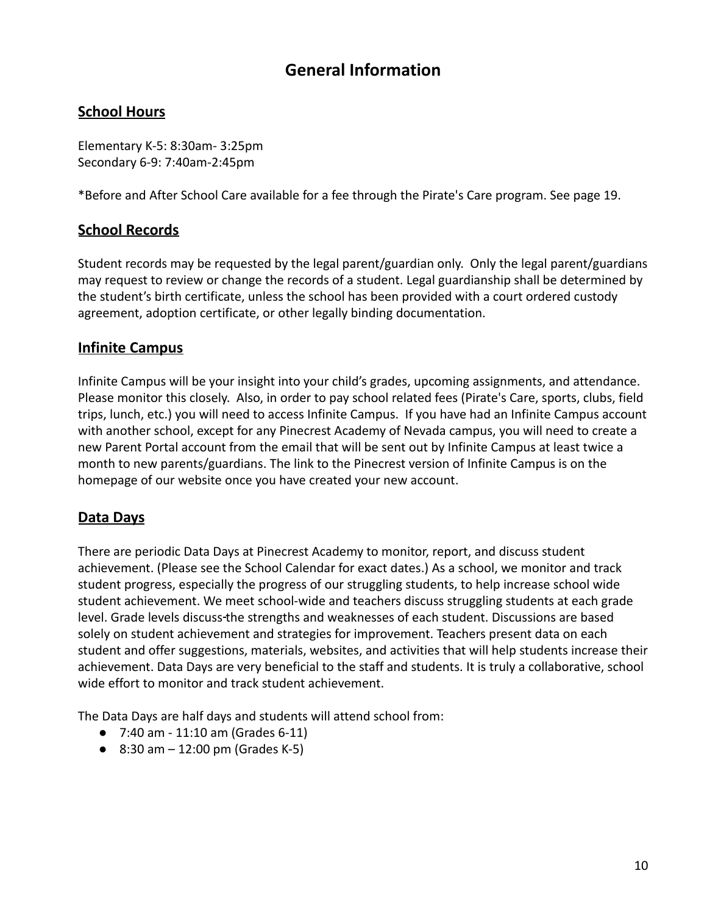# General Information

## School Hours

Elementary K-5: 8:30am- 3:25pm
Secondary 6-9: 7:40am-2:45pm

*Before and After School Care available for a fee through the Pirate's Care program. See page 19.

## School Records

Student records may be requested by the legal parent/guardian only. Only the legal parent/guardians may request to review or change the records of a student. Legal guardianship shall be determined by the student's birth certificate, unless the school has been provided with a court ordered custody agreement, adoption certificate, or other legally binding documentation.

## Infinite Campus

Infinite Campus will be your insight into your child's grades, upcoming assignments, and attendance. Please monitor this closely. Also, in order to pay school related fees (Pirate's Care, sports, clubs, field trips, lunch, etc.) you will need to access Infinite Campus. If you have had an Infinite Campus account with another school, except for any Pinecrest Academy of Nevada campus, you will need to create a new Parent Portal account from the email that will be sent out by Infinite Campus at least twice a month to new parents/guardians. The link to the Pinecrest version of Infinite Campus is on the homepage of our website once you have created your new account.

## Data Days

There are periodic Data Days at Pinecrest Academy to monitor, report, and discuss student achievement. (Please see the School Calendar for exact dates.) As a school, we monitor and track student progress, especially the progress of our struggling students, to help increase school wide student achievement. We meet school-wide and teachers discuss struggling students at each grade level. Grade levels discuss the strengths and weaknesses of each student. Discussions are based solely on student achievement and strategies for improvement. Teachers present data on each student and offer suggestions, materials, websites, and activities that will help students increase their achievement. Data Days are very beneficial to the staff and students. It is truly a collaborative, school wide effort to monitor and track student achievement.

The Data Days are half days and students will attend school from:

- 7:40 am - 11:10 am (Grades 6-11)
- 8:30 am – 12:00 pm (Grades K-5)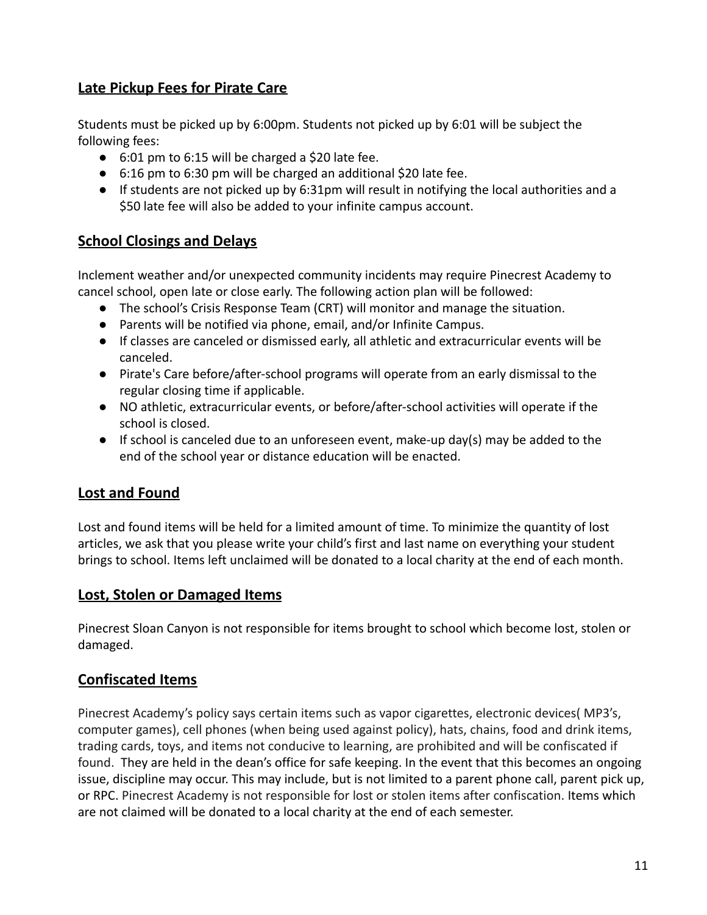## Late Pickup Fees for Pirate Care

Students must be picked up by 6:00pm. Students not picked up by 6:01 will be subject the following fees:

- 6:01 pm to 6:15 will be charged a $20 late fee.
- 6:16 pm to 6:30 pm will be charged an additional $20 late fee.
- If students are not picked up by 6:31pm will result in notifying the local authorities and a $50 late fee will also be added to your infinite campus account.

## School Closings and Delays

Inclement weather and/or unexpected community incidents may require Pinecrest Academy to cancel school, open late or close early. The following action plan will be followed:

- The school's Crisis Response Team (CRT) will monitor and manage the situation.
- Parents will be notified via phone, email, and/or Infinite Campus.
- If classes are canceled or dismissed early, all athletic and extracurricular events will be canceled.
- Pirate's Care before/after-school programs will operate from an early dismissal to the regular closing time if applicable.
- NO athletic, extracurricular events, or before/after-school activities will operate if the school is closed.
- If school is canceled due to an unforeseen event, make-up day(s) may be added to the end of the school year or distance education will be enacted.

## Lost and Found

Lost and found items will be held for a limited amount of time. To minimize the quantity of lost articles, we ask that you please write your child's first and last name on everything your student brings to school. Items left unclaimed will be donated to a local charity at the end of each month.

## Lost, Stolen or Damaged Items

Pinecrest Sloan Canyon is not responsible for items brought to school which become lost, stolen or damaged.

## Confiscated Items

Pinecrest Academy's policy says certain items such as vapor cigarettes, electronic devices( MP3's, computer games), cell phones (when being used against policy), hats, chains, food and drink items, trading cards, toys, and items not conducive to learning, are prohibited and will be confiscated if found. They are held in the dean's office for safe keeping. In the event that this becomes an ongoing issue, discipline may occur. This may include, but is not limited to a parent phone call, parent pick up, or RPC. Pinecrest Academy is not responsible for lost or stolen items after confiscation. Items which are not claimed will be donated to a local charity at the end of each semester.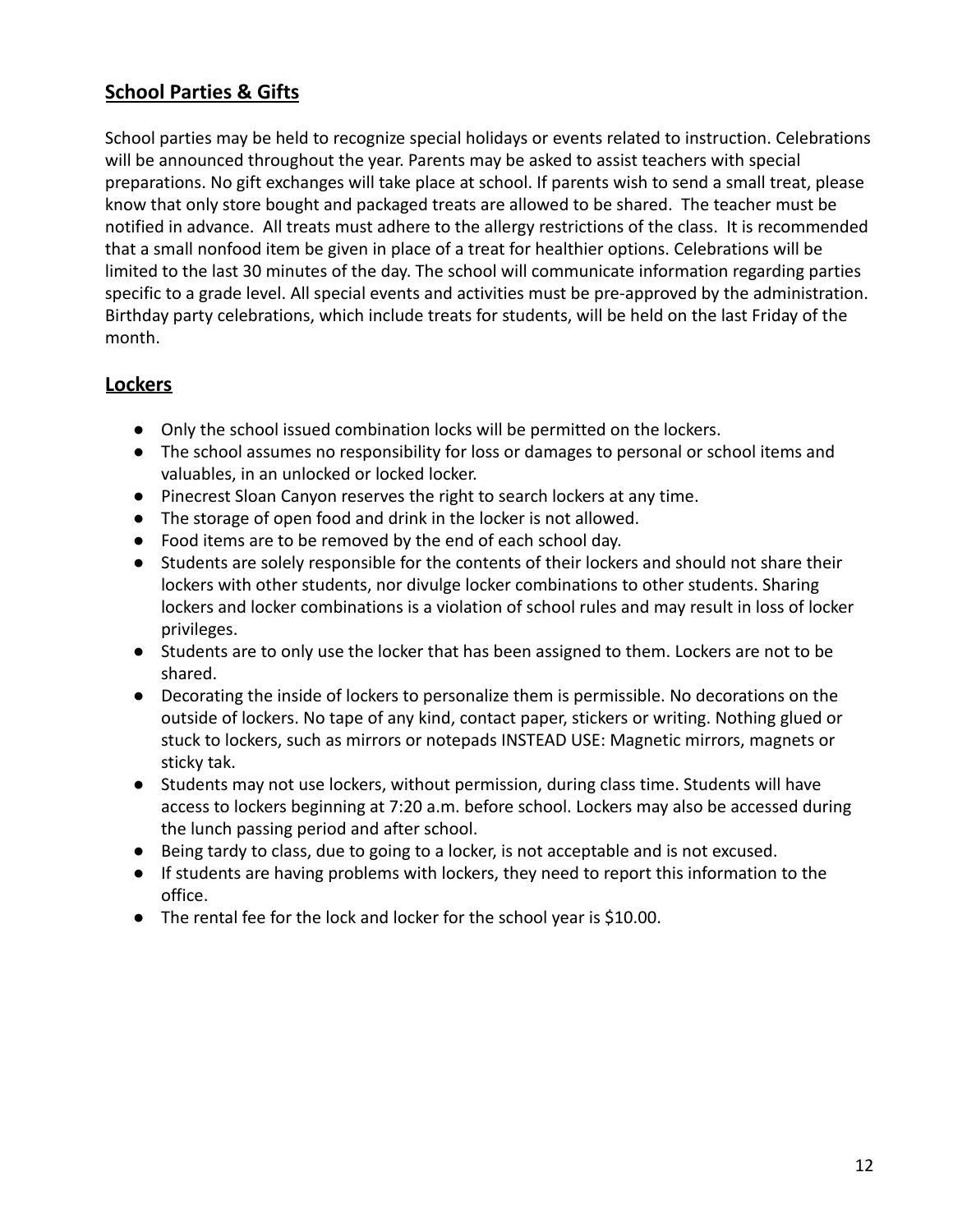## School Parties & Gifts

School parties may be held to recognize special holidays or events related to instruction. Celebrations will be announced throughout the year. Parents may be asked to assist teachers with special preparations. No gift exchanges will take place at school. If parents wish to send a small treat, please know that only store bought and packaged treats are allowed to be shared. The teacher must be notified in advance. All treats must adhere to the allergy restrictions of the class. It is recommended that a small nonfood item be given in place of a treat for healthier options. Celebrations will be limited to the last 30 minutes of the day. The school will communicate information regarding parties specific to a grade level. All special events and activities must be pre-approved by the administration. Birthday party celebrations, which include treats for students, will be held on the last Friday of the month.

## Lockers

- Only the school issued combination locks will be permitted on the lockers.
- The school assumes no responsibility for loss or damages to personal or school items and valuables, in an unlocked or locked locker.
- Pinecrest Sloan Canyon reserves the right to search lockers at any time.
- The storage of open food and drink in the locker is not allowed.
- Food items are to be removed by the end of each school day.
- Students are solely responsible for the contents of their lockers and should not share their lockers with other students, nor divulge locker combinations to other students. Sharing lockers and locker combinations is a violation of school rules and may result in loss of locker privileges.
- Students are to only use the locker that has been assigned to them. Lockers are not to be shared.
- Decorating the inside of lockers to personalize them is permissible. No decorations on the outside of lockers. No tape of any kind, contact paper, stickers or writing. Nothing glued or stuck to lockers, such as mirrors or notepads INSTEAD USE: Magnetic mirrors, magnets or sticky tak.
- Students may not use lockers, without permission, during class time. Students will have access to lockers beginning at 7:20 a.m. before school. Lockers may also be accessed during the lunch passing period and after school.
- Being tardy to class, due to going to a locker, is not acceptable and is not excused.
- If students are having problems with lockers, they need to report this information to the office.
- The rental fee for the lock and locker for the school year is $10.00.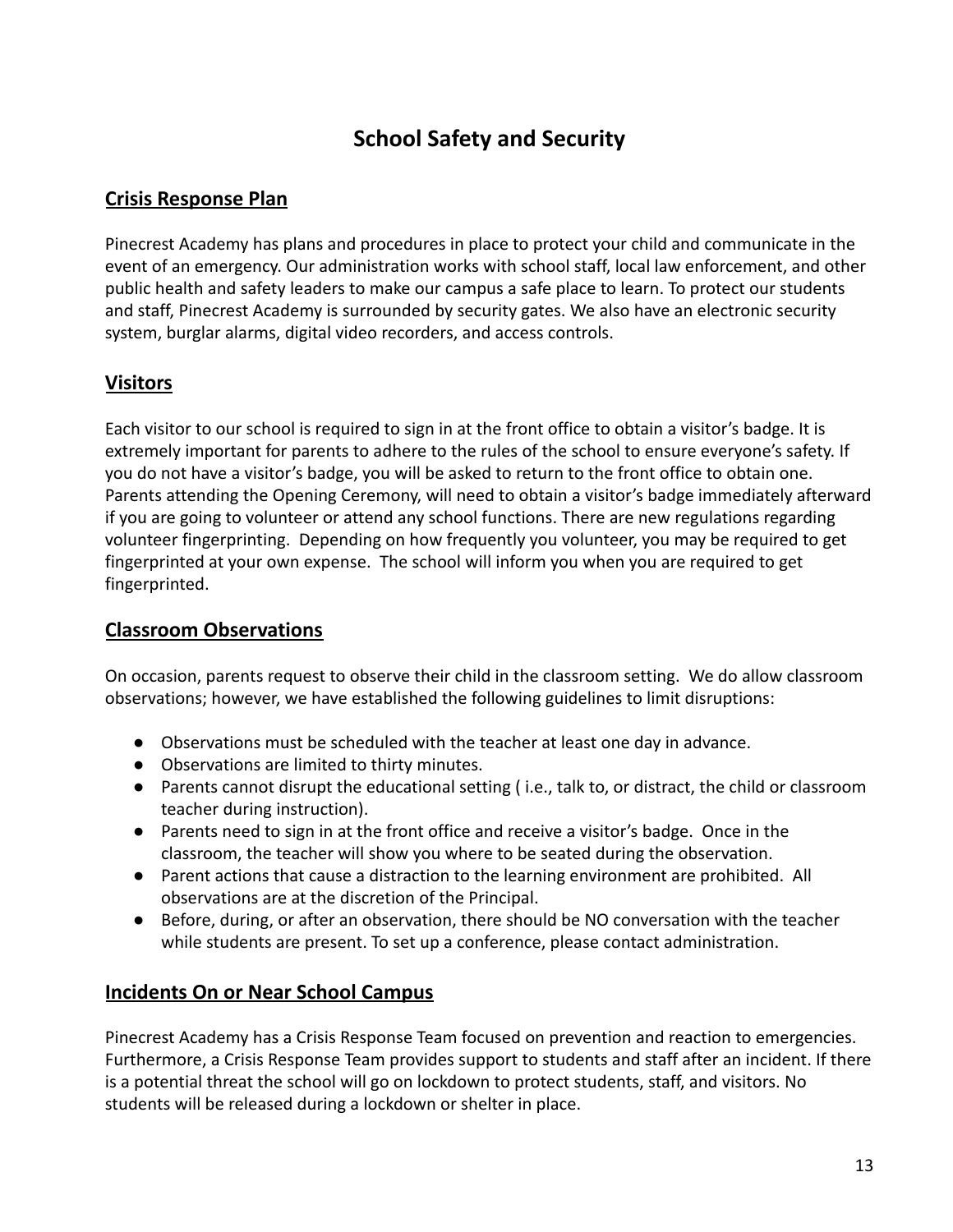# School Safety and Security

## Crisis Response Plan

Pinecrest Academy has plans and procedures in place to protect your child and communicate in the event of an emergency. Our administration works with school staff, local law enforcement, and other public health and safety leaders to make our campus a safe place to learn. To protect our students and staff, Pinecrest Academy is surrounded by security gates. We also have an electronic security system, burglar alarms, digital video recorders, and access controls.

## Visitors

Each visitor to our school is required to sign in at the front office to obtain a visitor's badge. It is extremely important for parents to adhere to the rules of the school to ensure everyone's safety. If you do not have a visitor's badge, you will be asked to return to the front office to obtain one. Parents attending the Opening Ceremony, will need to obtain a visitor's badge immediately afterward if you are going to volunteer or attend any school functions. There are new regulations regarding volunteer fingerprinting. Depending on how frequently you volunteer, you may be required to get fingerprinted at your own expense. The school will inform you when you are required to get fingerprinted.

## Classroom Observations

On occasion, parents request to observe their child in the classroom setting. We do allow classroom observations; however, we have established the following guidelines to limit disruptions:

- Observations must be scheduled with the teacher at least one day in advance.
- Observations are limited to thirty minutes.
- Parents cannot disrupt the educational setting ( i.e., talk to, or distract, the child or classroom teacher during instruction).
- Parents need to sign in at the front office and receive a visitor's badge. Once in the classroom, the teacher will show you where to be seated during the observation.
- Parent actions that cause a distraction to the learning environment are prohibited. All observations are at the discretion of the Principal.
- Before, during, or after an observation, there should be NO conversation with the teacher while students are present. To set up a conference, please contact administration.

## Incidents On or Near School Campus

Pinecrest Academy has a Crisis Response Team focused on prevention and reaction to emergencies. Furthermore, a Crisis Response Team provides support to students and staff after an incident. If there is a potential threat the school will go on lockdown to protect students, staff, and visitors. No students will be released during a lockdown or shelter in place.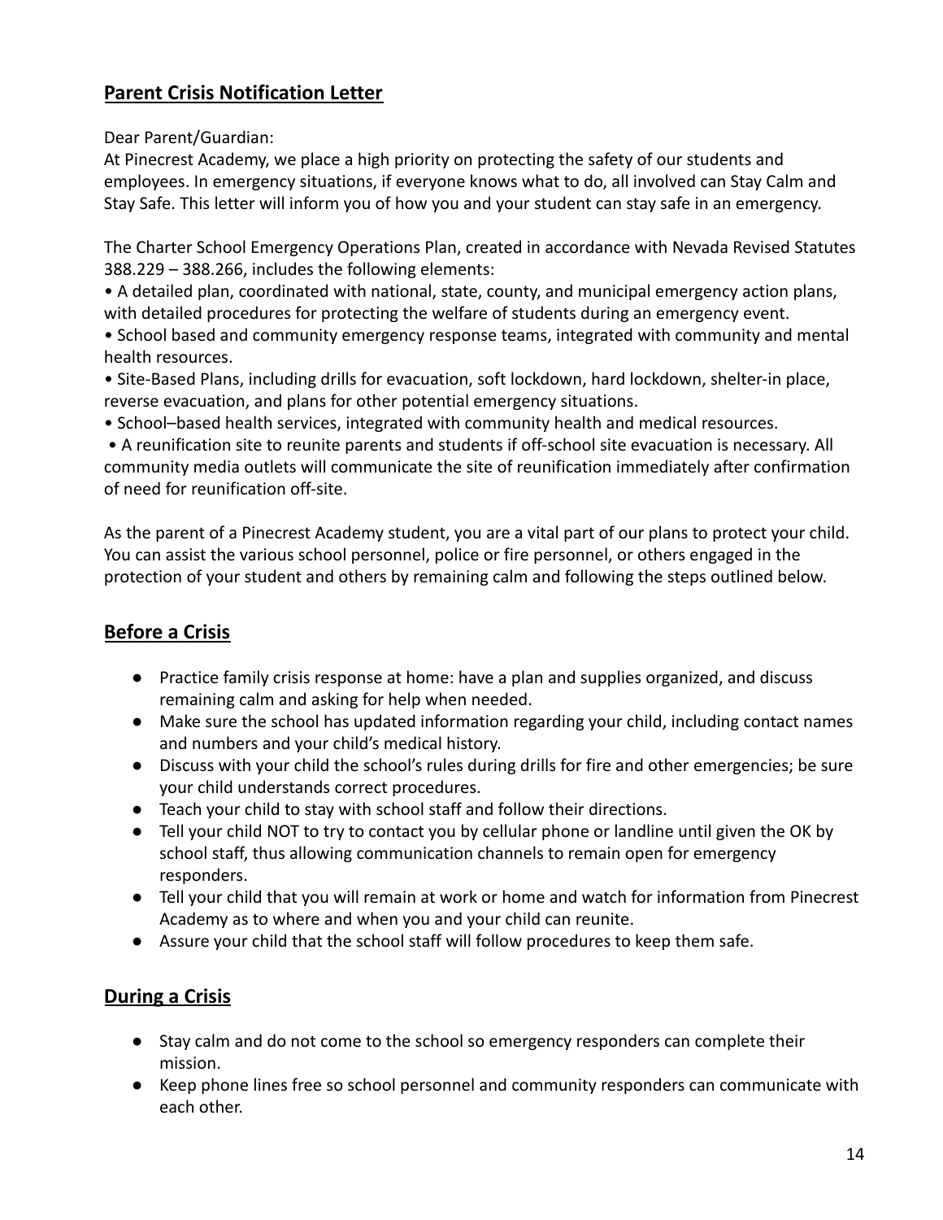## Parent Crisis Notification Letter

Dear Parent/Guardian:

At Pinecrest Academy, we place a high priority on protecting the safety of our students and employees. In emergency situations, if everyone knows what to do, all involved can Stay Calm and Stay Safe. This letter will inform you of how you and your student can stay safe in an emergency.

The Charter School Emergency Operations Plan, created in accordance with Nevada Revised Statutes 388.229 – 388.266, includes the following elements:

• A detailed plan, coordinated with national, state, county, and municipal emergency action plans, with detailed procedures for protecting the welfare of students during an emergency event.

• School based and community emergency response teams, integrated with community and mental health resources.

• Site-Based Plans, including drills for evacuation, soft lockdown, hard lockdown, shelter-in place, reverse evacuation, and plans for other potential emergency situations.

• School–based health services, integrated with community health and medical resources.

• A reunification site to reunite parents and students if off-school site evacuation is necessary. All community media outlets will communicate the site of reunification immediately after confirmation of need for reunification off-site.

As the parent of a Pinecrest Academy student, you are a vital part of our plans to protect your child. You can assist the various school personnel, police or fire personnel, or others engaged in the protection of your student and others by remaining calm and following the steps outlined below.

## Before a Crisis

- Practice family crisis response at home: have a plan and supplies organized, and discuss remaining calm and asking for help when needed.
- Make sure the school has updated information regarding your child, including contact names and numbers and your child's medical history.
- Discuss with your child the school's rules during drills for fire and other emergencies; be sure your child understands correct procedures.
- Teach your child to stay with school staff and follow their directions.
- Tell your child NOT to try to contact you by cellular phone or landline until given the OK by school staff, thus allowing communication channels to remain open for emergency responders.
- Tell your child that you will remain at work or home and watch for information from Pinecrest Academy as to where and when you and your child can reunite.
- Assure your child that the school staff will follow procedures to keep them safe.

## During a Crisis

- Stay calm and do not come to the school so emergency responders can complete their mission.
- Keep phone lines free so school personnel and community responders can communicate with each other.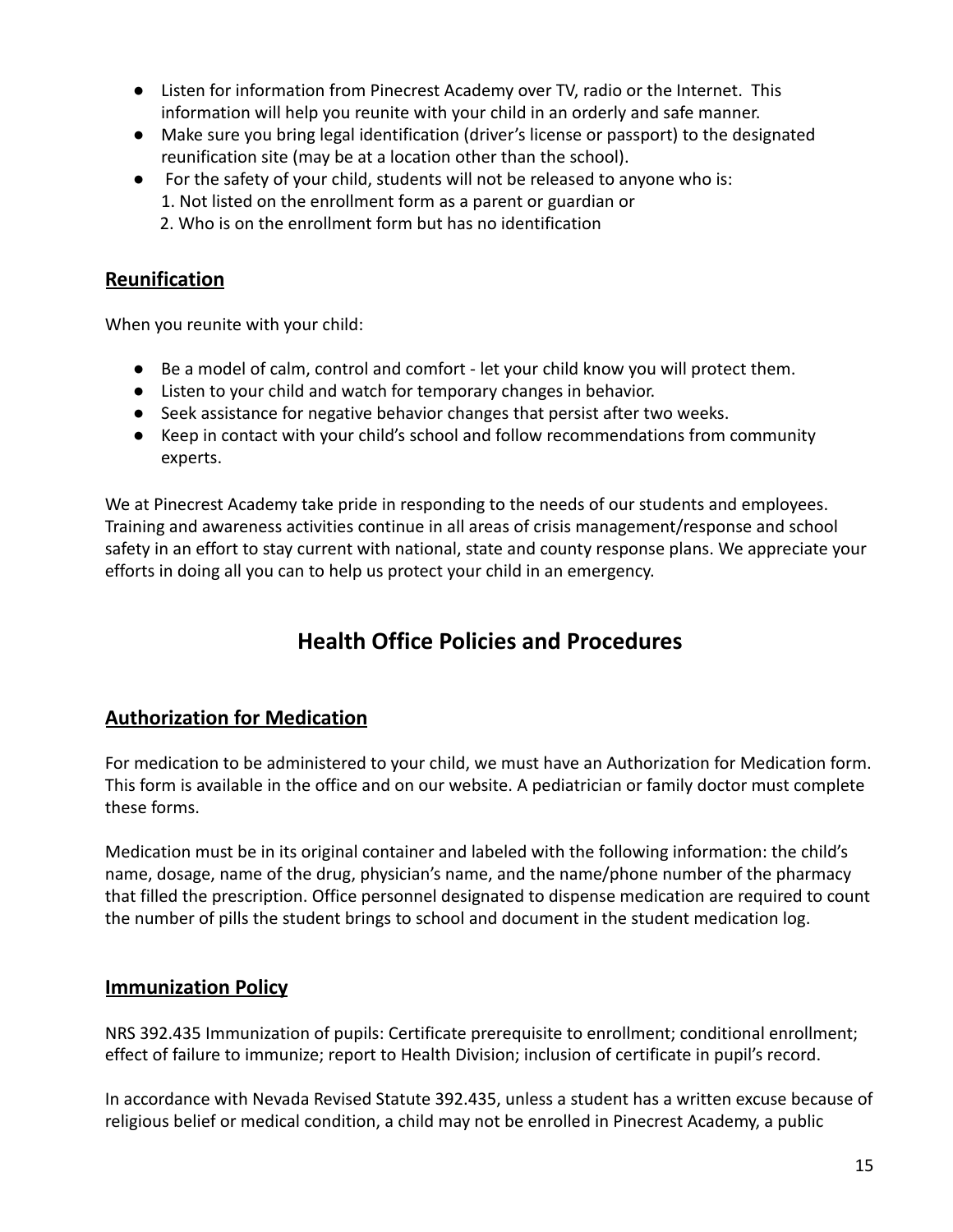- Listen for information from Pinecrest Academy over TV, radio or the Internet. This information will help you reunite with your child in an orderly and safe manner.
- Make sure you bring legal identification (driver's license or passport) to the designated reunification site (may be at a location other than the school).
- For the safety of your child, students will not be released to anyone who is:
  1. Not listed on the enrollment form as a parent or guardian or
  2. Who is on the enrollment form but has no identification

## Reunification

When you reunite with your child:

- Be a model of calm, control and comfort - let your child know you will protect them.
- Listen to your child and watch for temporary changes in behavior.
- Seek assistance for negative behavior changes that persist after two weeks.
- Keep in contact with your child's school and follow recommendations from community experts.

We at Pinecrest Academy take pride in responding to the needs of our students and employees. Training and awareness activities continue in all areas of crisis management/response and school safety in an effort to stay current with national, state and county response plans. We appreciate your efforts in doing all you can to help us protect your child in an emergency.

# Health Office Policies and Procedures

## Authorization for Medication

For medication to be administered to your child, we must have an Authorization for Medication form. This form is available in the office and on our website. A pediatrician or family doctor must complete these forms.

Medication must be in its original container and labeled with the following information: the child's name, dosage, name of the drug, physician's name, and the name/phone number of the pharmacy that filled the prescription. Office personnel designated to dispense medication are required to count the number of pills the student brings to school and document in the student medication log.

## Immunization Policy

NRS 392.435 Immunization of pupils: Certificate prerequisite to enrollment; conditional enrollment; effect of failure to immunize; report to Health Division; inclusion of certificate in pupil's record.

In accordance with Nevada Revised Statute 392.435, unless a student has a written excuse because of religious belief or medical condition, a child may not be enrolled in Pinecrest Academy, a public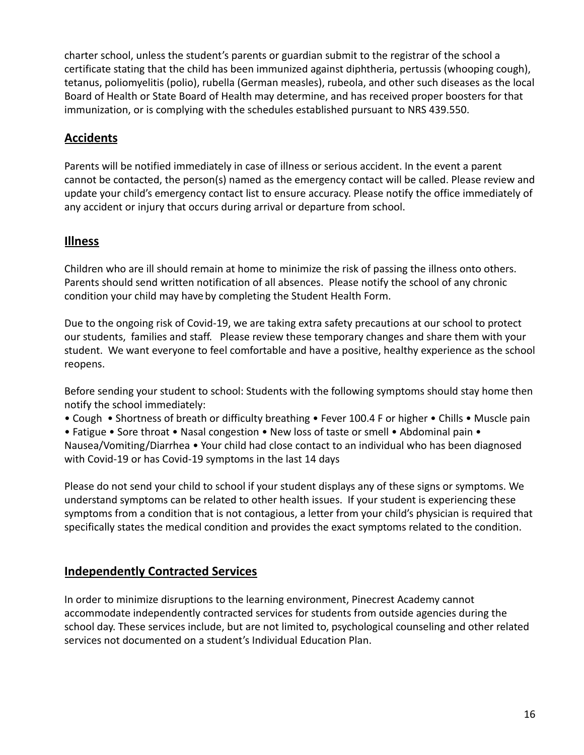charter school, unless the student's parents or guardian submit to the registrar of the school a certificate stating that the child has been immunized against diphtheria, pertussis (whooping cough), tetanus, poliomyelitis (polio), rubella (German measles), rubeola, and other such diseases as the local Board of Health or State Board of Health may determine, and has received proper boosters for that immunization, or is complying with the schedules established pursuant to NRS 439.550.

## Accidents

Parents will be notified immediately in case of illness or serious accident. In the event a parent cannot be contacted, the person(s) named as the emergency contact will be called. Please review and update your child's emergency contact list to ensure accuracy. Please notify the office immediately of any accident or injury that occurs during arrival or departure from school.

## Illness

Children who are ill should remain at home to minimize the risk of passing the illness onto others. Parents should send written notification of all absences. Please notify the school of any chronic condition your child may have by completing the Student Health Form.

Due to the ongoing risk of Covid-19, we are taking extra safety precautions at our school to protect our students, families and staff. Please review these temporary changes and share them with your student. We want everyone to feel comfortable and have a positive, healthy experience as the school reopens.

Before sending your student to school: Students with the following symptoms should stay home then notify the school immediately:

• Cough • Shortness of breath or difficulty breathing • Fever 100.4 F or higher • Chills • Muscle pain • Fatigue • Sore throat • Nasal congestion • New loss of taste or smell • Abdominal pain • Nausea/Vomiting/Diarrhea • Your child had close contact to an individual who has been diagnosed with Covid-19 or has Covid-19 symptoms in the last 14 days

Please do not send your child to school if your student displays any of these signs or symptoms. We understand symptoms can be related to other health issues. If your student is experiencing these symptoms from a condition that is not contagious, a letter from your child's physician is required that specifically states the medical condition and provides the exact symptoms related to the condition.

## Independently Contracted Services

In order to minimize disruptions to the learning environment, Pinecrest Academy cannot accommodate independently contracted services for students from outside agencies during the school day. These services include, but are not limited to, psychological counseling and other related services not documented on a student's Individual Education Plan.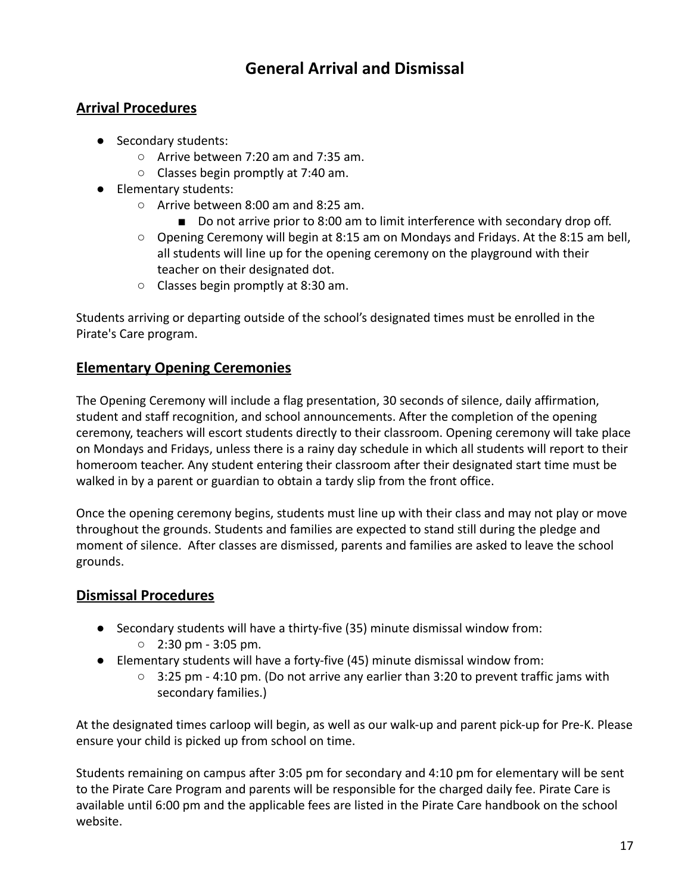# General Arrival and Dismissal

## Arrival Procedures

- Secondary students:
  - Arrive between 7:20 am and 7:35 am.
  - Classes begin promptly at 7:40 am.
- Elementary students:
  - Arrive between 8:00 am and 8:25 am.
    - Do not arrive prior to 8:00 am to limit interference with secondary drop off.
  - Opening Ceremony will begin at 8:15 am on Mondays and Fridays. At the 8:15 am bell, all students will line up for the opening ceremony on the playground with their teacher on their designated dot.
  - Classes begin promptly at 8:30 am.

Students arriving or departing outside of the school's designated times must be enrolled in the Pirate's Care program.

## Elementary Opening Ceremonies

The Opening Ceremony will include a flag presentation, 30 seconds of silence, daily affirmation, student and staff recognition, and school announcements. After the completion of the opening ceremony, teachers will escort students directly to their classroom. Opening ceremony will take place on Mondays and Fridays, unless there is a rainy day schedule in which all students will report to their homeroom teacher. Any student entering their classroom after their designated start time must be walked in by a parent or guardian to obtain a tardy slip from the front office.

Once the opening ceremony begins, students must line up with their class and may not play or move throughout the grounds. Students and families are expected to stand still during the pledge and moment of silence. After classes are dismissed, parents and families are asked to leave the school grounds.

## Dismissal Procedures

- Secondary students will have a thirty-five (35) minute dismissal window from:
  - 2:30 pm - 3:05 pm.
- Elementary students will have a forty-five (45) minute dismissal window from:
  - 3:25 pm - 4:10 pm. (Do not arrive any earlier than 3:20 to prevent traffic jams with secondary families.)

At the designated times carloop will begin, as well as our walk-up and parent pick-up for Pre-K. Please ensure your child is picked up from school on time.

Students remaining on campus after 3:05 pm for secondary and 4:10 pm for elementary will be sent to the Pirate Care Program and parents will be responsible for the charged daily fee. Pirate Care is available until 6:00 pm and the applicable fees are listed in the Pirate Care handbook on the school website.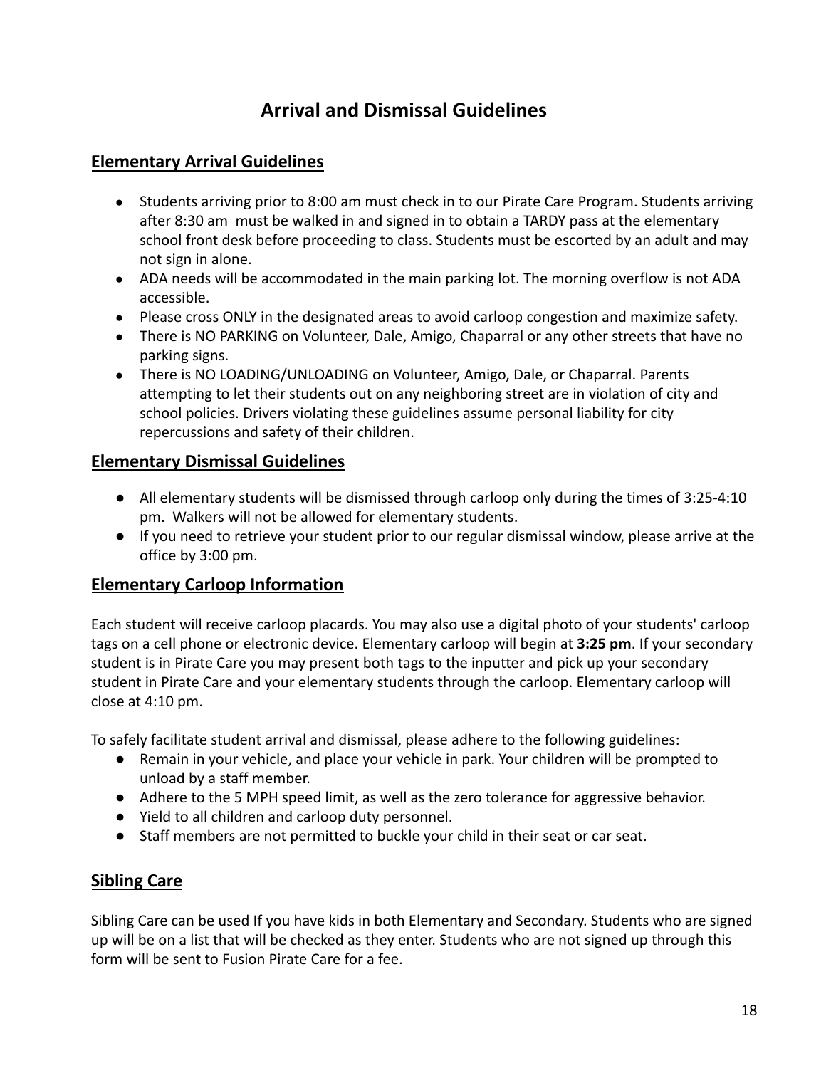# Arrival and Dismissal Guidelines

## Elementary Arrival Guidelines

- Students arriving prior to 8:00 am must check in to our Pirate Care Program. Students arriving after 8:30 am must be walked in and signed in to obtain a TARDY pass at the elementary school front desk before proceeding to class. Students must be escorted by an adult and may not sign in alone.
- ADA needs will be accommodated in the main parking lot. The morning overflow is not ADA accessible.
- Please cross ONLY in the designated areas to avoid carloop congestion and maximize safety.
- There is NO PARKING on Volunteer, Dale, Amigo, Chaparral or any other streets that have no parking signs.
- There is NO LOADING/UNLOADING on Volunteer, Amigo, Dale, or Chaparral. Parents attempting to let their students out on any neighboring street are in violation of city and school policies. Drivers violating these guidelines assume personal liability for city repercussions and safety of their children.

## Elementary Dismissal Guidelines

- All elementary students will be dismissed through carloop only during the times of 3:25-4:10 pm. Walkers will not be allowed for elementary students.
- If you need to retrieve your student prior to our regular dismissal window, please arrive at the office by 3:00 pm.

## Elementary Carloop Information

Each student will receive carloop placards. You may also use a digital photo of your students' carloop tags on a cell phone or electronic device. Elementary carloop will begin at **3:25 pm**. If your secondary student is in Pirate Care you may present both tags to the inputter and pick up your secondary student in Pirate Care and your elementary students through the carloop. Elementary carloop will close at 4:10 pm.

To safely facilitate student arrival and dismissal, please adhere to the following guidelines:

- Remain in your vehicle, and place your vehicle in park. Your children will be prompted to unload by a staff member.
- Adhere to the 5 MPH speed limit, as well as the zero tolerance for aggressive behavior.
- Yield to all children and carloop duty personnel.
- Staff members are not permitted to buckle your child in their seat or car seat.

## Sibling Care

Sibling Care can be used If you have kids in both Elementary and Secondary. Students who are signed up will be on a list that will be checked as they enter. Students who are not signed up through this form will be sent to Fusion Pirate Care for a fee.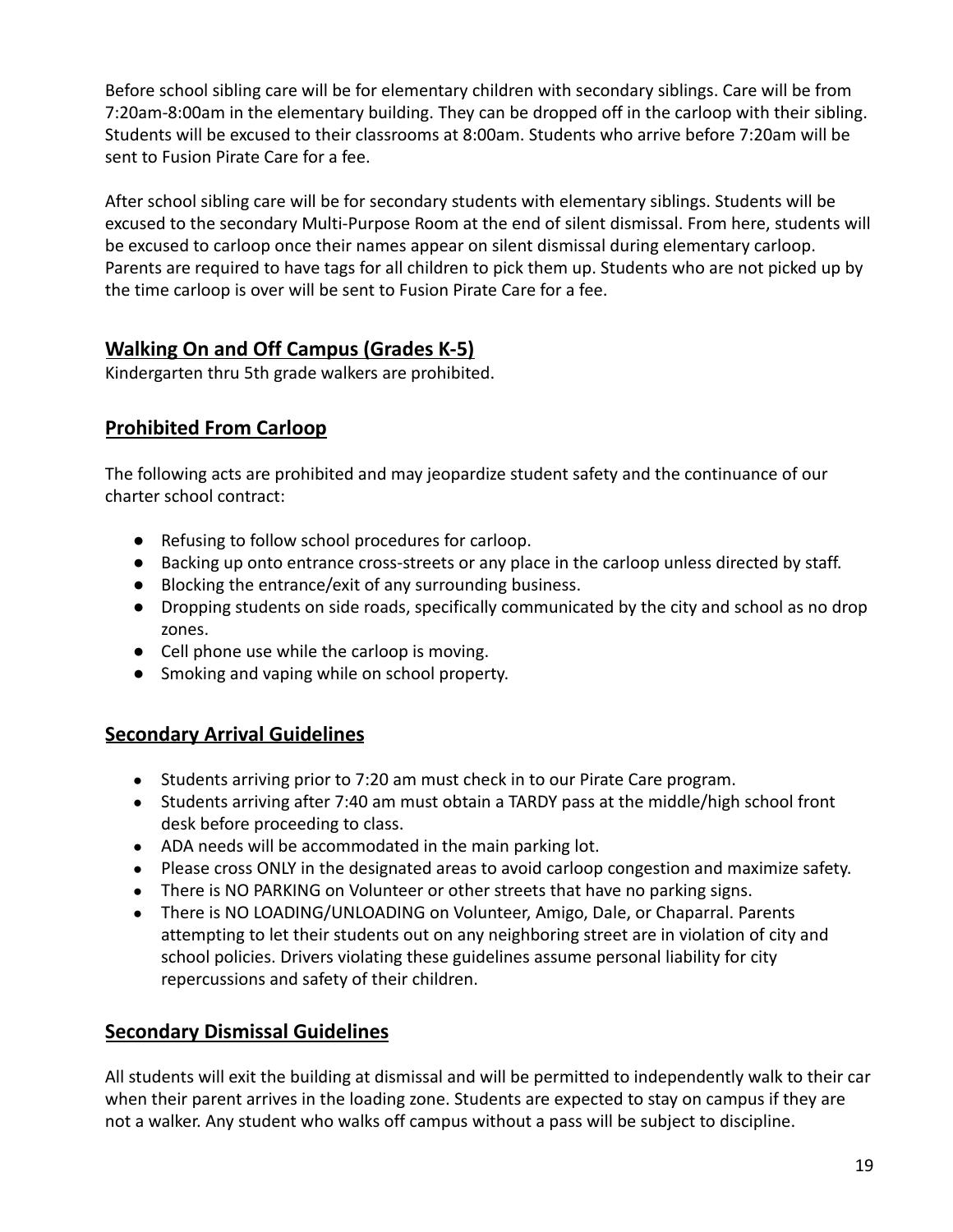Before school sibling care will be for elementary children with secondary siblings. Care will be from 7:20am-8:00am in the elementary building. They can be dropped off in the carloop with their sibling. Students will be excused to their classrooms at 8:00am. Students who arrive before 7:20am will be sent to Fusion Pirate Care for a fee.

After school sibling care will be for secondary students with elementary siblings. Students will be excused to the secondary Multi-Purpose Room at the end of silent dismissal. From here, students will be excused to carloop once their names appear on silent dismissal during elementary carloop. Parents are required to have tags for all children to pick them up. Students who are not picked up by the time carloop is over will be sent to Fusion Pirate Care for a fee.

## Walking On and Off Campus (Grades K-5)

Kindergarten thru 5th grade walkers are prohibited.

## Prohibited From Carloop

The following acts are prohibited and may jeopardize student safety and the continuance of our charter school contract:

- Refusing to follow school procedures for carloop.
- Backing up onto entrance cross-streets or any place in the carloop unless directed by staff.
- Blocking the entrance/exit of any surrounding business.
- Dropping students on side roads, specifically communicated by the city and school as no drop zones.
- Cell phone use while the carloop is moving.
- Smoking and vaping while on school property.

## Secondary Arrival Guidelines

- Students arriving prior to 7:20 am must check in to our Pirate Care program.
- Students arriving after 7:40 am must obtain a TARDY pass at the middle/high school front desk before proceeding to class.
- ADA needs will be accommodated in the main parking lot.
- Please cross ONLY in the designated areas to avoid carloop congestion and maximize safety.
- There is NO PARKING on Volunteer or other streets that have no parking signs.
- There is NO LOADING/UNLOADING on Volunteer, Amigo, Dale, or Chaparral. Parents attempting to let their students out on any neighboring street are in violation of city and school policies. Drivers violating these guidelines assume personal liability for city repercussions and safety of their children.

## Secondary Dismissal Guidelines

All students will exit the building at dismissal and will be permitted to independently walk to their car when their parent arrives in the loading zone. Students are expected to stay on campus if they are not a walker. Any student who walks off campus without a pass will be subject to discipline.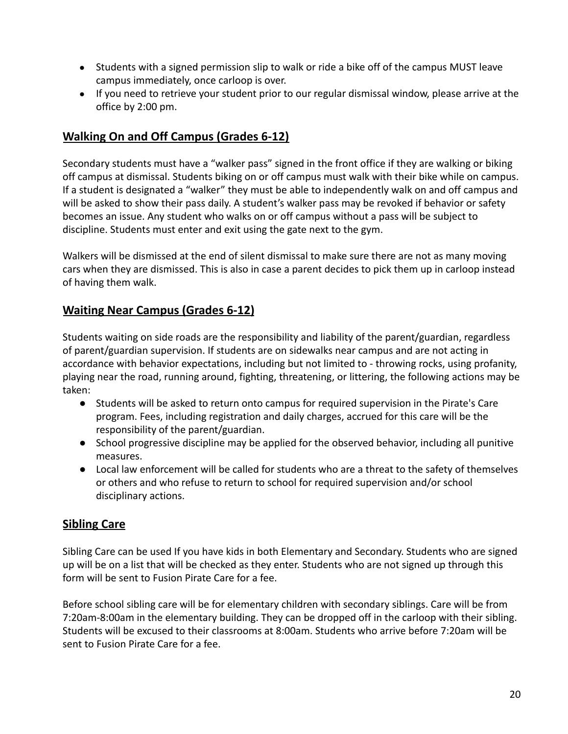- Students with a signed permission slip to walk or ride a bike off of the campus MUST leave campus immediately, once carloop is over.
- If you need to retrieve your student prior to our regular dismissal window, please arrive at the office by 2:00 pm.

## Walking On and Off Campus (Grades 6-12)

Secondary students must have a "walker pass" signed in the front office if they are walking or biking off campus at dismissal. Students biking on or off campus must walk with their bike while on campus. If a student is designated a "walker" they must be able to independently walk on and off campus and will be asked to show their pass daily. A student's walker pass may be revoked if behavior or safety becomes an issue. Any student who walks on or off campus without a pass will be subject to discipline. Students must enter and exit using the gate next to the gym.

Walkers will be dismissed at the end of silent dismissal to make sure there are not as many moving cars when they are dismissed. This is also in case a parent decides to pick them up in carloop instead of having them walk.

## Waiting Near Campus (Grades 6-12)

Students waiting on side roads are the responsibility and liability of the parent/guardian, regardless of parent/guardian supervision. If students are on sidewalks near campus and are not acting in accordance with behavior expectations, including but not limited to - throwing rocks, using profanity, playing near the road, running around, fighting, threatening, or littering, the following actions may be taken:

- Students will be asked to return onto campus for required supervision in the Pirate's Care program. Fees, including registration and daily charges, accrued for this care will be the responsibility of the parent/guardian.
- School progressive discipline may be applied for the observed behavior, including all punitive measures.
- Local law enforcement will be called for students who are a threat to the safety of themselves or others and who refuse to return to school for required supervision and/or school disciplinary actions.

## Sibling Care

Sibling Care can be used If you have kids in both Elementary and Secondary. Students who are signed up will be on a list that will be checked as they enter. Students who are not signed up through this form will be sent to Fusion Pirate Care for a fee.

Before school sibling care will be for elementary children with secondary siblings. Care will be from 7:20am-8:00am in the elementary building. They can be dropped off in the carloop with their sibling. Students will be excused to their classrooms at 8:00am. Students who arrive before 7:20am will be sent to Fusion Pirate Care for a fee.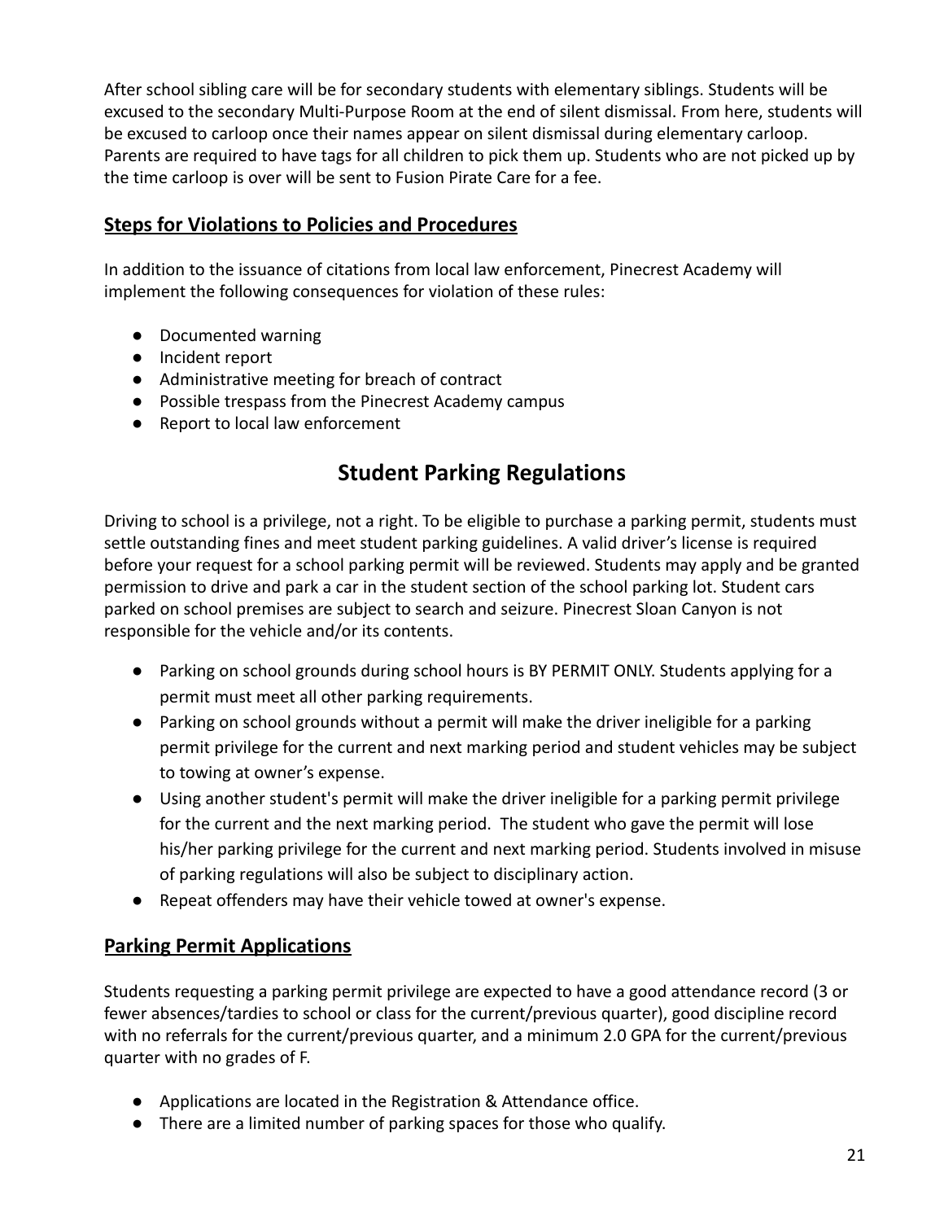After school sibling care will be for secondary students with elementary siblings. Students will be excused to the secondary Multi-Purpose Room at the end of silent dismissal. From here, students will be excused to carloop once their names appear on silent dismissal during elementary carloop. Parents are required to have tags for all children to pick them up. Students who are not picked up by the time carloop is over will be sent to Fusion Pirate Care for a fee.

## Steps for Violations to Policies and Procedures

In addition to the issuance of citations from local law enforcement, Pinecrest Academy will implement the following consequences for violation of these rules:

- Documented warning
- Incident report
- Administrative meeting for breach of contract
- Possible trespass from the Pinecrest Academy campus
- Report to local law enforcement

# Student Parking Regulations

Driving to school is a privilege, not a right. To be eligible to purchase a parking permit, students must settle outstanding fines and meet student parking guidelines. A valid driver's license is required before your request for a school parking permit will be reviewed. Students may apply and be granted permission to drive and park a car in the student section of the school parking lot. Student cars parked on school premises are subject to search and seizure. Pinecrest Sloan Canyon is not responsible for the vehicle and/or its contents.

- Parking on school grounds during school hours is BY PERMIT ONLY. Students applying for a permit must meet all other parking requirements.
- Parking on school grounds without a permit will make the driver ineligible for a parking permit privilege for the current and next marking period and student vehicles may be subject to towing at owner's expense.
- Using another student's permit will make the driver ineligible for a parking permit privilege for the current and the next marking period. The student who gave the permit will lose his/her parking privilege for the current and next marking period. Students involved in misuse of parking regulations will also be subject to disciplinary action.
- Repeat offenders may have their vehicle towed at owner's expense.

## Parking Permit Applications

Students requesting a parking permit privilege are expected to have a good attendance record (3 or fewer absences/tardies to school or class for the current/previous quarter), good discipline record with no referrals for the current/previous quarter, and a minimum 2.0 GPA for the current/previous quarter with no grades of F.

- Applications are located in the Registration & Attendance office.
- There are a limited number of parking spaces for those who qualify.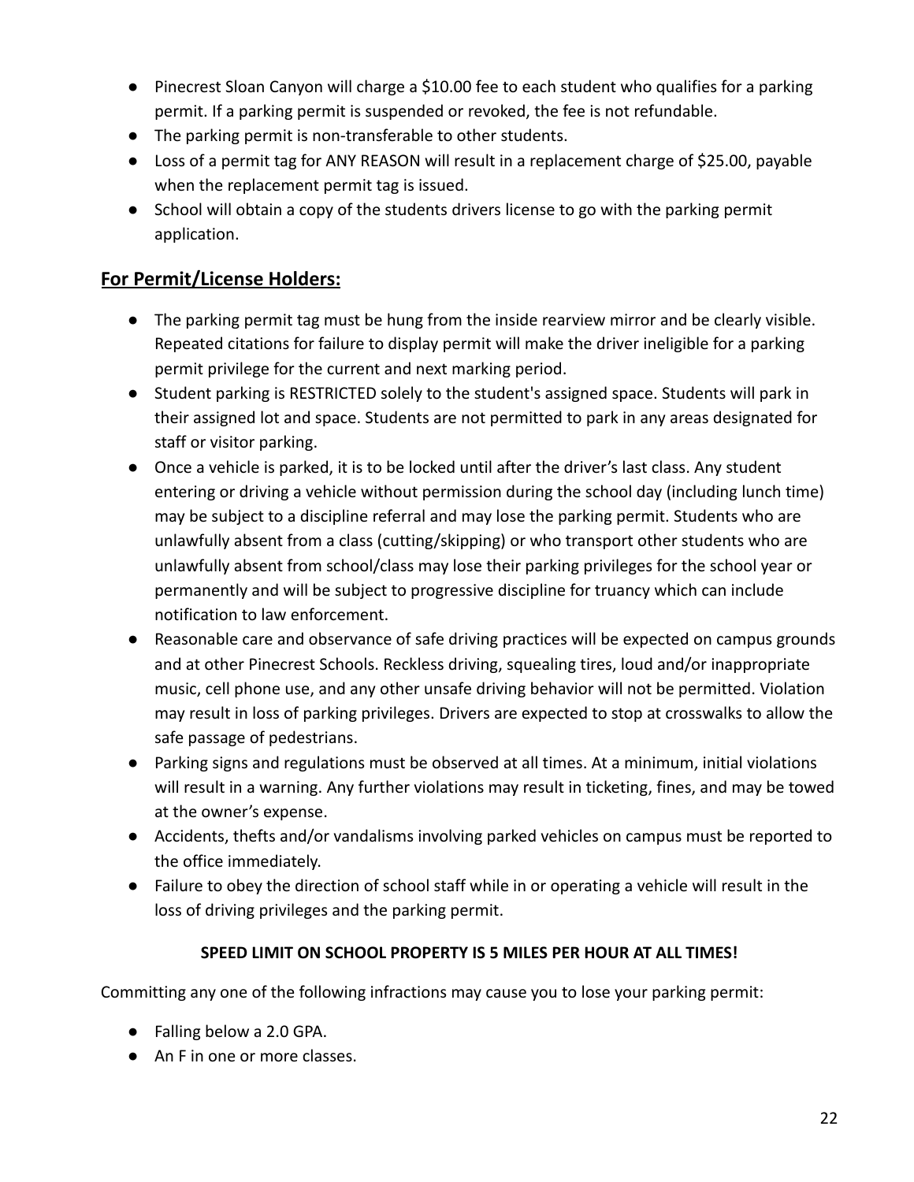- Pinecrest Sloan Canyon will charge a $10.00 fee to each student who qualifies for a parking permit. If a parking permit is suspended or revoked, the fee is not refundable.
- The parking permit is non-transferable to other students.
- Loss of a permit tag for ANY REASON will result in a replacement charge of $25.00, payable when the replacement permit tag is issued.
- School will obtain a copy of the students drivers license to go with the parking permit application.

## **For Permit/License Holders:**

- The parking permit tag must be hung from the inside rearview mirror and be clearly visible. Repeated citations for failure to display permit will make the driver ineligible for a parking permit privilege for the current and next marking period.
- Student parking is RESTRICTED solely to the student's assigned space. Students will park in their assigned lot and space. Students are not permitted to park in any areas designated for staff or visitor parking.
- Once a vehicle is parked, it is to be locked until after the driver's last class. Any student entering or driving a vehicle without permission during the school day (including lunch time) may be subject to a discipline referral and may lose the parking permit. Students who are unlawfully absent from a class (cutting/skipping) or who transport other students who are unlawfully absent from school/class may lose their parking privileges for the school year or permanently and will be subject to progressive discipline for truancy which can include notification to law enforcement.
- Reasonable care and observance of safe driving practices will be expected on campus grounds and at other Pinecrest Schools. Reckless driving, squealing tires, loud and/or inappropriate music, cell phone use, and any other unsafe driving behavior will not be permitted. Violation may result in loss of parking privileges. Drivers are expected to stop at crosswalks to allow the safe passage of pedestrians.
- Parking signs and regulations must be observed at all times. At a minimum, initial violations will result in a warning. Any further violations may result in ticketing, fines, and may be towed at the owner's expense.
- Accidents, thefts and/or vandalisms involving parked vehicles on campus must be reported to the office immediately.
- Failure to obey the direction of school staff while in or operating a vehicle will result in the loss of driving privileges and the parking permit.

**SPEED LIMIT ON SCHOOL PROPERTY IS 5 MILES PER HOUR AT ALL TIMES!**

Committing any one of the following infractions may cause you to lose your parking permit:

- Falling below a 2.0 GPA.
- An F in one or more classes.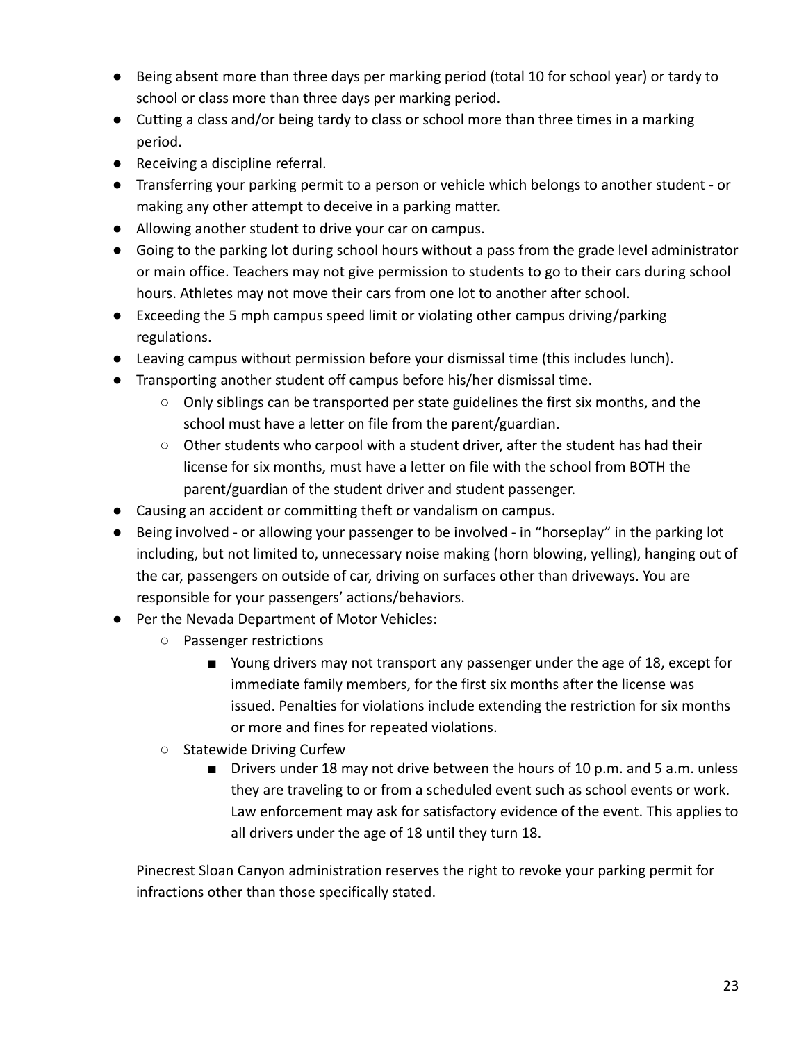- Being absent more than three days per marking period (total 10 for school year) or tardy to school or class more than three days per marking period.
- Cutting a class and/or being tardy to class or school more than three times in a marking period.
- Receiving a discipline referral.
- Transferring your parking permit to a person or vehicle which belongs to another student - or making any other attempt to deceive in a parking matter.
- Allowing another student to drive your car on campus.
- Going to the parking lot during school hours without a pass from the grade level administrator or main office. Teachers may not give permission to students to go to their cars during school hours. Athletes may not move their cars from one lot to another after school.
- Exceeding the 5 mph campus speed limit or violating other campus driving/parking regulations.
- Leaving campus without permission before your dismissal time (this includes lunch).
- Transporting another student off campus before his/her dismissal time.
  - Only siblings can be transported per state guidelines the first six months, and the school must have a letter on file from the parent/guardian.
  - Other students who carpool with a student driver, after the student has had their license for six months, must have a letter on file with the school from BOTH the parent/guardian of the student driver and student passenger.
- Causing an accident or committing theft or vandalism on campus.
- Being involved - or allowing your passenger to be involved - in "horseplay" in the parking lot including, but not limited to, unnecessary noise making (horn blowing, yelling), hanging out of the car, passengers on outside of car, driving on surfaces other than driveways. You are responsible for your passengers' actions/behaviors.
- Per the Nevada Department of Motor Vehicles:
  - Passenger restrictions
    - Young drivers may not transport any passenger under the age of 18, except for immediate family members, for the first six months after the license was issued. Penalties for violations include extending the restriction for six months or more and fines for repeated violations.
  - Statewide Driving Curfew
    - Drivers under 18 may not drive between the hours of 10 p.m. and 5 a.m. unless they are traveling to or from a scheduled event such as school events or work. Law enforcement may ask for satisfactory evidence of the event. This applies to all drivers under the age of 18 until they turn 18.

Pinecrest Sloan Canyon administration reserves the right to revoke your parking permit for infractions other than those specifically stated.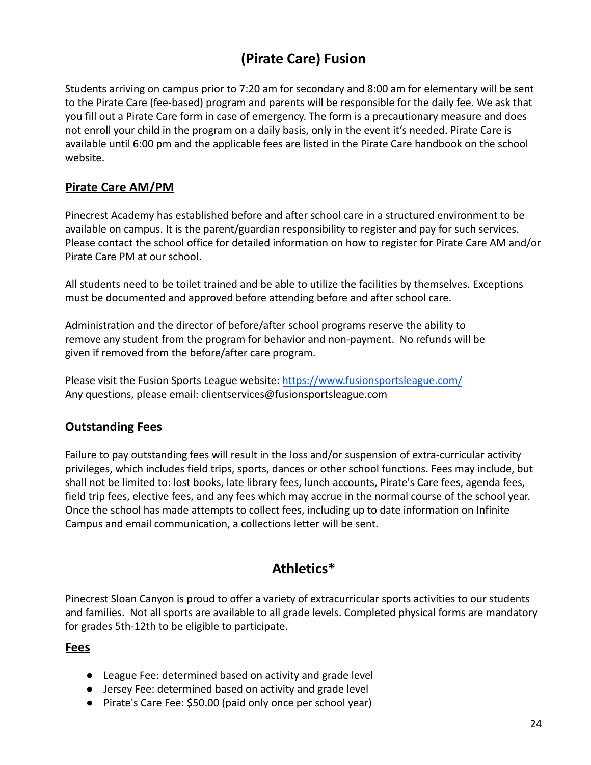# (Pirate Care) Fusion

Students arriving on campus prior to 7:20 am for secondary and 8:00 am for elementary will be sent to the Pirate Care (fee-based) program and parents will be responsible for the daily fee. We ask that you fill out a Pirate Care form in case of emergency. The form is a precautionary measure and does not enroll your child in the program on a daily basis, only in the event it's needed. Pirate Care is available until 6:00 pm and the applicable fees are listed in the Pirate Care handbook on the school website.

## Pirate Care AM/PM

Pinecrest Academy has established before and after school care in a structured environment to be available on campus. It is the parent/guardian responsibility to register and pay for such services. Please contact the school office for detailed information on how to register for Pirate Care AM and/or Pirate Care PM at our school.

All students need to be toilet trained and be able to utilize the facilities by themselves. Exceptions must be documented and approved before attending before and after school care.

Administration and the director of before/after school programs reserve the ability to remove any student from the program for behavior and non-payment. No refunds will be given if removed from the before/after care program.

Please visit the Fusion Sports League website: https://www.fusionsportsleague.com/
Any questions, please email: clientservices@fusionsportsleague.com

## Outstanding Fees

Failure to pay outstanding fees will result in the loss and/or suspension of extra-curricular activity privileges, which includes field trips, sports, dances or other school functions. Fees may include, but shall not be limited to: lost books, late library fees, lunch accounts, Pirate's Care fees, agenda fees, field trip fees, elective fees, and any fees which may accrue in the normal course of the school year. Once the school has made attempts to collect fees, including up to date information on Infinite Campus and email communication, a collections letter will be sent.

# Athletics*

Pinecrest Sloan Canyon is proud to offer a variety of extracurricular sports activities to our students and families. Not all sports are available to all grade levels. Completed physical forms are mandatory for grades 5th-12th to be eligible to participate.

## Fees

- League Fee: determined based on activity and grade level
- Jersey Fee: determined based on activity and grade level
- Pirate's Care Fee: $50.00 (paid only once per school year)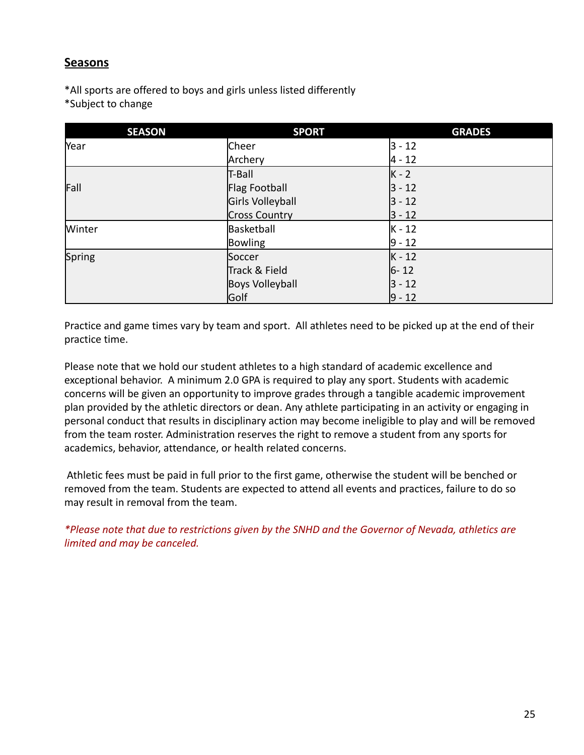## Seasons

*All sports are offered to boys and girls unless listed differently
*Subject to change

| SEASON | SPORT | GRADES |
|---|---|---|
| Year | Cheer | 3 - 12 |
| | Archery | 4 - 12 |
| Fall | T-Ball | K - 2 |
| | Flag Football | 3 - 12 |
| | Girls Volleyball | 3 - 12 |
| | Cross Country | 3 - 12 |
| Winter | Basketball | K - 12 |
| | Bowling | 9 - 12 |
| Spring | Soccer | K - 12 |
| | Track & Field | 6- 12 |
| | Boys Volleyball | 3 - 12 |
| | Golf | 9 - 12 |

Practice and game times vary by team and sport. All athletes need to be picked up at the end of their practice time.

Please note that we hold our student athletes to a high standard of academic excellence and exceptional behavior. A minimum 2.0 GPA is required to play any sport. Students with academic concerns will be given an opportunity to improve grades through a tangible academic improvement plan provided by the athletic directors or dean. Any athlete participating in an activity or engaging in personal conduct that results in disciplinary action may become ineligible to play and will be removed from the team roster. Administration reserves the right to remove a student from any sports for academics, behavior, attendance, or health related concerns.

Athletic fees must be paid in full prior to the first game, otherwise the student will be benched or removed from the team. Students are expected to attend all events and practices, failure to do so may result in removal from the team.

*\*Please note that due to restrictions given by the SNHD and the Governor of Nevada, athletics are limited and may be canceled.*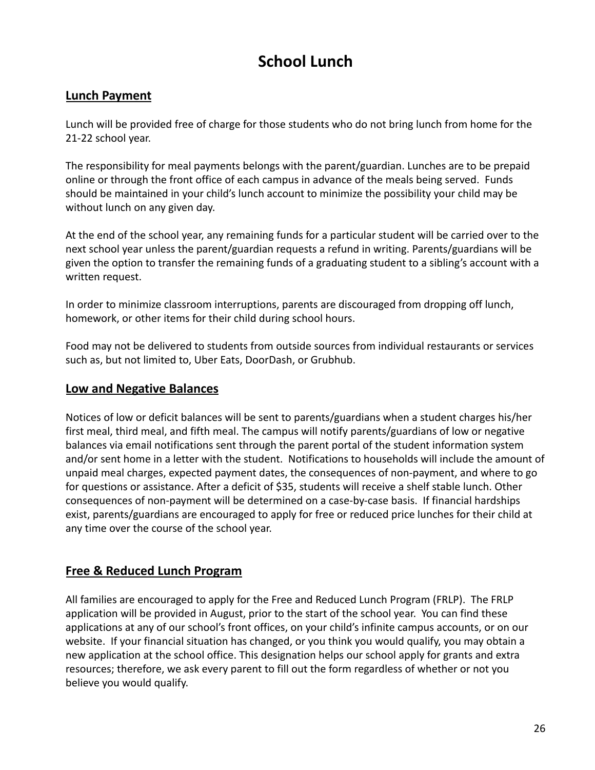# School Lunch

## Lunch Payment

Lunch will be provided free of charge for those students who do not bring lunch from home for the 21-22 school year.

The responsibility for meal payments belongs with the parent/guardian. Lunches are to be prepaid online or through the front office of each campus in advance of the meals being served. Funds should be maintained in your child's lunch account to minimize the possibility your child may be without lunch on any given day.

At the end of the school year, any remaining funds for a particular student will be carried over to the next school year unless the parent/guardian requests a refund in writing. Parents/guardians will be given the option to transfer the remaining funds of a graduating student to a sibling's account with a written request.

In order to minimize classroom interruptions, parents are discouraged from dropping off lunch, homework, or other items for their child during school hours.

Food may not be delivered to students from outside sources from individual restaurants or services such as, but not limited to, Uber Eats, DoorDash, or Grubhub.

## Low and Negative Balances

Notices of low or deficit balances will be sent to parents/guardians when a student charges his/her first meal, third meal, and fifth meal. The campus will notify parents/guardians of low or negative balances via email notifications sent through the parent portal of the student information system and/or sent home in a letter with the student. Notifications to households will include the amount of unpaid meal charges, expected payment dates, the consequences of non-payment, and where to go for questions or assistance. After a deficit of $35, students will receive a shelf stable lunch. Other consequences of non-payment will be determined on a case-by-case basis. If financial hardships exist, parents/guardians are encouraged to apply for free or reduced price lunches for their child at any time over the course of the school year.

## Free & Reduced Lunch Program

All families are encouraged to apply for the Free and Reduced Lunch Program (FRLP). The FRLP application will be provided in August, prior to the start of the school year. You can find these applications at any of our school's front offices, on your child's infinite campus accounts, or on our website. If your financial situation has changed, or you think you would qualify, you may obtain a new application at the school office. This designation helps our school apply for grants and extra resources; therefore, we ask every parent to fill out the form regardless of whether or not you believe you would qualify.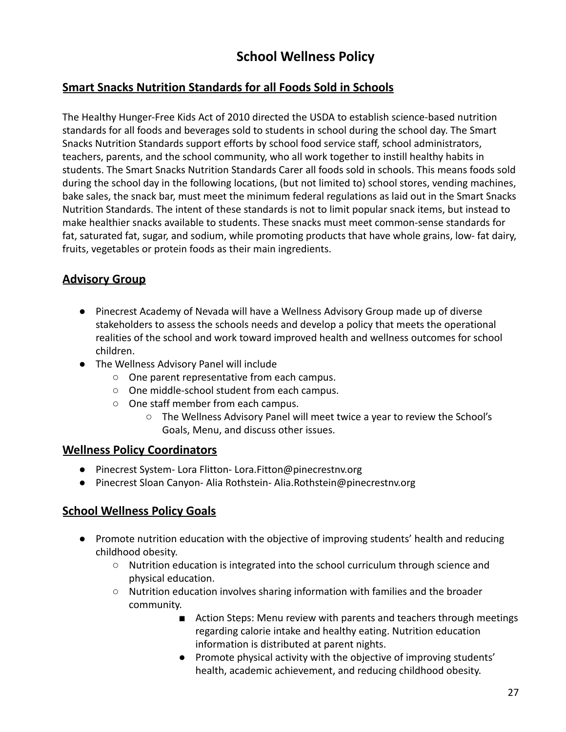# School Wellness Policy

## Smart Snacks Nutrition Standards for all Foods Sold in Schools

The Healthy Hunger-Free Kids Act of 2010 directed the USDA to establish science-based nutrition standards for all foods and beverages sold to students in school during the school day. The Smart Snacks Nutrition Standards support efforts by school food service staff, school administrators, teachers, parents, and the school community, who all work together to instill healthy habits in students. The Smart Snacks Nutrition Standards Carer all foods sold in schools. This means foods sold during the school day in the following locations, (but not limited to) school stores, vending machines, bake sales, the snack bar, must meet the minimum federal regulations as laid out in the Smart Snacks Nutrition Standards. The intent of these standards is not to limit popular snack items, but instead to make healthier snacks available to students. These snacks must meet common-sense standards for fat, saturated fat, sugar, and sodium, while promoting products that have whole grains, low- fat dairy, fruits, vegetables or protein foods as their main ingredients.

## Advisory Group

- Pinecrest Academy of Nevada will have a Wellness Advisory Group made up of diverse stakeholders to assess the schools needs and develop a policy that meets the operational realities of the school and work toward improved health and wellness outcomes for school children.
- The Wellness Advisory Panel will include
  - One parent representative from each campus.
  - One middle-school student from each campus.
  - One staff member from each campus.
    - The Wellness Advisory Panel will meet twice a year to review the School's Goals, Menu, and discuss other issues.

## Wellness Policy Coordinators

- Pinecrest System- Lora Flitton- Lora.Fitton@pinecrestnv.org
- Pinecrest Sloan Canyon- Alia Rothstein- Alia.Rothstein@pinecrestnv.org

## School Wellness Policy Goals

- Promote nutrition education with the objective of improving students' health and reducing childhood obesity.
  - Nutrition education is integrated into the school curriculum through science and physical education.
  - Nutrition education involves sharing information with families and the broader community.
    - Action Steps: Menu review with parents and teachers through meetings regarding calorie intake and healthy eating. Nutrition education information is distributed at parent nights.
    - Promote physical activity with the objective of improving students' health, academic achievement, and reducing childhood obesity.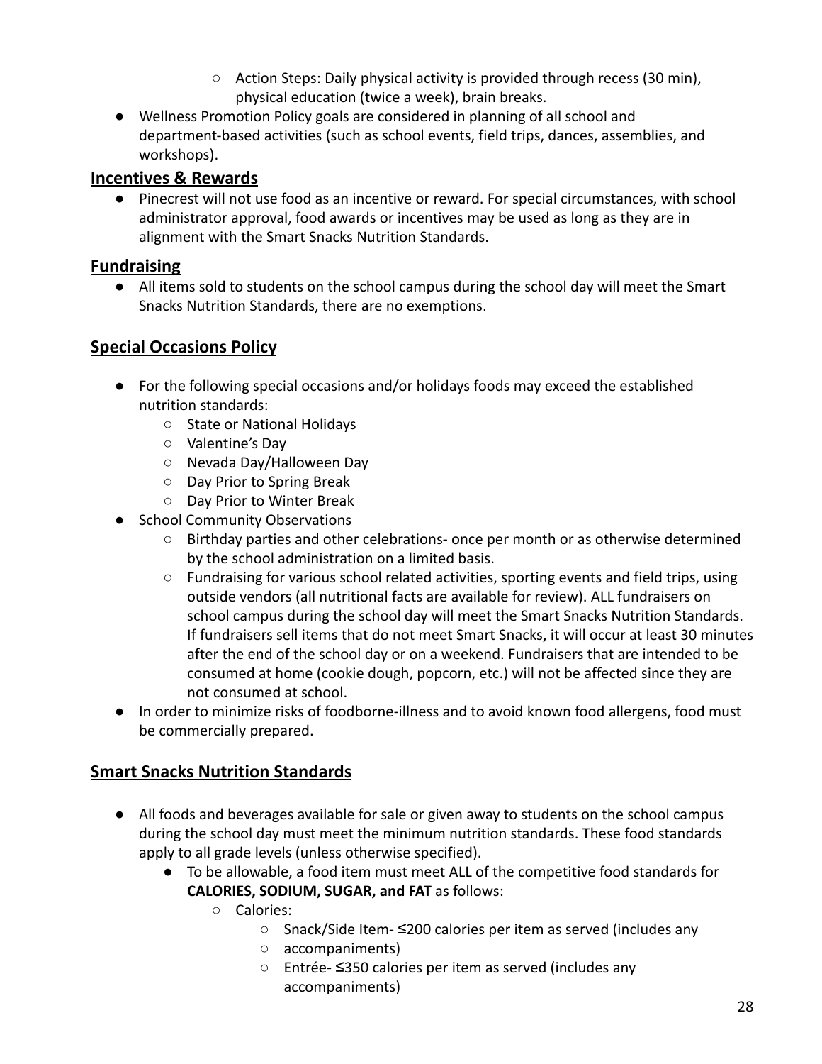- Action Steps: Daily physical activity is provided through recess (30 min), physical education (twice a week), brain breaks.
- Wellness Promotion Policy goals are considered in planning of all school and department-based activities (such as school events, field trips, dances, assemblies, and workshops).

## Incentives & Rewards

- Pinecrest will not use food as an incentive or reward. For special circumstances, with school administrator approval, food awards or incentives may be used as long as they are in alignment with the Smart Snacks Nutrition Standards.

## Fundraising

- All items sold to students on the school campus during the school day will meet the Smart Snacks Nutrition Standards, there are no exemptions.

## Special Occasions Policy

- For the following special occasions and/or holidays foods may exceed the established nutrition standards:
  - State or National Holidays
  - Valentine's Day
  - Nevada Day/Halloween Day
  - Day Prior to Spring Break
  - Day Prior to Winter Break
- School Community Observations
  - Birthday parties and other celebrations- once per month or as otherwise determined by the school administration on a limited basis.
  - Fundraising for various school related activities, sporting events and field trips, using outside vendors (all nutritional facts are available for review). ALL fundraisers on school campus during the school day will meet the Smart Snacks Nutrition Standards. If fundraisers sell items that do not meet Smart Snacks, it will occur at least 30 minutes after the end of the school day or on a weekend. Fundraisers that are intended to be consumed at home (cookie dough, popcorn, etc.) will not be affected since they are not consumed at school.
- In order to minimize risks of foodborne-illness and to avoid known food allergens, food must be commercially prepared.

## Smart Snacks Nutrition Standards

- All foods and beverages available for sale or given away to students on the school campus during the school day must meet the minimum nutrition standards. These food standards apply to all grade levels (unless otherwise specified).
  - To be allowable, a food item must meet ALL of the competitive food standards for **CALORIES, SODIUM, SUGAR, and FAT** as follows:
    - Calories:
      - Snack/Side Item- ≤200 calories per item as served (includes any
      - accompaniments)
      - Entrée- ≤350 calories per item as served (includes any accompaniments)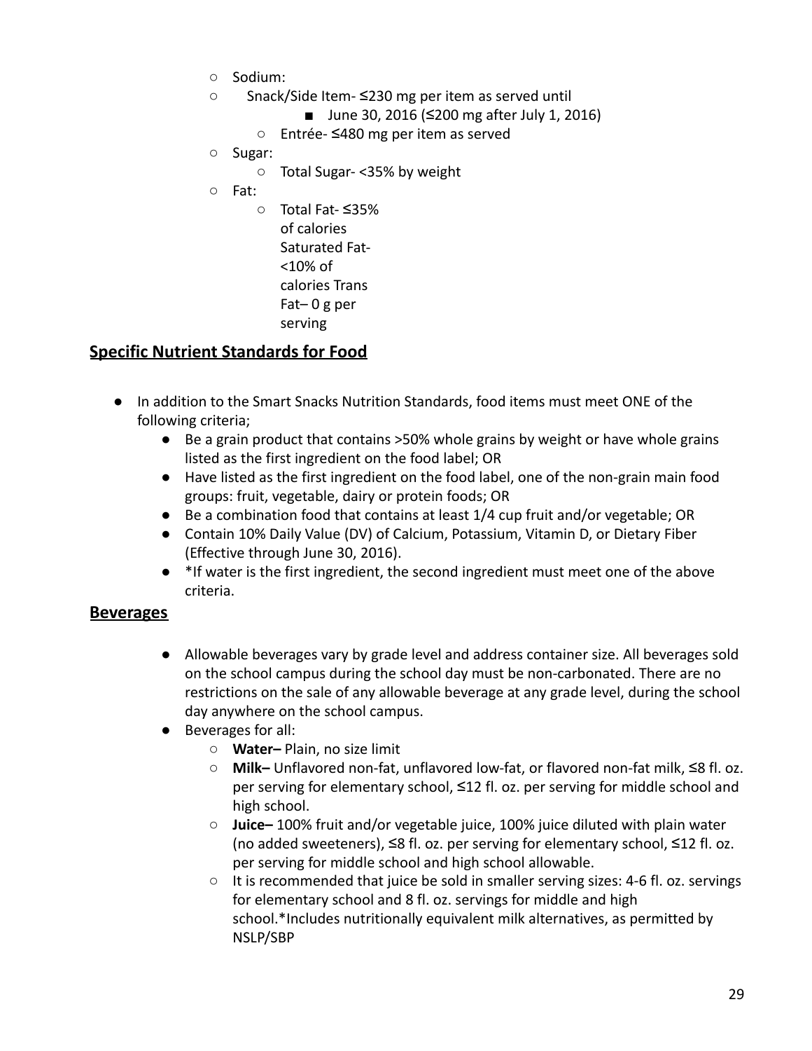- Sodium:
- Snack/Side Item- ≤230 mg per item as served until
  - June 30, 2016 (≤200 mg after July 1, 2016)
  - Entrée- ≤480 mg per item as served
- Sugar:
  - Total Sugar- <35% by weight
- Fat:
  - Total Fat- ≤35% of calories Saturated Fat- <10% of calories Trans Fat– 0 g per serving

## Specific Nutrient Standards for Food

- In addition to the Smart Snacks Nutrition Standards, food items must meet ONE of the following criteria;
  - Be a grain product that contains >50% whole grains by weight or have whole grains listed as the first ingredient on the food label; OR
  - Have listed as the first ingredient on the food label, one of the non-grain main food groups: fruit, vegetable, dairy or protein foods; OR
  - Be a combination food that contains at least 1/4 cup fruit and/or vegetable; OR
  - Contain 10% Daily Value (DV) of Calcium, Potassium, Vitamin D, or Dietary Fiber (Effective through June 30, 2016).
  - *If water is the first ingredient, the second ingredient must meet one of the above criteria.

## Beverages

- Allowable beverages vary by grade level and address container size. All beverages sold on the school campus during the school day must be non-carbonated. There are no restrictions on the sale of any allowable beverage at any grade level, during the school day anywhere on the school campus.
- Beverages for all:
  - **Water–** Plain, no size limit
  - **Milk–** Unflavored non-fat, unflavored low-fat, or flavored non-fat milk, ≤8 fl. oz. per serving for elementary school, ≤12 fl. oz. per serving for middle school and high school.
  - **Juice–** 100% fruit and/or vegetable juice, 100% juice diluted with plain water (no added sweeteners), ≤8 fl. oz. per serving for elementary school, ≤12 fl. oz. per serving for middle school and high school allowable.
  - It is recommended that juice be sold in smaller serving sizes: 4-6 fl. oz. servings for elementary school and 8 fl. oz. servings for middle and high school.*Includes nutritionally equivalent milk alternatives, as permitted by NSLP/SBP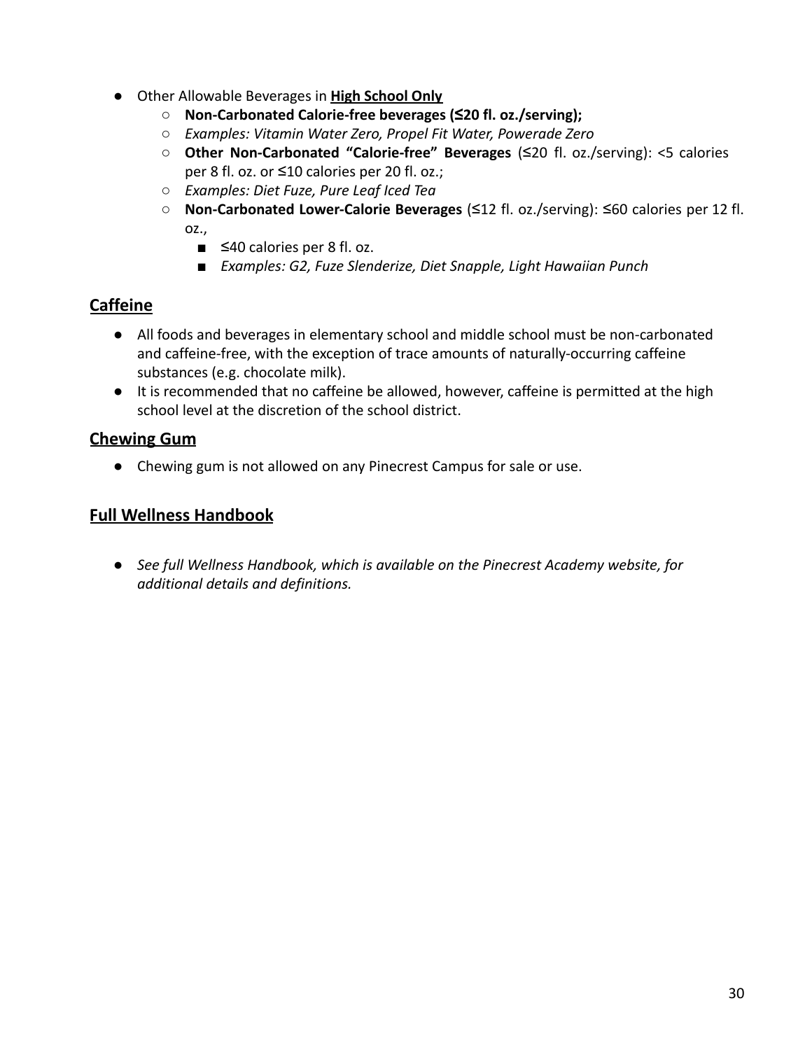- Other Allowable Beverages in **<u>High School Only</u>**
  - **Non-Carbonated Calorie-free beverages (≤20 fl. oz./serving);**
  - *Examples: Vitamin Water Zero, Propel Fit Water, Powerade Zero*
  - **Other Non-Carbonated "Calorie-free" Beverages** (≤20 fl. oz./serving): <5 calories per 8 fl. oz. or ≤10 calories per 20 fl. oz.;
  - *Examples: Diet Fuze, Pure Leaf Iced Tea*
  - **Non-Carbonated Lower-Calorie Beverages** (≤12 fl. oz./serving): ≤60 calories per 12 fl. oz.,
    - ≤40 calories per 8 fl. oz.
    - *Examples: G2, Fuze Slenderize, Diet Snapple, Light Hawaiian Punch*

## <u>Caffeine</u>

- All foods and beverages in elementary school and middle school must be non-carbonated and caffeine-free, with the exception of trace amounts of naturally-occurring caffeine substances (e.g. chocolate milk).
- It is recommended that no caffeine be allowed, however, caffeine is permitted at the high school level at the discretion of the school district.

## <u>Chewing Gum</u>

- Chewing gum is not allowed on any Pinecrest Campus for sale or use.

## <u>Full Wellness Handbook</u>

- *See full Wellness Handbook, which is available on the Pinecrest Academy website, for additional details and definitions.*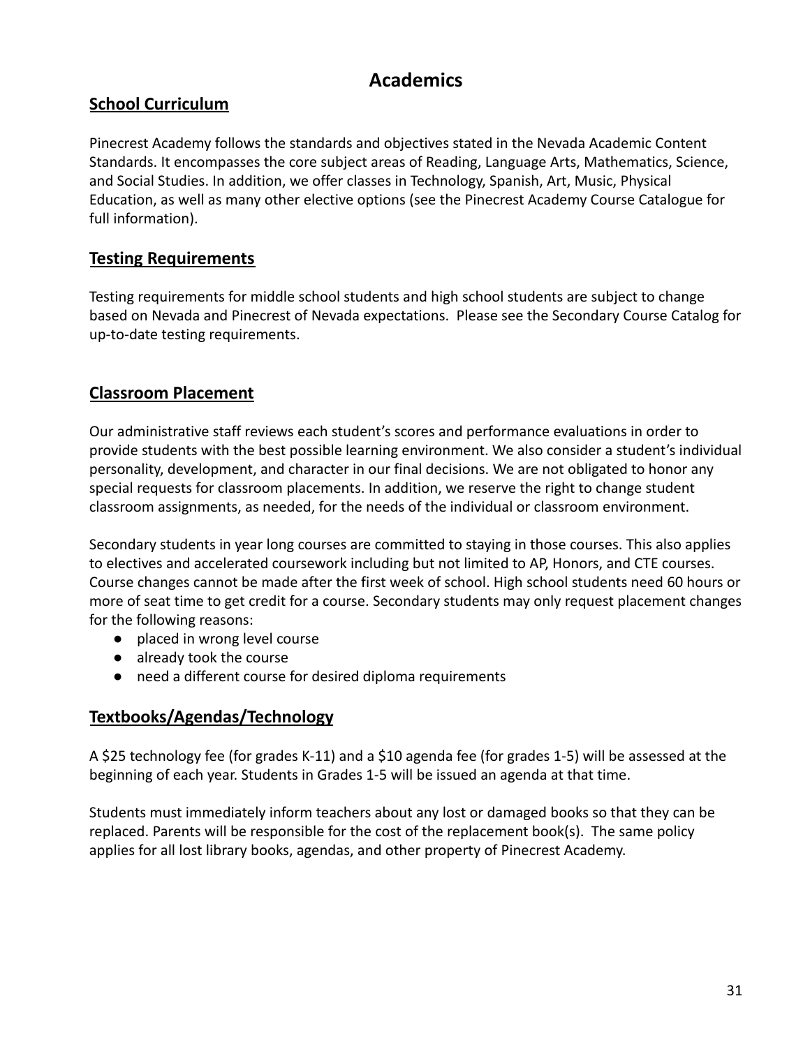# Academics

## School Curriculum

Pinecrest Academy follows the standards and objectives stated in the Nevada Academic Content Standards. It encompasses the core subject areas of Reading, Language Arts, Mathematics, Science, and Social Studies. In addition, we offer classes in Technology, Spanish, Art, Music, Physical Education, as well as many other elective options (see the Pinecrest Academy Course Catalogue for full information).

## Testing Requirements

Testing requirements for middle school students and high school students are subject to change based on Nevada and Pinecrest of Nevada expectations. Please see the Secondary Course Catalog for up-to-date testing requirements.

## Classroom Placement

Our administrative staff reviews each student's scores and performance evaluations in order to provide students with the best possible learning environment. We also consider a student's individual personality, development, and character in our final decisions. We are not obligated to honor any special requests for classroom placements. In addition, we reserve the right to change student classroom assignments, as needed, for the needs of the individual or classroom environment.

Secondary students in year long courses are committed to staying in those courses. This also applies to electives and accelerated coursework including but not limited to AP, Honors, and CTE courses. Course changes cannot be made after the first week of school. High school students need 60 hours or more of seat time to get credit for a course. Secondary students may only request placement changes for the following reasons:

- placed in wrong level course
- already took the course
- need a different course for desired diploma requirements

## Textbooks/Agendas/Technology

A $25 technology fee (for grades K-11) and a $10 agenda fee (for grades 1-5) will be assessed at the beginning of each year. Students in Grades 1-5 will be issued an agenda at that time.

Students must immediately inform teachers about any lost or damaged books so that they can be replaced. Parents will be responsible for the cost of the replacement book(s). The same policy applies for all lost library books, agendas, and other property of Pinecrest Academy.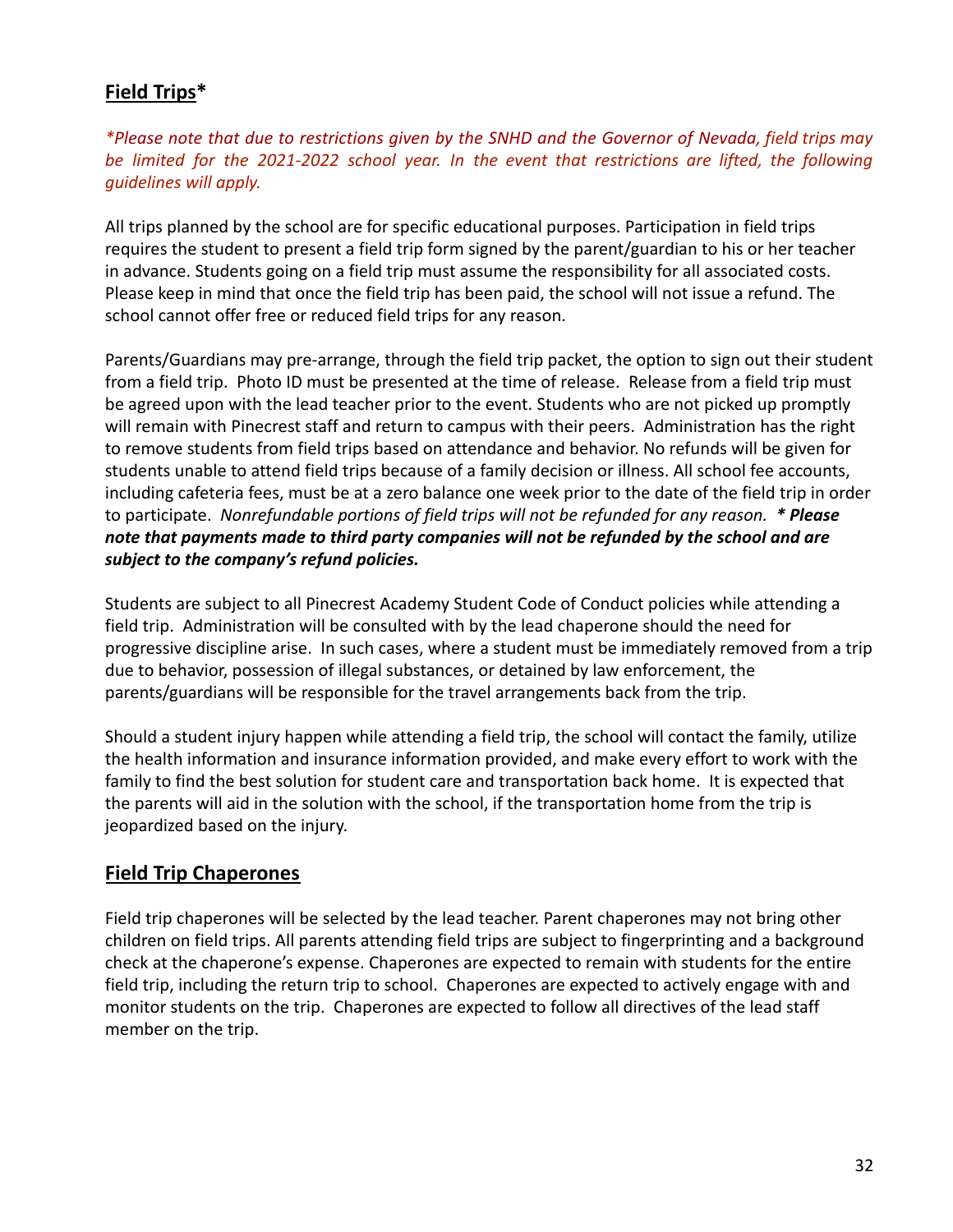## **Field Trips***

*\*Please note that due to restrictions given by the SNHD and the Governor of Nevada, field trips may be limited for the 2021-2022 school year. In the event that restrictions are lifted, the following guidelines will apply.*

All trips planned by the school are for specific educational purposes. Participation in field trips requires the student to present a field trip form signed by the parent/guardian to his or her teacher in advance. Students going on a field trip must assume the responsibility for all associated costs. Please keep in mind that once the field trip has been paid, the school will not issue a refund. The school cannot offer free or reduced field trips for any reason.

Parents/Guardians may pre-arrange, through the field trip packet, the option to sign out their student from a field trip. Photo ID must be presented at the time of release. Release from a field trip must be agreed upon with the lead teacher prior to the event. Students who are not picked up promptly will remain with Pinecrest staff and return to campus with their peers. Administration has the right to remove students from field trips based on attendance and behavior. No refunds will be given for students unable to attend field trips because of a family decision or illness. All school fee accounts, including cafeteria fees, must be at a zero balance one week prior to the date of the field trip in order to participate. *Nonrefundable portions of field trips will not be refunded for any reason.* ***\* Please note that payments made to third party companies will not be refunded by the school and are subject to the company's refund policies.***

Students are subject to all Pinecrest Academy Student Code of Conduct policies while attending a field trip. Administration will be consulted with by the lead chaperone should the need for progressive discipline arise. In such cases, where a student must be immediately removed from a trip due to behavior, possession of illegal substances, or detained by law enforcement, the parents/guardians will be responsible for the travel arrangements back from the trip.

Should a student injury happen while attending a field trip, the school will contact the family, utilize the health information and insurance information provided, and make every effort to work with the family to find the best solution for student care and transportation back home. It is expected that the parents will aid in the solution with the school, if the transportation home from the trip is jeopardized based on the injury.

## **Field Trip Chaperones**

Field trip chaperones will be selected by the lead teacher. Parent chaperones may not bring other children on field trips. All parents attending field trips are subject to fingerprinting and a background check at the chaperone's expense. Chaperones are expected to remain with students for the entire field trip, including the return trip to school. Chaperones are expected to actively engage with and monitor students on the trip. Chaperones are expected to follow all directives of the lead staff member on the trip.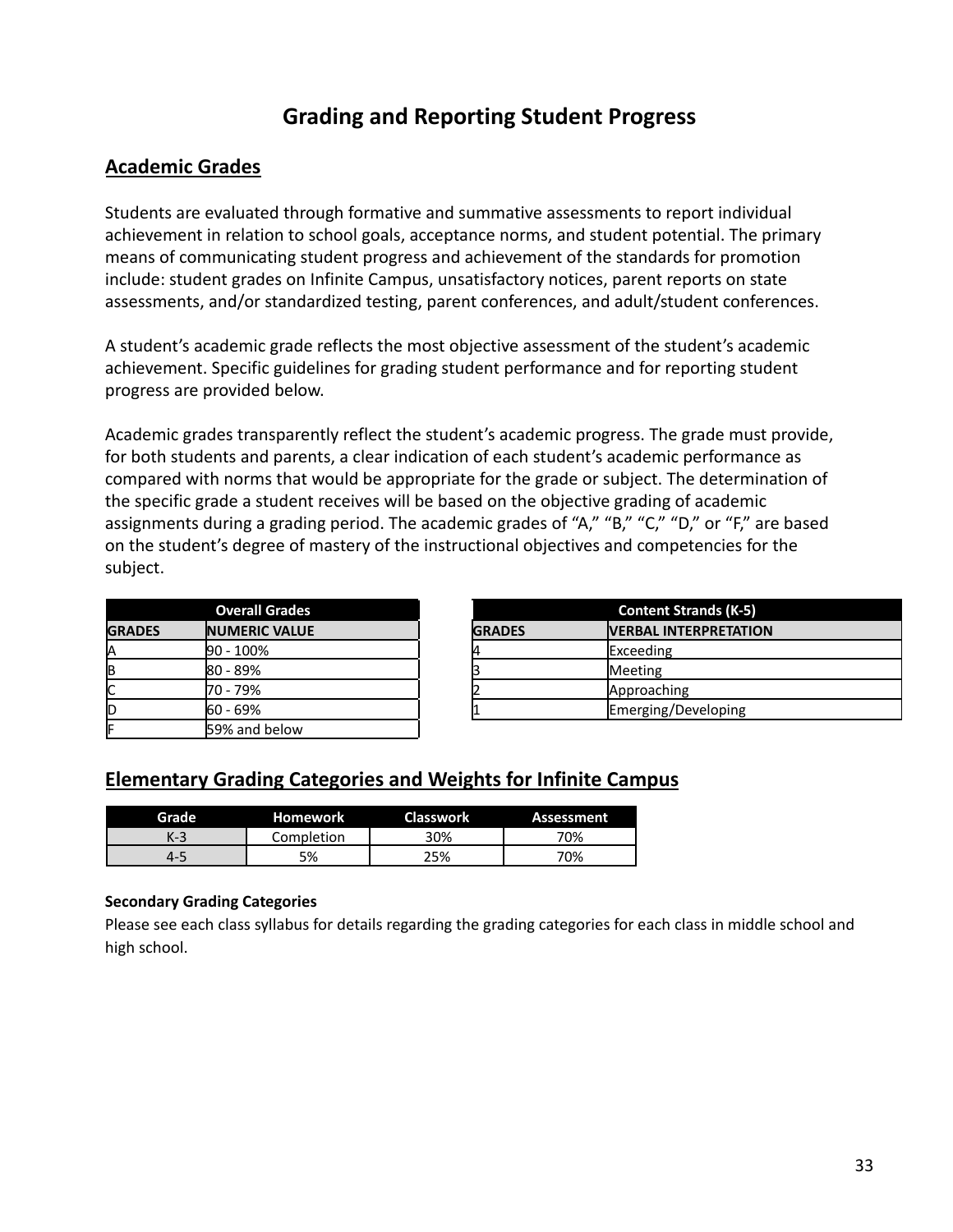# Grading and Reporting Student Progress

## Academic Grades

Students are evaluated through formative and summative assessments to report individual achievement in relation to school goals, acceptance norms, and student potential. The primary means of communicating student progress and achievement of the standards for promotion include: student grades on Infinite Campus, unsatisfactory notices, parent reports on state assessments, and/or standardized testing, parent conferences, and adult/student conferences.

A student's academic grade reflects the most objective assessment of the student's academic achievement. Specific guidelines for grading student performance and for reporting student progress are provided below.

Academic grades transparently reflect the student's academic progress. The grade must provide, for both students and parents, a clear indication of each student's academic performance as compared with norms that would be appropriate for the grade or subject. The determination of the specific grade a student receives will be based on the objective grading of academic assignments during a grading period. The academic grades of "A," "B," "C," "D," or "F," are based on the student's degree of mastery of the instructional objectives and competencies for the subject.

| Overall Grades | |
|---|---|
| **GRADES** | **NUMERIC VALUE** |
| A | 90 - 100% |
| B | 80 - 89% |
| C | 70 - 79% |
| D | 60 - 69% |
| F | 59% and below |

| Content Strands (K-5) | |
|---|---|
| **GRADES** | **VERBAL INTERPRETATION** |
| 4 | Exceeding |
| 3 | Meeting |
| 2 | Approaching |
| 1 | Emerging/Developing |

## Elementary Grading Categories and Weights for Infinite Campus

| Grade | Homework | Classwork | Assessment |
|---|---|---|---|
| K-3 | Completion | 30% | 70% |
| 4-5 | 5% | 25% | 70% |

**Secondary Grading Categories**

Please see each class syllabus for details regarding the grading categories for each class in middle school and high school.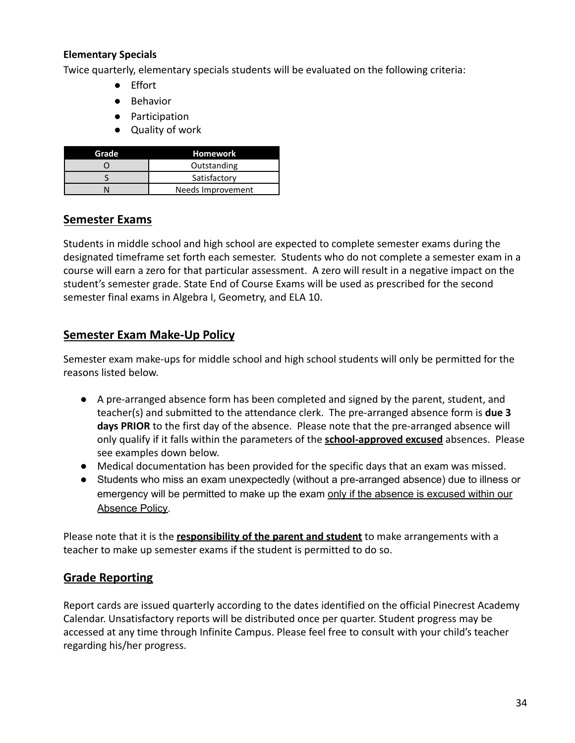**Elementary Specials**

Twice quarterly, elementary specials students will be evaluated on the following criteria:

- Effort
- Behavior
- Participation
- Quality of work

| Grade | Homework |
|---|---|
| O | Outstanding |
| S | Satisfactory |
| N | Needs Improvement |

## Semester Exams

Students in middle school and high school are expected to complete semester exams during the designated timeframe set forth each semester. Students who do not complete a semester exam in a course will earn a zero for that particular assessment. A zero will result in a negative impact on the student's semester grade. State End of Course Exams will be used as prescribed for the second semester final exams in Algebra I, Geometry, and ELA 10.

## Semester Exam Make-Up Policy

Semester exam make-ups for middle school and high school students will only be permitted for the reasons listed below.

- A pre-arranged absence form has been completed and signed by the parent, student, and teacher(s) and submitted to the attendance clerk. The pre-arranged absence form is **due 3 days PRIOR** to the first day of the absence. Please note that the pre-arranged absence will only qualify if it falls within the parameters of the **school-approved excused** absences. Please see examples down below.
- Medical documentation has been provided for the specific days that an exam was missed.
- Students who miss an exam unexpectedly (without a pre-arranged absence) due to illness or emergency will be permitted to make up the exam only if the absence is excused within our Absence Policy.

Please note that it is the **responsibility of the parent and student** to make arrangements with a teacher to make up semester exams if the student is permitted to do so.

## Grade Reporting

Report cards are issued quarterly according to the dates identified on the official Pinecrest Academy Calendar. Unsatisfactory reports will be distributed once per quarter. Student progress may be accessed at any time through Infinite Campus. Please feel free to consult with your child's teacher regarding his/her progress.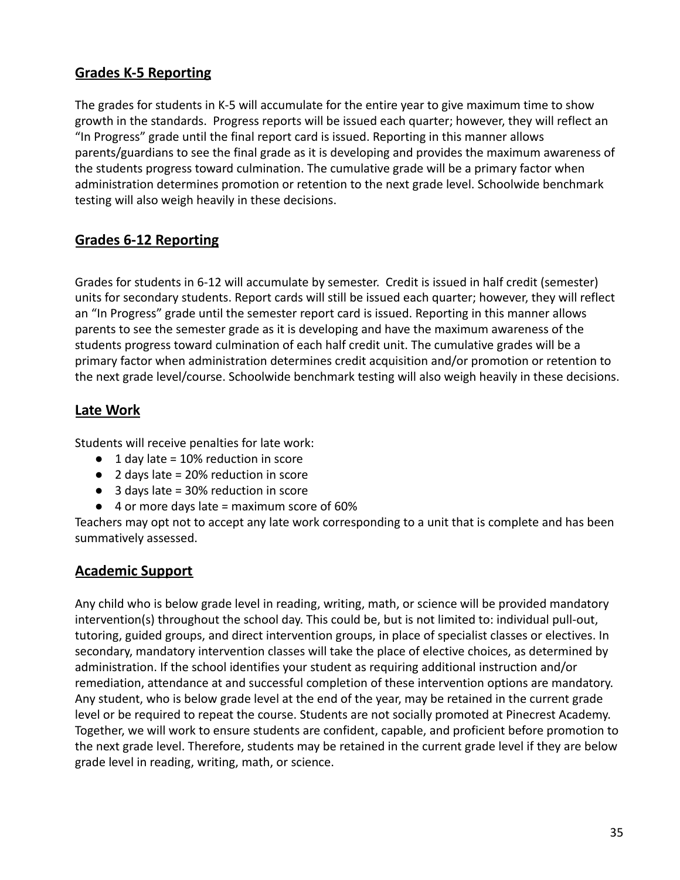## Grades K-5 Reporting

The grades for students in K-5 will accumulate for the entire year to give maximum time to show growth in the standards.  Progress reports will be issued each quarter; however, they will reflect an "In Progress" grade until the final report card is issued. Reporting in this manner allows parents/guardians to see the final grade as it is developing and provides the maximum awareness of the students progress toward culmination. The cumulative grade will be a primary factor when administration determines promotion or retention to the next grade level. Schoolwide benchmark testing will also weigh heavily in these decisions.

## Grades 6-12 Reporting

Grades for students in 6-12 will accumulate by semester.  Credit is issued in half credit (semester) units for secondary students. Report cards will still be issued each quarter; however, they will reflect an "In Progress" grade until the semester report card is issued. Reporting in this manner allows parents to see the semester grade as it is developing and have the maximum awareness of the students progress toward culmination of each half credit unit. The cumulative grades will be a primary factor when administration determines credit acquisition and/or promotion or retention to the next grade level/course. Schoolwide benchmark testing will also weigh heavily in these decisions.

## Late Work

Students will receive penalties for late work:

- 1 day late = 10% reduction in score
- 2 days late = 20% reduction in score
- 3 days late = 30% reduction in score
- 4 or more days late = maximum score of 60%

Teachers may opt not to accept any late work corresponding to a unit that is complete and has been summatively assessed.

## Academic Support

Any child who is below grade level in reading, writing, math, or science will be provided mandatory intervention(s) throughout the school day. This could be, but is not limited to: individual pull-out, tutoring, guided groups, and direct intervention groups, in place of specialist classes or electives. In secondary, mandatory intervention classes will take the place of elective choices, as determined by administration. If the school identifies your student as requiring additional instruction and/or remediation, attendance at and successful completion of these intervention options are mandatory. Any student, who is below grade level at the end of the year, may be retained in the current grade level or be required to repeat the course. Students are not socially promoted at Pinecrest Academy. Together, we will work to ensure students are confident, capable, and proficient before promotion to the next grade level. Therefore, students may be retained in the current grade level if they are below grade level in reading, writing, math, or science.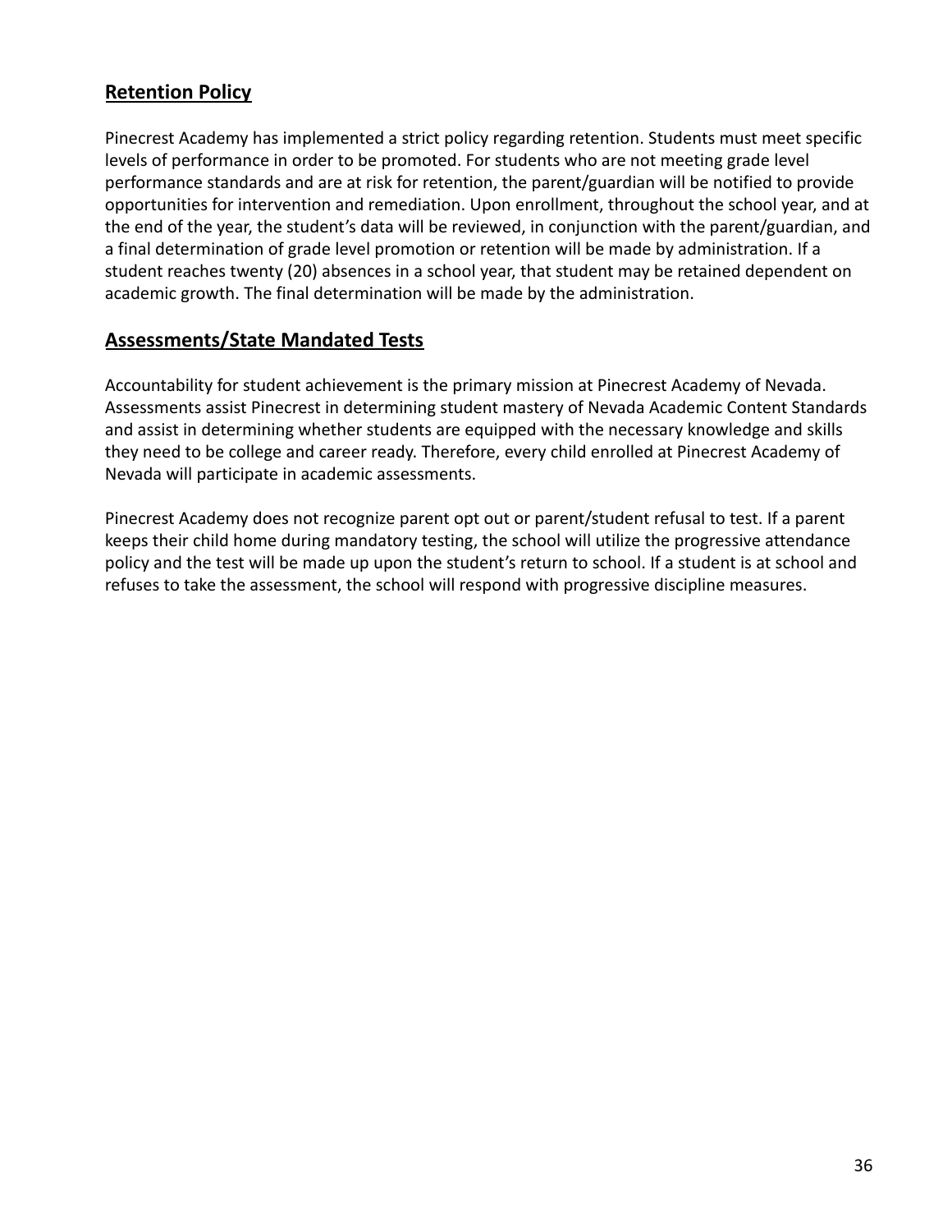## Retention Policy

Pinecrest Academy has implemented a strict policy regarding retention. Students must meet specific levels of performance in order to be promoted. For students who are not meeting grade level performance standards and are at risk for retention, the parent/guardian will be notified to provide opportunities for intervention and remediation. Upon enrollment, throughout the school year, and at the end of the year, the student's data will be reviewed, in conjunction with the parent/guardian, and a final determination of grade level promotion or retention will be made by administration. If a student reaches twenty (20) absences in a school year, that student may be retained dependent on academic growth. The final determination will be made by the administration.

## Assessments/State Mandated Tests

Accountability for student achievement is the primary mission at Pinecrest Academy of Nevada. Assessments assist Pinecrest in determining student mastery of Nevada Academic Content Standards and assist in determining whether students are equipped with the necessary knowledge and skills they need to be college and career ready. Therefore, every child enrolled at Pinecrest Academy of Nevada will participate in academic assessments.

Pinecrest Academy does not recognize parent opt out or parent/student refusal to test. If a parent keeps their child home during mandatory testing, the school will utilize the progressive attendance policy and the test will be made up upon the student's return to school. If a student is at school and refuses to take the assessment, the school will respond with progressive discipline measures.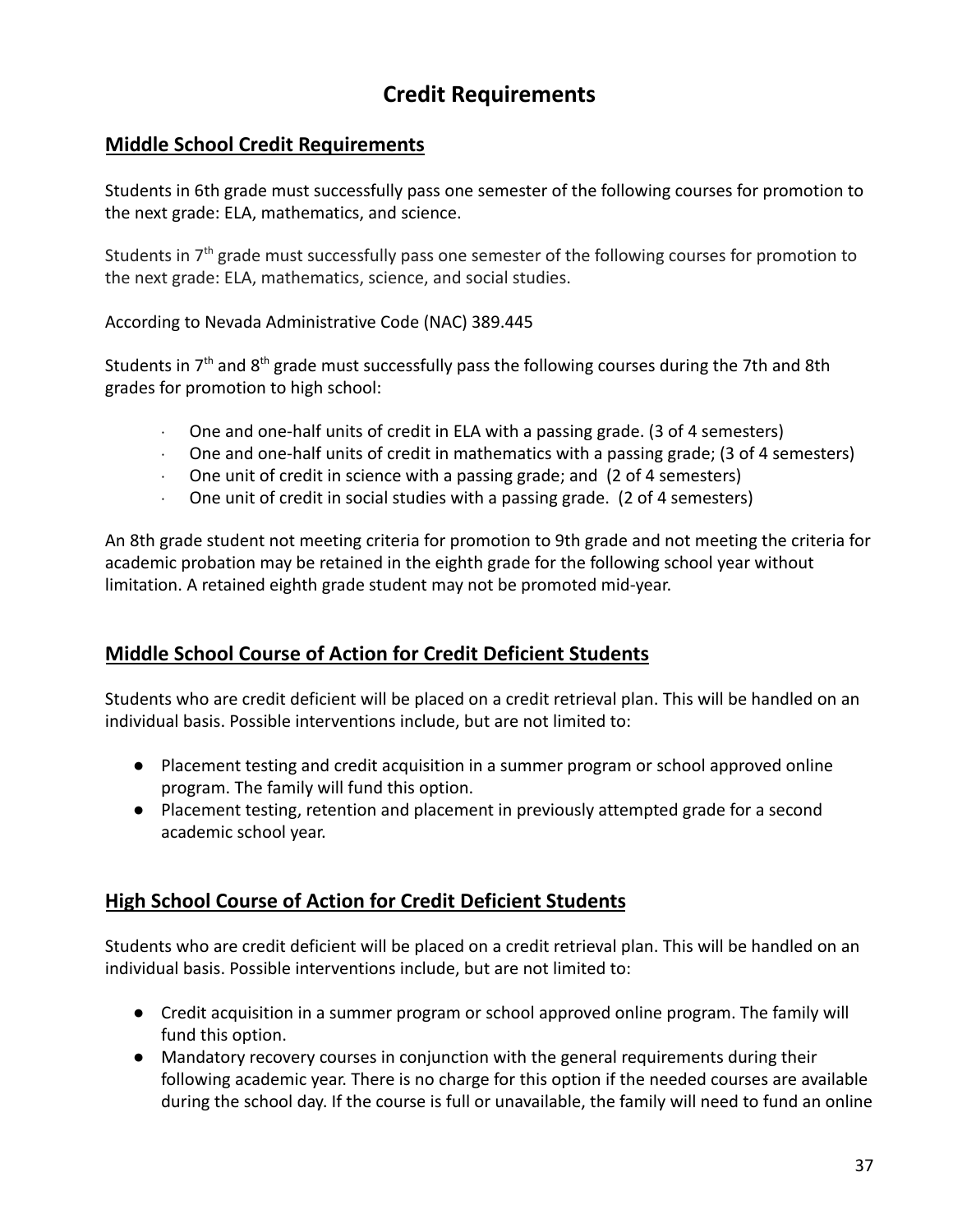# Credit Requirements

## Middle School Credit Requirements

Students in 6th grade must successfully pass one semester of the following courses for promotion to the next grade: ELA, mathematics, and science.

Students in 7th grade must successfully pass one semester of the following courses for promotion to the next grade: ELA, mathematics, science, and social studies.

According to Nevada Administrative Code (NAC) 389.445

Students in 7th and 8th grade must successfully pass the following courses during the 7th and 8th grades for promotion to high school:

- One and one-half units of credit in ELA with a passing grade. (3 of 4 semesters)
- One and one-half units of credit in mathematics with a passing grade; (3 of 4 semesters)
- One unit of credit in science with a passing grade; and (2 of 4 semesters)
- One unit of credit in social studies with a passing grade. (2 of 4 semesters)

An 8th grade student not meeting criteria for promotion to 9th grade and not meeting the criteria for academic probation may be retained in the eighth grade for the following school year without limitation. A retained eighth grade student may not be promoted mid-year.

## Middle School Course of Action for Credit Deficient Students

Students who are credit deficient will be placed on a credit retrieval plan. This will be handled on an individual basis. Possible interventions include, but are not limited to:

- Placement testing and credit acquisition in a summer program or school approved online program. The family will fund this option.
- Placement testing, retention and placement in previously attempted grade for a second academic school year.

## High School Course of Action for Credit Deficient Students

Students who are credit deficient will be placed on a credit retrieval plan. This will be handled on an individual basis. Possible interventions include, but are not limited to:

- Credit acquisition in a summer program or school approved online program. The family will fund this option.
- Mandatory recovery courses in conjunction with the general requirements during their following academic year. There is no charge for this option if the needed courses are available during the school day. If the course is full or unavailable, the family will need to fund an online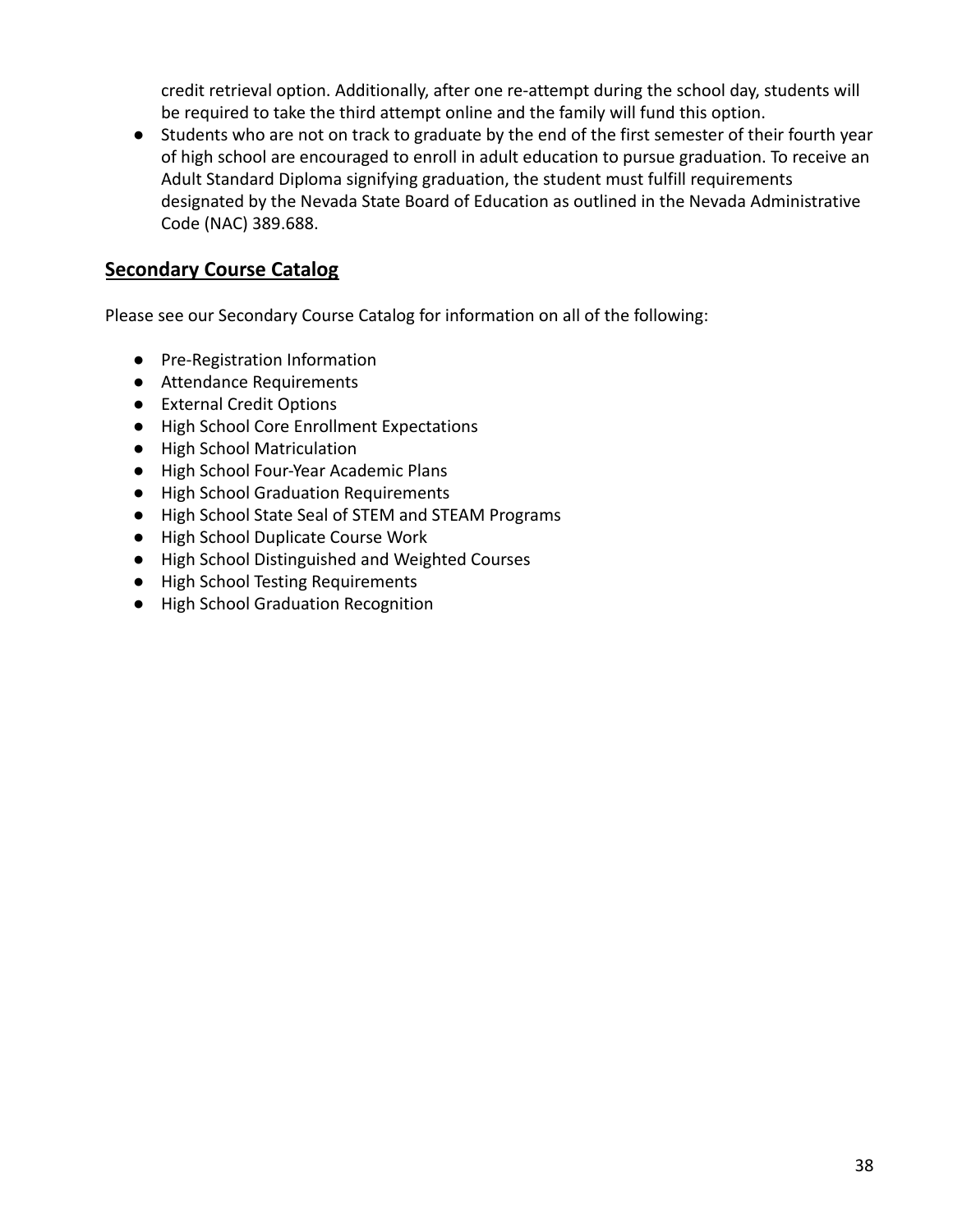credit retrieval option. Additionally, after one re-attempt during the school day, students will be required to take the third attempt online and the family will fund this option.

- Students who are not on track to graduate by the end of the first semester of their fourth year of high school are encouraged to enroll in adult education to pursue graduation. To receive an Adult Standard Diploma signifying graduation, the student must fulfill requirements designated by the Nevada State Board of Education as outlined in the Nevada Administrative Code (NAC) 389.688.

## Secondary Course Catalog

Please see our Secondary Course Catalog for information on all of the following:

- Pre-Registration Information
- Attendance Requirements
- External Credit Options
- High School Core Enrollment Expectations
- High School Matriculation
- High School Four-Year Academic Plans
- High School Graduation Requirements
- High School State Seal of STEM and STEAM Programs
- High School Duplicate Course Work
- High School Distinguished and Weighted Courses
- High School Testing Requirements
- High School Graduation Recognition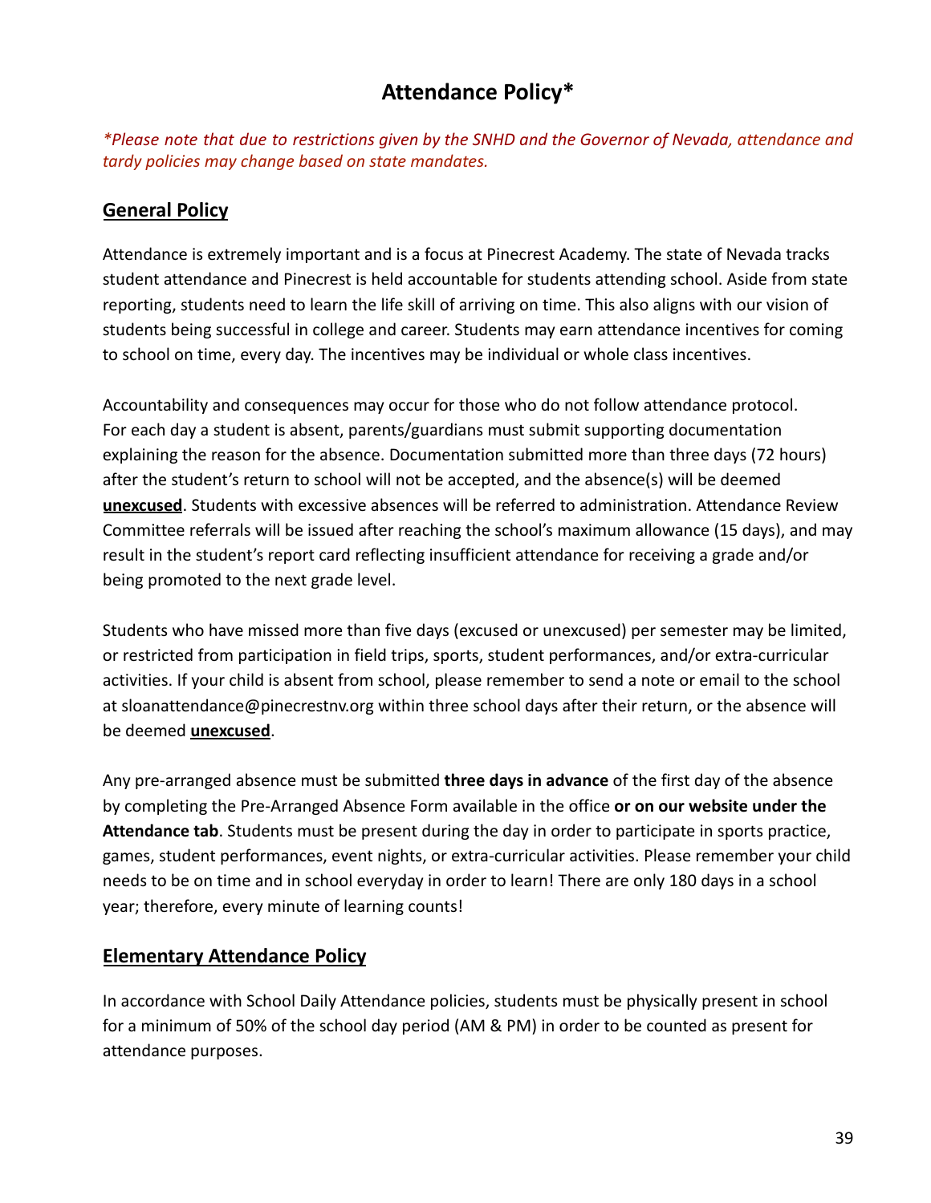# Attendance Policy*

*\*Please note that due to restrictions given by the SNHD and the Governor of Nevada, attendance and tardy policies may change based on state mandates.*

## General Policy

Attendance is extremely important and is a focus at Pinecrest Academy. The state of Nevada tracks student attendance and Pinecrest is held accountable for students attending school. Aside from state reporting, students need to learn the life skill of arriving on time. This also aligns with our vision of students being successful in college and career. Students may earn attendance incentives for coming to school on time, every day. The incentives may be individual or whole class incentives.

Accountability and consequences may occur for those who do not follow attendance protocol. For each day a student is absent, parents/guardians must submit supporting documentation explaining the reason for the absence. Documentation submitted more than three days (72 hours) after the student's return to school will not be accepted, and the absence(s) will be deemed **unexcused**. Students with excessive absences will be referred to administration. Attendance Review Committee referrals will be issued after reaching the school's maximum allowance (15 days), and may result in the student's report card reflecting insufficient attendance for receiving a grade and/or being promoted to the next grade level.

Students who have missed more than five days (excused or unexcused) per semester may be limited, or restricted from participation in field trips, sports, student performances, and/or extra-curricular activities. If your child is absent from school, please remember to send a note or email to the school at sloanattendance@pinecrestnv.org within three school days after their return, or the absence will be deemed **unexcused**.

Any pre-arranged absence must be submitted **three days in advance** of the first day of the absence by completing the Pre-Arranged Absence Form available in the office **or on our website under the Attendance tab**. Students must be present during the day in order to participate in sports practice, games, student performances, event nights, or extra-curricular activities. Please remember your child needs to be on time and in school everyday in order to learn! There are only 180 days in a school year; therefore, every minute of learning counts!

## Elementary Attendance Policy

In accordance with School Daily Attendance policies, students must be physically present in school for a minimum of 50% of the school day period (AM & PM) in order to be counted as present for attendance purposes.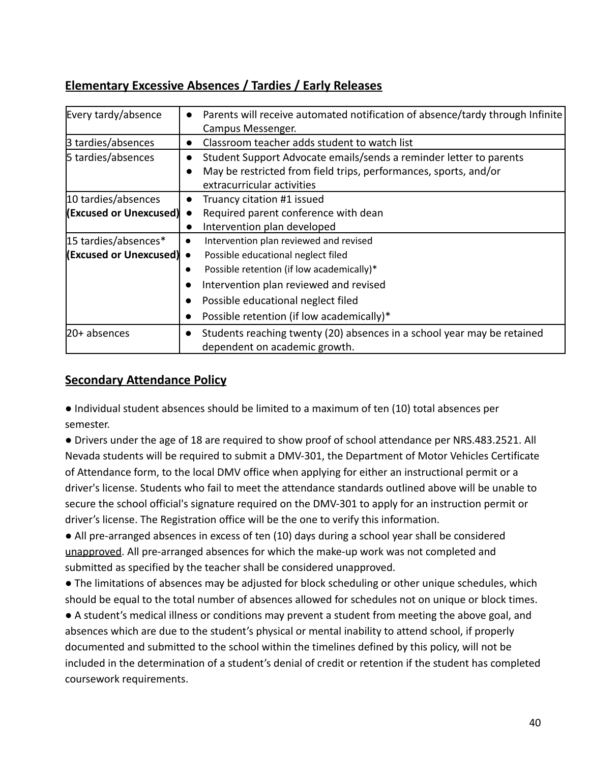## Elementary Excessive Absences / Tardies / Early Releases

| | |
|---|---|
| Every tardy/absence | ● Parents will receive automated notification of absence/tardy through Infinite Campus Messenger. |
| 3 tardies/absences | ● Classroom teacher adds student to watch list |
| 5 tardies/absences | ● Student Support Advocate emails/sends a reminder letter to parents<br>● May be restricted from field trips, performances, sports, and/or extracurricular activities |
| 10 tardies/absences **(Excused or Unexcused)** | ● Truancy citation #1 issued<br>● Required parent conference with dean<br>● Intervention plan developed |
| 15 tardies/absences* **(Excused or Unexcused)** | ● Intervention plan reviewed and revised<br>● Possible educational neglect filed<br>● Possible retention (if low academically)*<br>● Intervention plan reviewed and revised<br>● Possible educational neglect filed<br>● Possible retention (if low academically)* |
| 20+ absences | ● Students reaching twenty (20) absences in a school year may be retained dependent on academic growth. |

## Secondary Attendance Policy

● Individual student absences should be limited to a maximum of ten (10) total absences per semester.

● Drivers under the age of 18 are required to show proof of school attendance per NRS.483.2521. All Nevada students will be required to submit a DMV-301, the Department of Motor Vehicles Certificate of Attendance form, to the local DMV office when applying for either an instructional permit or a driver's license. Students who fail to meet the attendance standards outlined above will be unable to secure the school official's signature required on the DMV-301 to apply for an instruction permit or driver's license. The Registration office will be the one to verify this information.

● All pre-arranged absences in excess of ten (10) days during a school year shall be considered <u>unapproved</u>. All pre-arranged absences for which the make-up work was not completed and submitted as specified by the teacher shall be considered unapproved.

● The limitations of absences may be adjusted for block scheduling or other unique schedules, which should be equal to the total number of absences allowed for schedules not on unique or block times.

● A student's medical illness or conditions may prevent a student from meeting the above goal, and absences which are due to the student's physical or mental inability to attend school, if properly documented and submitted to the school within the timelines defined by this policy, will not be included in the determination of a student's denial of credit or retention if the student has completed coursework requirements.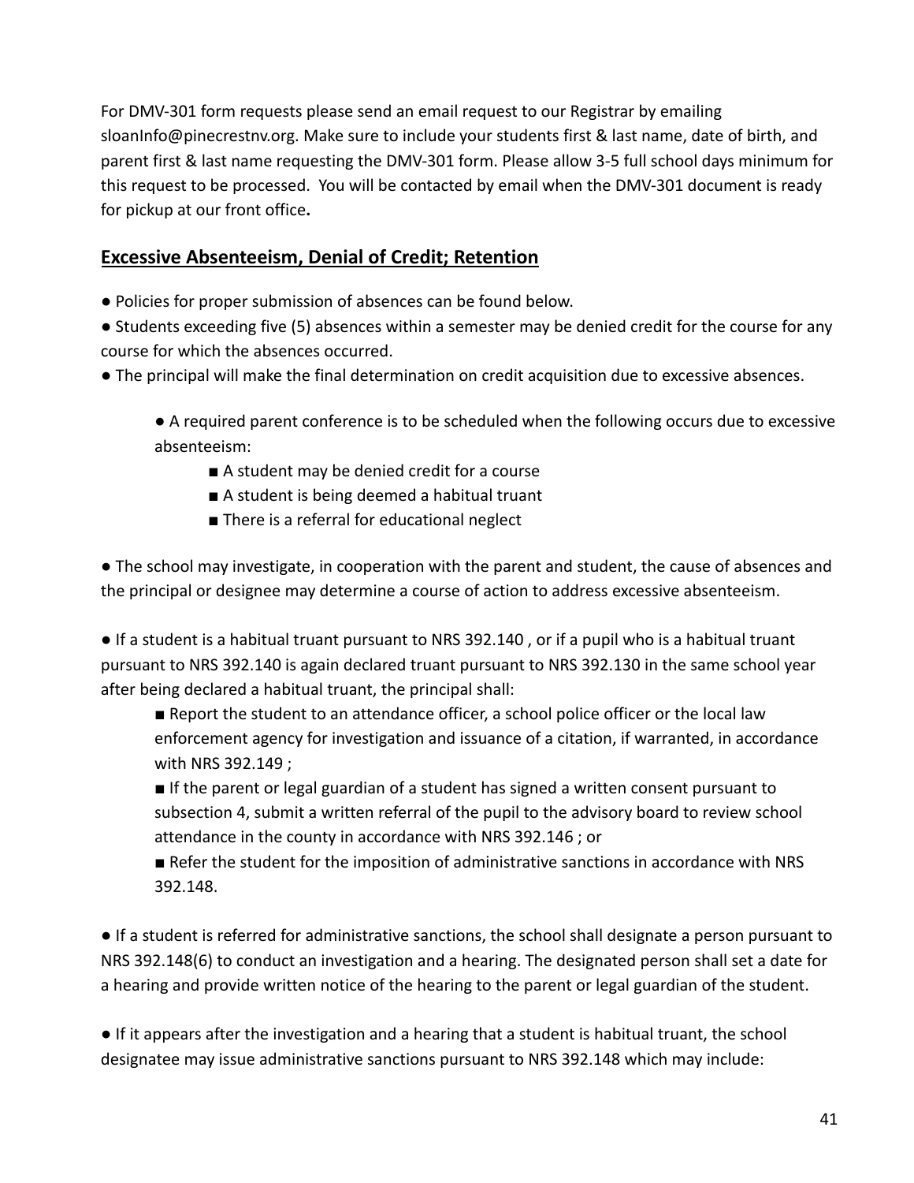For DMV-301 form requests please send an email request to our Registrar by emailing sloanInfo@pinecrestnv.org. Make sure to include your students first & last name, date of birth, and parent first & last name requesting the DMV-301 form. Please allow 3-5 full school days minimum for this request to be processed. You will be contacted by email when the DMV-301 document is ready for pickup at our front office**.**

## Excessive Absenteeism, Denial of Credit; Retention

- Policies for proper submission of absences can be found below.
- Students exceeding five (5) absences within a semester may be denied credit for the course for any course for which the absences occurred.
- The principal will make the final determination on credit acquisition due to excessive absences.
    - A required parent conference is to be scheduled when the following occurs due to excessive absenteeism:
        - A student may be denied credit for a course
        - A student is being deemed a habitual truant
        - There is a referral for educational neglect

- The school may investigate, in cooperation with the parent and student, the cause of absences and the principal or designee may determine a course of action to address excessive absenteeism.

- If a student is a habitual truant pursuant to NRS 392.140 , or if a pupil who is a habitual truant pursuant to NRS 392.140 is again declared truant pursuant to NRS 392.130 in the same school year after being declared a habitual truant, the principal shall:
    - Report the student to an attendance officer, a school police officer or the local law enforcement agency for investigation and issuance of a citation, if warranted, in accordance with NRS 392.149 ;
    - If the parent or legal guardian of a student has signed a written consent pursuant to subsection 4, submit a written referral of the pupil to the advisory board to review school attendance in the county in accordance with NRS 392.146 ; or
    - Refer the student for the imposition of administrative sanctions in accordance with NRS 392.148.

- If a student is referred for administrative sanctions, the school shall designate a person pursuant to NRS 392.148(6) to conduct an investigation and a hearing. The designated person shall set a date for a hearing and provide written notice of the hearing to the parent or legal guardian of the student.

- If it appears after the investigation and a hearing that a student is habitual truant, the school designatee may issue administrative sanctions pursuant to NRS 392.148 which may include: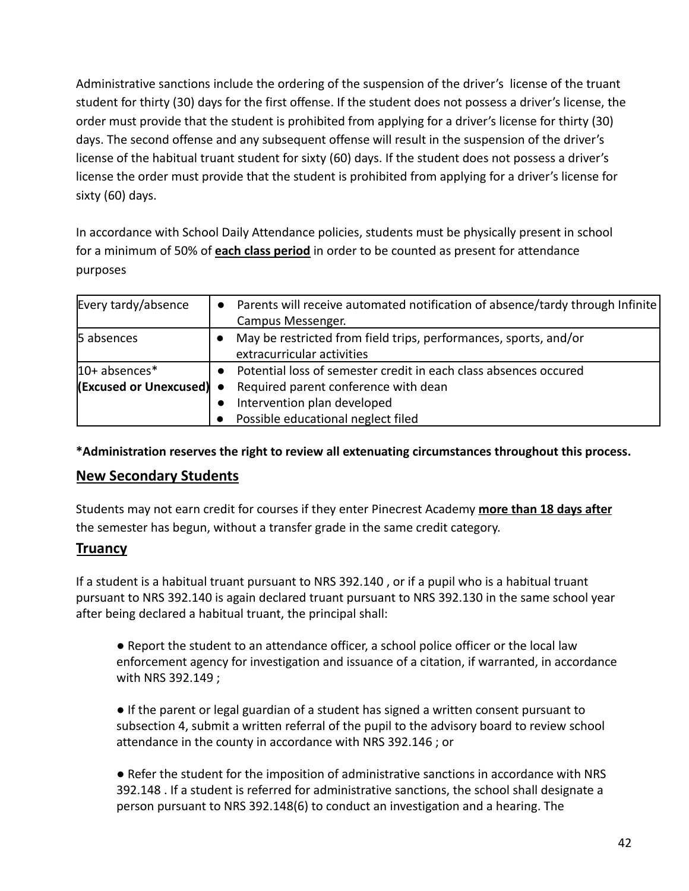Administrative sanctions include the ordering of the suspension of the driver's license of the truant student for thirty (30) days for the first offense. If the student does not possess a driver's license, the order must provide that the student is prohibited from applying for a driver's license for thirty (30) days. The second offense and any subsequent offense will result in the suspension of the driver's license of the habitual truant student for sixty (60) days. If the student does not possess a driver's license the order must provide that the student is prohibited from applying for a driver's license for sixty (60) days.

In accordance with School Daily Attendance policies, students must be physically present in school for a minimum of 50% of **each class period** in order to be counted as present for attendance purposes

| Every tardy/absence | ● Parents will receive automated notification of absence/tardy through Infinite Campus Messenger. |
|---|---|
| 5 absences | ● May be restricted from field trips, performances, sports, and/or extracurricular activities |
| 10+ absences* **(Excused or Unexcused)** | ● Potential loss of semester credit in each class absences occured<br>● Required parent conference with dean<br>● Intervention plan developed<br>● Possible educational neglect filed |

**\*Administration reserves the right to review all extenuating circumstances throughout this process.**

## New Secondary Students

Students may not earn credit for courses if they enter Pinecrest Academy **more than 18 days after** the semester has begun, without a transfer grade in the same credit category.

## Truancy

If a student is a habitual truant pursuant to NRS 392.140 , or if a pupil who is a habitual truant pursuant to NRS 392.140 is again declared truant pursuant to NRS 392.130 in the same school year after being declared a habitual truant, the principal shall:

- Report the student to an attendance officer, a school police officer or the local law enforcement agency for investigation and issuance of a citation, if warranted, in accordance with NRS 392.149 ;

- If the parent or legal guardian of a student has signed a written consent pursuant to subsection 4, submit a written referral of the pupil to the advisory board to review school attendance in the county in accordance with NRS 392.146 ; or

- Refer the student for the imposition of administrative sanctions in accordance with NRS 392.148 . If a student is referred for administrative sanctions, the school shall designate a person pursuant to NRS 392.148(6) to conduct an investigation and a hearing. The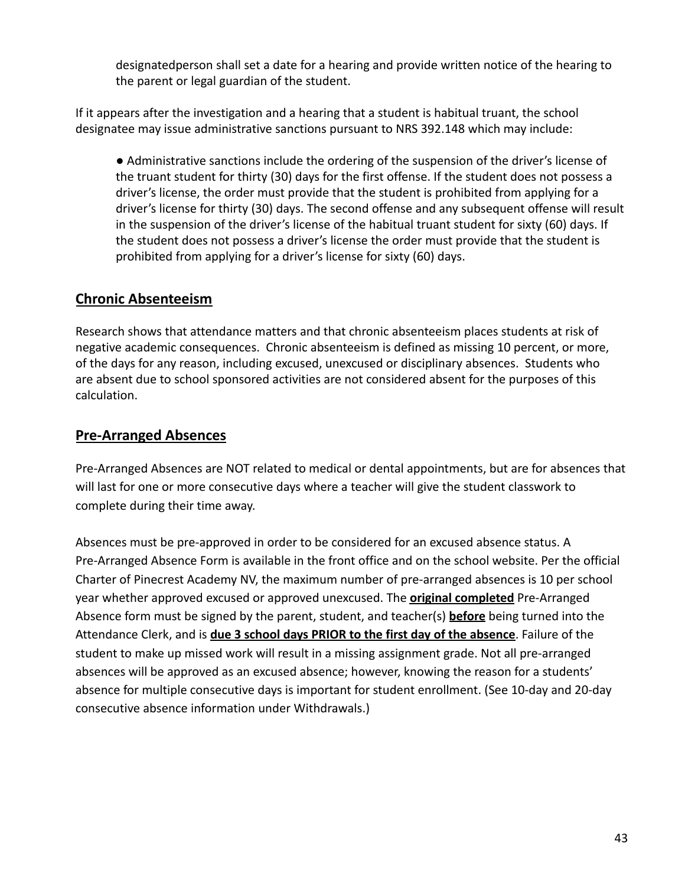designatedperson shall set a date for a hearing and provide written notice of the hearing to the parent or legal guardian of the student.

If it appears after the investigation and a hearing that a student is habitual truant, the school designatee may issue administrative sanctions pursuant to NRS 392.148 which may include:

- Administrative sanctions include the ordering of the suspension of the driver's license of the truant student for thirty (30) days for the first offense. If the student does not possess a driver's license, the order must provide that the student is prohibited from applying for a driver's license for thirty (30) days. The second offense and any subsequent offense will result in the suspension of the driver's license of the habitual truant student for sixty (60) days. If the student does not possess a driver's license the order must provide that the student is prohibited from applying for a driver's license for sixty (60) days.

## Chronic Absenteeism

Research shows that attendance matters and that chronic absenteeism places students at risk of negative academic consequences. Chronic absenteeism is defined as missing 10 percent, or more, of the days for any reason, including excused, unexcused or disciplinary absences. Students who are absent due to school sponsored activities are not considered absent for the purposes of this calculation.

## Pre-Arranged Absences

Pre-Arranged Absences are NOT related to medical or dental appointments, but are for absences that will last for one or more consecutive days where a teacher will give the student classwork to complete during their time away.

Absences must be pre-approved in order to be considered for an excused absence status. A Pre-Arranged Absence Form is available in the front office and on the school website. Per the official Charter of Pinecrest Academy NV, the maximum number of pre-arranged absences is 10 per school year whether approved excused or approved unexcused. The **original completed** Pre-Arranged Absence form must be signed by the parent, student, and teacher(s) **before** being turned into the Attendance Clerk, and is **due 3 school days PRIOR to the first day of the absence**. Failure of the student to make up missed work will result in a missing assignment grade. Not all pre-arranged absences will be approved as an excused absence; however, knowing the reason for a students' absence for multiple consecutive days is important for student enrollment. (See 10-day and 20-day consecutive absence information under Withdrawals.)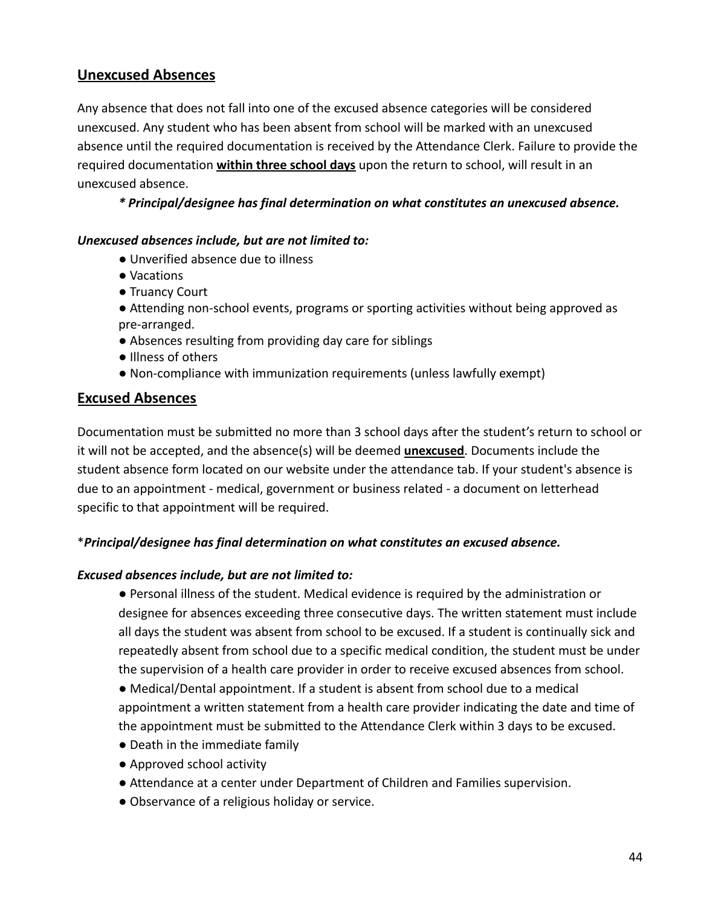## Unexcused Absences

Any absence that does not fall into one of the excused absence categories will be considered unexcused. Any student who has been absent from school will be marked with an unexcused absence until the required documentation is received by the Attendance Clerk. Failure to provide the required documentation **within three school days** upon the return to school, will result in an unexcused absence.

***\* Principal/designee has final determination on what constitutes an unexcused absence.***

***Unexcused absences include, but are not limited to:***

- Unverified absence due to illness
- Vacations
- Truancy Court
- Attending non-school events, programs or sporting activities without being approved as pre-arranged.
- Absences resulting from providing day care for siblings
- Illness of others
- Non-compliance with immunization requirements (unless lawfully exempt)

## Excused Absences

Documentation must be submitted no more than 3 school days after the student's return to school or it will not be accepted, and the absence(s) will be deemed **unexcused**. Documents include the student absence form located on our website under the attendance tab. If your student's absence is due to an appointment - medical, government or business related - a document on letterhead specific to that appointment will be required.

\****Principal/designee has final determination on what constitutes an excused absence.***

***Excused absences include, but are not limited to:***

- Personal illness of the student. Medical evidence is required by the administration or designee for absences exceeding three consecutive days. The written statement must include all days the student was absent from school to be excused. If a student is continually sick and repeatedly absent from school due to a specific medical condition, the student must be under the supervision of a health care provider in order to receive excused absences from school.
- Medical/Dental appointment. If a student is absent from school due to a medical appointment a written statement from a health care provider indicating the date and time of the appointment must be submitted to the Attendance Clerk within 3 days to be excused.
- Death in the immediate family
- Approved school activity
- Attendance at a center under Department of Children and Families supervision.
- Observance of a religious holiday or service.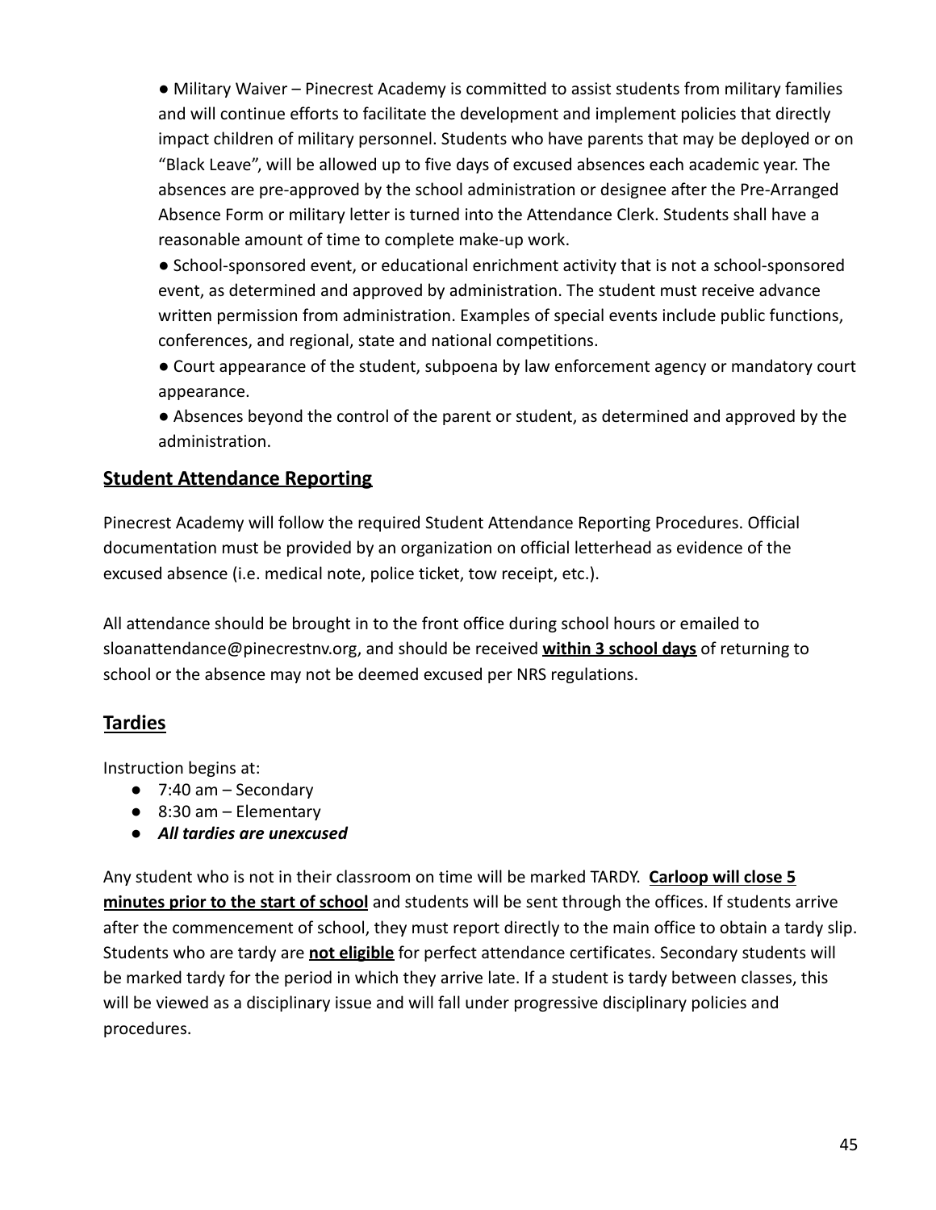- Military Waiver – Pinecrest Academy is committed to assist students from military families and will continue efforts to facilitate the development and implement policies that directly impact children of military personnel. Students who have parents that may be deployed or on "Black Leave", will be allowed up to five days of excused absences each academic year. The absences are pre-approved by the school administration or designee after the Pre-Arranged Absence Form or military letter is turned into the Attendance Clerk. Students shall have a reasonable amount of time to complete make-up work.
- School-sponsored event, or educational enrichment activity that is not a school-sponsored event, as determined and approved by administration. The student must receive advance written permission from administration. Examples of special events include public functions, conferences, and regional, state and national competitions.
- Court appearance of the student, subpoena by law enforcement agency or mandatory court appearance.
- Absences beyond the control of the parent or student, as determined and approved by the administration.

## Student Attendance Reporting

Pinecrest Academy will follow the required Student Attendance Reporting Procedures. Official documentation must be provided by an organization on official letterhead as evidence of the excused absence (i.e. medical note, police ticket, tow receipt, etc.).

All attendance should be brought in to the front office during school hours or emailed to sloanattendance@pinecrestnv.org, and should be received **within 3 school days** of returning to school or the absence may not be deemed excused per NRS regulations.

## Tardies

Instruction begins at:

- 7:40 am – Secondary
- 8:30 am – Elementary
- ***All tardies are unexcused***

Any student who is not in their classroom on time will be marked TARDY. **Carloop will close 5 minutes prior to the start of school** and students will be sent through the offices. If students arrive after the commencement of school, they must report directly to the main office to obtain a tardy slip. Students who are tardy are **not eligible** for perfect attendance certificates. Secondary students will be marked tardy for the period in which they arrive late. If a student is tardy between classes, this will be viewed as a disciplinary issue and will fall under progressive disciplinary policies and procedures.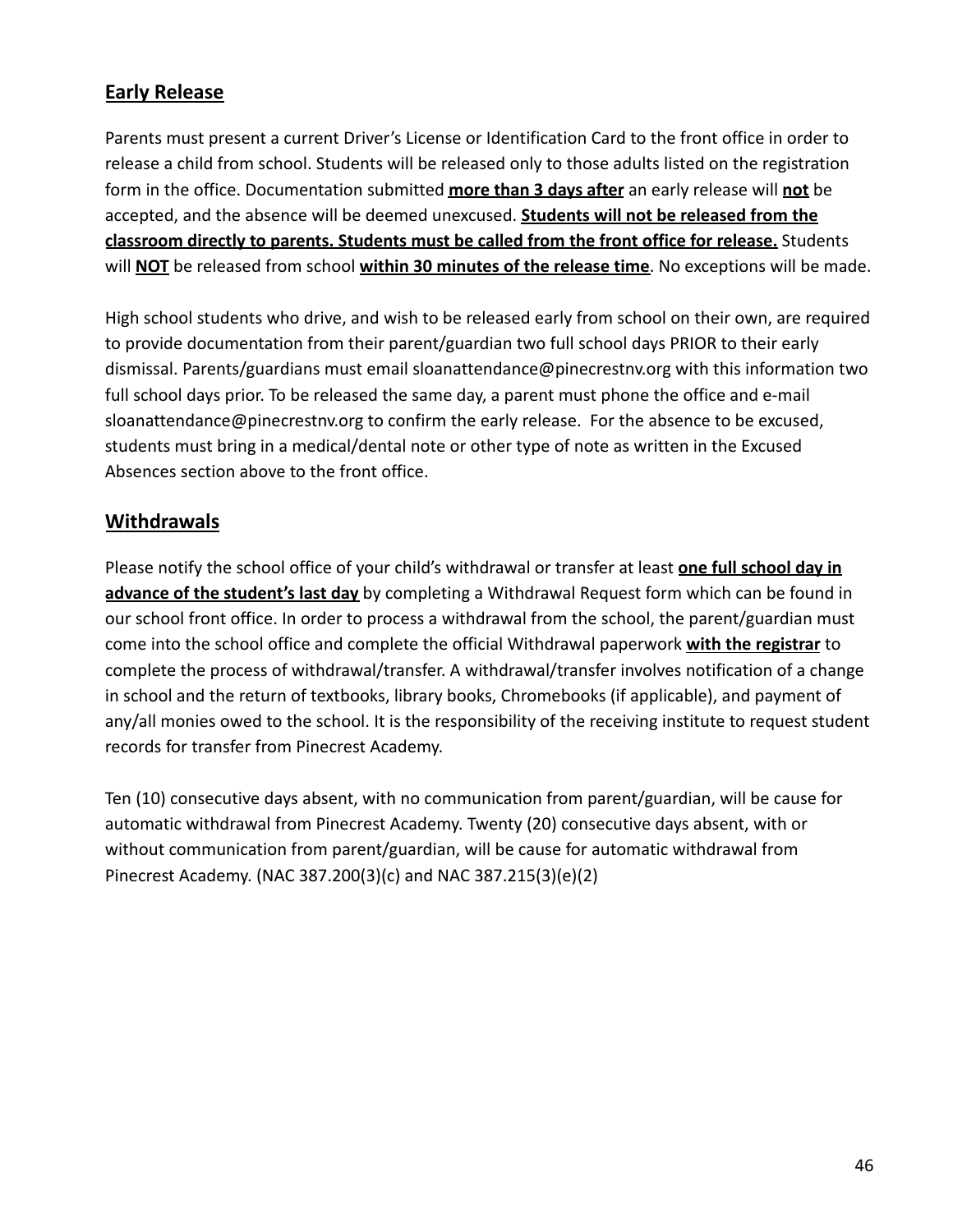## Early Release

Parents must present a current Driver's License or Identification Card to the front office in order to release a child from school. Students will be released only to those adults listed on the registration form in the office. Documentation submitted **more than 3 days after** an early release will **not** be accepted, and the absence will be deemed unexcused. **Students will not be released from the classroom directly to parents. Students must be called from the front office for release.** Students will **NOT** be released from school **within 30 minutes of the release time**. No exceptions will be made.

High school students who drive, and wish to be released early from school on their own, are required to provide documentation from their parent/guardian two full school days PRIOR to their early dismissal. Parents/guardians must email sloanattendance@pinecrestnv.org with this information two full school days prior. To be released the same day, a parent must phone the office and e-mail sloanattendance@pinecrestnv.org to confirm the early release. For the absence to be excused, students must bring in a medical/dental note or other type of note as written in the Excused Absences section above to the front office.

## Withdrawals

Please notify the school office of your child's withdrawal or transfer at least **one full school day in advance of the student's last day** by completing a Withdrawal Request form which can be found in our school front office. In order to process a withdrawal from the school, the parent/guardian must come into the school office and complete the official Withdrawal paperwork **with the registrar** to complete the process of withdrawal/transfer. A withdrawal/transfer involves notification of a change in school and the return of textbooks, library books, Chromebooks (if applicable), and payment of any/all monies owed to the school. It is the responsibility of the receiving institute to request student records for transfer from Pinecrest Academy.

Ten (10) consecutive days absent, with no communication from parent/guardian, will be cause for automatic withdrawal from Pinecrest Academy. Twenty (20) consecutive days absent, with or without communication from parent/guardian, will be cause for automatic withdrawal from Pinecrest Academy. (NAC 387.200(3)(c) and NAC 387.215(3)(e)(2)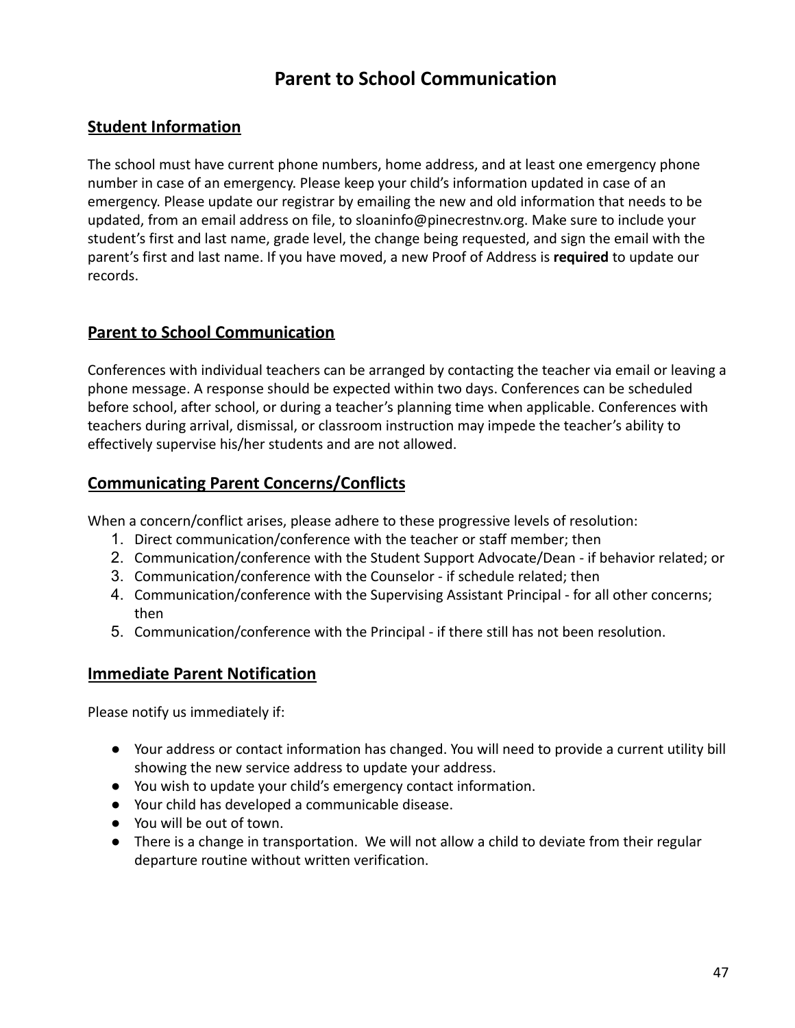# Parent to School Communication

## Student Information

The school must have current phone numbers, home address, and at least one emergency phone number in case of an emergency. Please keep your child's information updated in case of an emergency. Please update our registrar by emailing the new and old information that needs to be updated, from an email address on file, to sloaninfo@pinecrestnv.org. Make sure to include your student's first and last name, grade level, the change being requested, and sign the email with the parent's first and last name. If you have moved, a new Proof of Address is **required** to update our records.

## Parent to School Communication

Conferences with individual teachers can be arranged by contacting the teacher via email or leaving a phone message. A response should be expected within two days. Conferences can be scheduled before school, after school, or during a teacher's planning time when applicable. Conferences with teachers during arrival, dismissal, or classroom instruction may impede the teacher's ability to effectively supervise his/her students and are not allowed.

## Communicating Parent Concerns/Conflicts

When a concern/conflict arises, please adhere to these progressive levels of resolution:

1. Direct communication/conference with the teacher or staff member; then
2. Communication/conference with the Student Support Advocate/Dean - if behavior related; or
3. Communication/conference with the Counselor - if schedule related; then
4. Communication/conference with the Supervising Assistant Principal - for all other concerns; then
5. Communication/conference with the Principal - if there still has not been resolution.

## Immediate Parent Notification

Please notify us immediately if:

- Your address or contact information has changed. You will need to provide a current utility bill showing the new service address to update your address.
- You wish to update your child's emergency contact information.
- Your child has developed a communicable disease.
- You will be out of town.
- There is a change in transportation. We will not allow a child to deviate from their regular departure routine without written verification.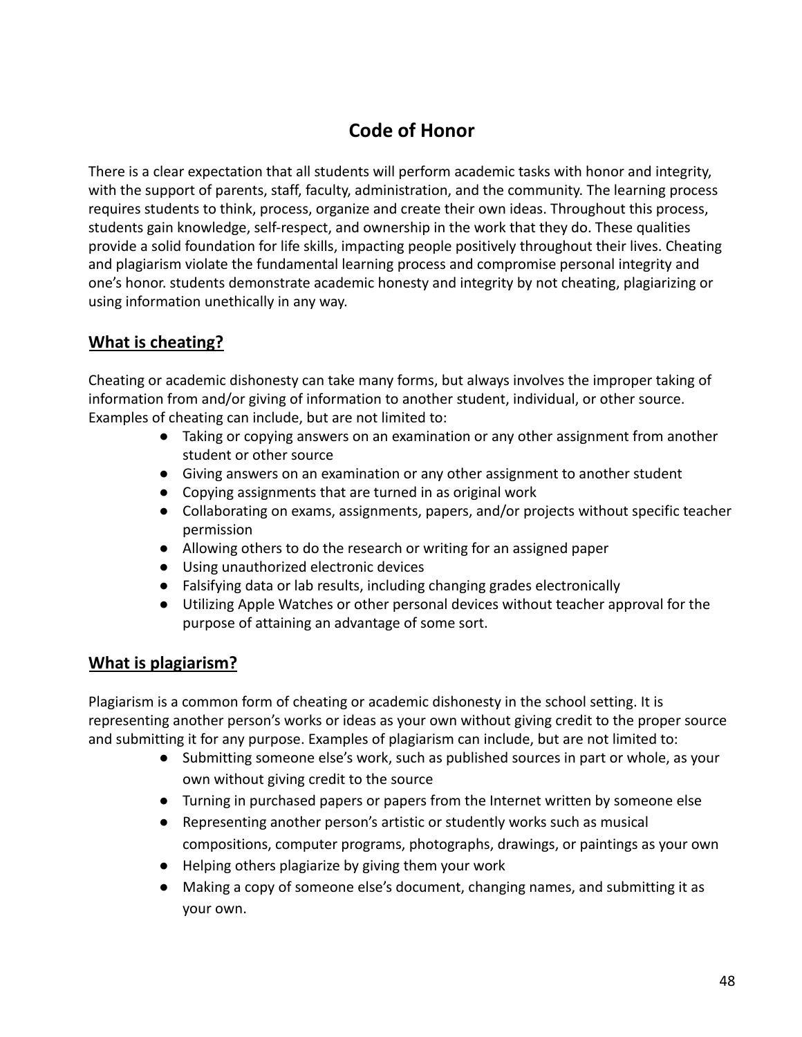# Code of Honor

There is a clear expectation that all students will perform academic tasks with honor and integrity, with the support of parents, staff, faculty, administration, and the community. The learning process requires students to think, process, organize and create their own ideas. Throughout this process, students gain knowledge, self-respect, and ownership in the work that they do. These qualities provide a solid foundation for life skills, impacting people positively throughout their lives. Cheating and plagiarism violate the fundamental learning process and compromise personal integrity and one's honor. students demonstrate academic honesty and integrity by not cheating, plagiarizing or using information unethically in any way.

## What is cheating?

Cheating or academic dishonesty can take many forms, but always involves the improper taking of information from and/or giving of information to another student, individual, or other source. Examples of cheating can include, but are not limited to:

- Taking or copying answers on an examination or any other assignment from another student or other source
- Giving answers on an examination or any other assignment to another student
- Copying assignments that are turned in as original work
- Collaborating on exams, assignments, papers, and/or projects without specific teacher permission
- Allowing others to do the research or writing for an assigned paper
- Using unauthorized electronic devices
- Falsifying data or lab results, including changing grades electronically
- Utilizing Apple Watches or other personal devices without teacher approval for the purpose of attaining an advantage of some sort.

## What is plagiarism?

Plagiarism is a common form of cheating or academic dishonesty in the school setting. It is representing another person's works or ideas as your own without giving credit to the proper source and submitting it for any purpose. Examples of plagiarism can include, but are not limited to:

- Submitting someone else's work, such as published sources in part or whole, as your own without giving credit to the source
- Turning in purchased papers or papers from the Internet written by someone else
- Representing another person's artistic or studently works such as musical compositions, computer programs, photographs, drawings, or paintings as your own
- Helping others plagiarize by giving them your work
- Making a copy of someone else's document, changing names, and submitting it as your own.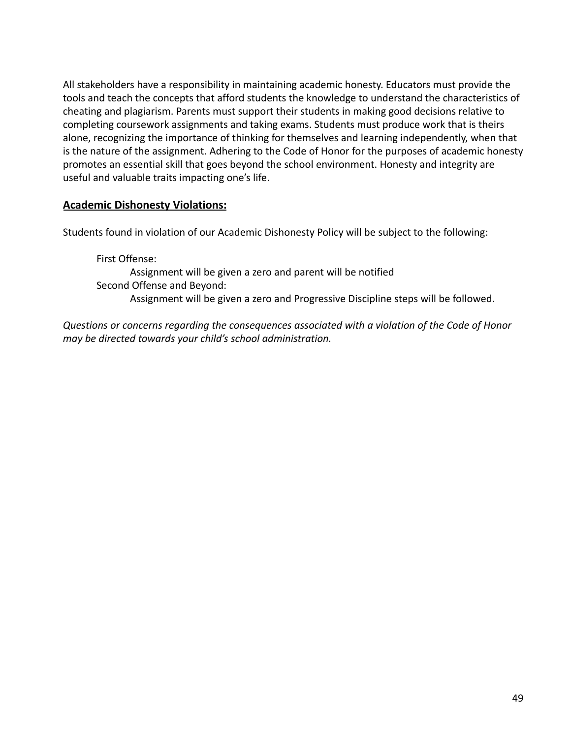All stakeholders have a responsibility in maintaining academic honesty. Educators must provide the tools and teach the concepts that afford students the knowledge to understand the characteristics of cheating and plagiarism. Parents must support their students in making good decisions relative to completing coursework assignments and taking exams. Students must produce work that is theirs alone, recognizing the importance of thinking for themselves and learning independently, when that is the nature of the assignment. Adhering to the Code of Honor for the purposes of academic honesty promotes an essential skill that goes beyond the school environment. Honesty and integrity are useful and valuable traits impacting one's life.

## **Academic Dishonesty Violations:**

Students found in violation of our Academic Dishonesty Policy will be subject to the following:

- First Offense:
  - Assignment will be given a zero and parent will be notified
- Second Offense and Beyond:
  - Assignment will be given a zero and Progressive Discipline steps will be followed.

*Questions or concerns regarding the consequences associated with a violation of the Code of Honor may be directed towards your child's school administration.*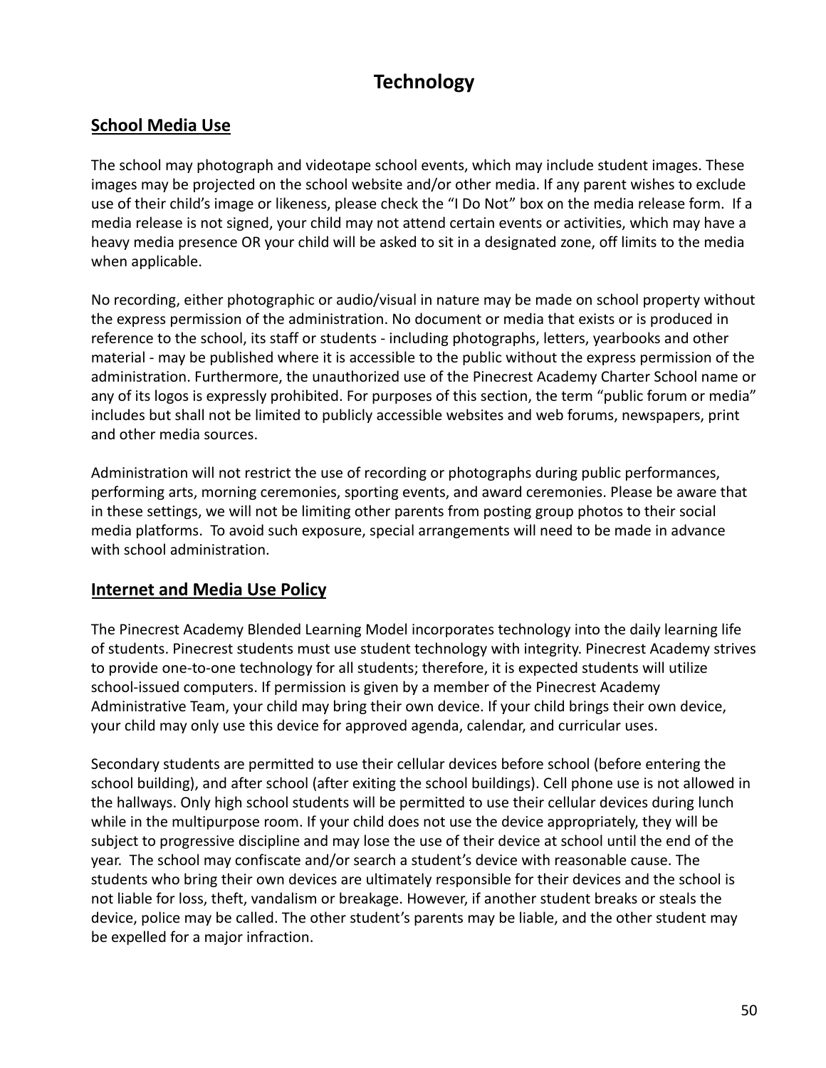# Technology

## School Media Use

The school may photograph and videotape school events, which may include student images. These images may be projected on the school website and/or other media. If any parent wishes to exclude use of their child's image or likeness, please check the "I Do Not" box on the media release form. If a media release is not signed, your child may not attend certain events or activities, which may have a heavy media presence OR your child will be asked to sit in a designated zone, off limits to the media when applicable.

No recording, either photographic or audio/visual in nature may be made on school property without the express permission of the administration. No document or media that exists or is produced in reference to the school, its staff or students - including photographs, letters, yearbooks and other material - may be published where it is accessible to the public without the express permission of the administration. Furthermore, the unauthorized use of the Pinecrest Academy Charter School name or any of its logos is expressly prohibited. For purposes of this section, the term "public forum or media" includes but shall not be limited to publicly accessible websites and web forums, newspapers, print and other media sources.

Administration will not restrict the use of recording or photographs during public performances, performing arts, morning ceremonies, sporting events, and award ceremonies. Please be aware that in these settings, we will not be limiting other parents from posting group photos to their social media platforms. To avoid such exposure, special arrangements will need to be made in advance with school administration.

## Internet and Media Use Policy

The Pinecrest Academy Blended Learning Model incorporates technology into the daily learning life of students. Pinecrest students must use student technology with integrity. Pinecrest Academy strives to provide one-to-one technology for all students; therefore, it is expected students will utilize school-issued computers. If permission is given by a member of the Pinecrest Academy Administrative Team, your child may bring their own device. If your child brings their own device, your child may only use this device for approved agenda, calendar, and curricular uses.

Secondary students are permitted to use their cellular devices before school (before entering the school building), and after school (after exiting the school buildings). Cell phone use is not allowed in the hallways. Only high school students will be permitted to use their cellular devices during lunch while in the multipurpose room. If your child does not use the device appropriately, they will be subject to progressive discipline and may lose the use of their device at school until the end of the year. The school may confiscate and/or search a student's device with reasonable cause. The students who bring their own devices are ultimately responsible for their devices and the school is not liable for loss, theft, vandalism or breakage. However, if another student breaks or steals the device, police may be called. The other student's parents may be liable, and the other student may be expelled for a major infraction.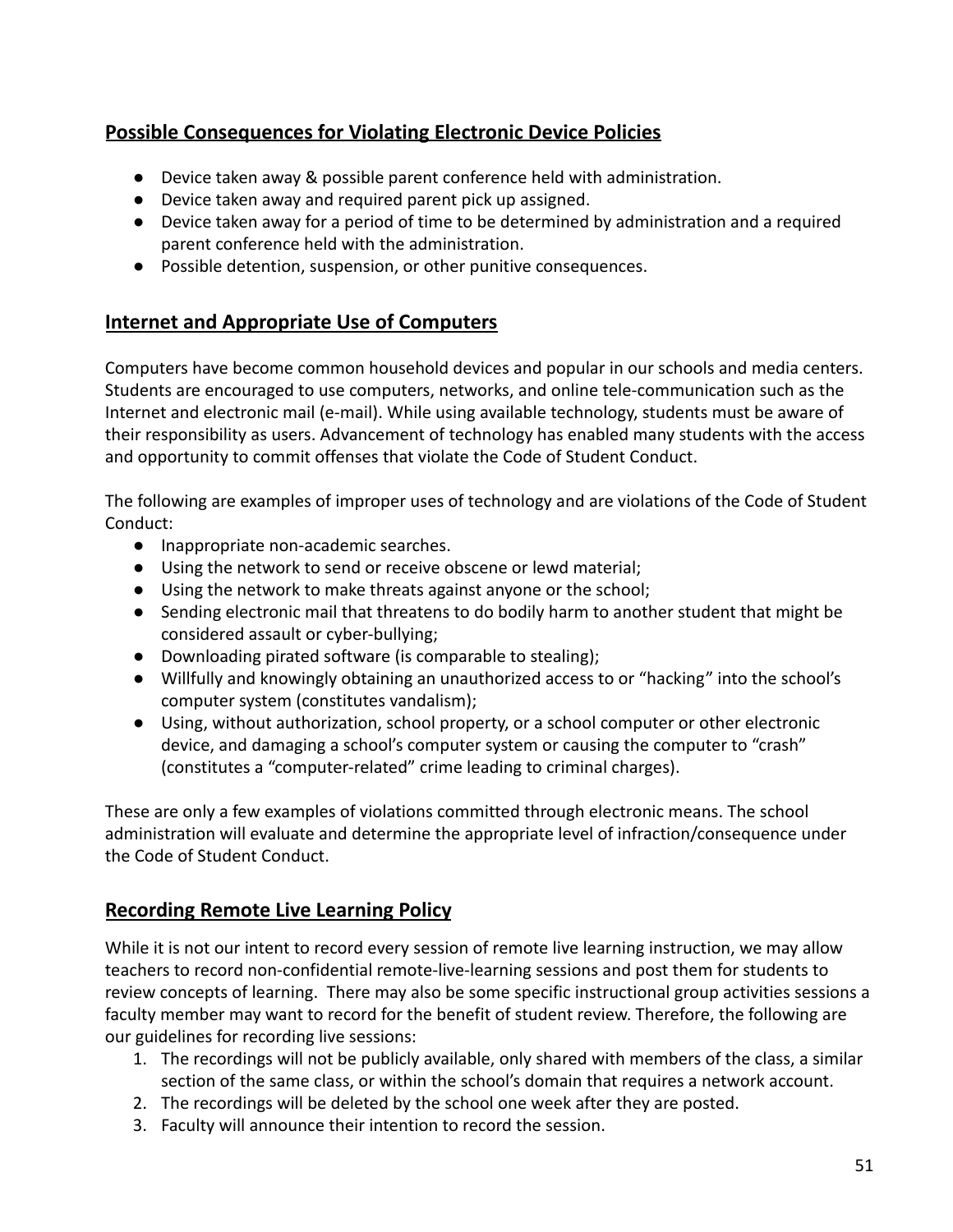## Possible Consequences for Violating Electronic Device Policies

- Device taken away & possible parent conference held with administration.
- Device taken away and required parent pick up assigned.
- Device taken away for a period of time to be determined by administration and a required parent conference held with the administration.
- Possible detention, suspension, or other punitive consequences.

## Internet and Appropriate Use of Computers

Computers have become common household devices and popular in our schools and media centers. Students are encouraged to use computers, networks, and online tele-communication such as the Internet and electronic mail (e-mail). While using available technology, students must be aware of their responsibility as users. Advancement of technology has enabled many students with the access and opportunity to commit offenses that violate the Code of Student Conduct.

The following are examples of improper uses of technology and are violations of the Code of Student Conduct:

- Inappropriate non-academic searches.
- Using the network to send or receive obscene or lewd material;
- Using the network to make threats against anyone or the school;
- Sending electronic mail that threatens to do bodily harm to another student that might be considered assault or cyber-bullying;
- Downloading pirated software (is comparable to stealing);
- Willfully and knowingly obtaining an unauthorized access to or "hacking" into the school's computer system (constitutes vandalism);
- Using, without authorization, school property, or a school computer or other electronic device, and damaging a school's computer system or causing the computer to "crash" (constitutes a "computer-related" crime leading to criminal charges).

These are only a few examples of violations committed through electronic means. The school administration will evaluate and determine the appropriate level of infraction/consequence under the Code of Student Conduct.

## Recording Remote Live Learning Policy

While it is not our intent to record every session of remote live learning instruction, we may allow teachers to record non-confidential remote-live-learning sessions and post them for students to review concepts of learning. There may also be some specific instructional group activities sessions a faculty member may want to record for the benefit of student review. Therefore, the following are our guidelines for recording live sessions:

1. The recordings will not be publicly available, only shared with members of the class, a similar section of the same class, or within the school's domain that requires a network account.
2. The recordings will be deleted by the school one week after they are posted.
3. Faculty will announce their intention to record the session.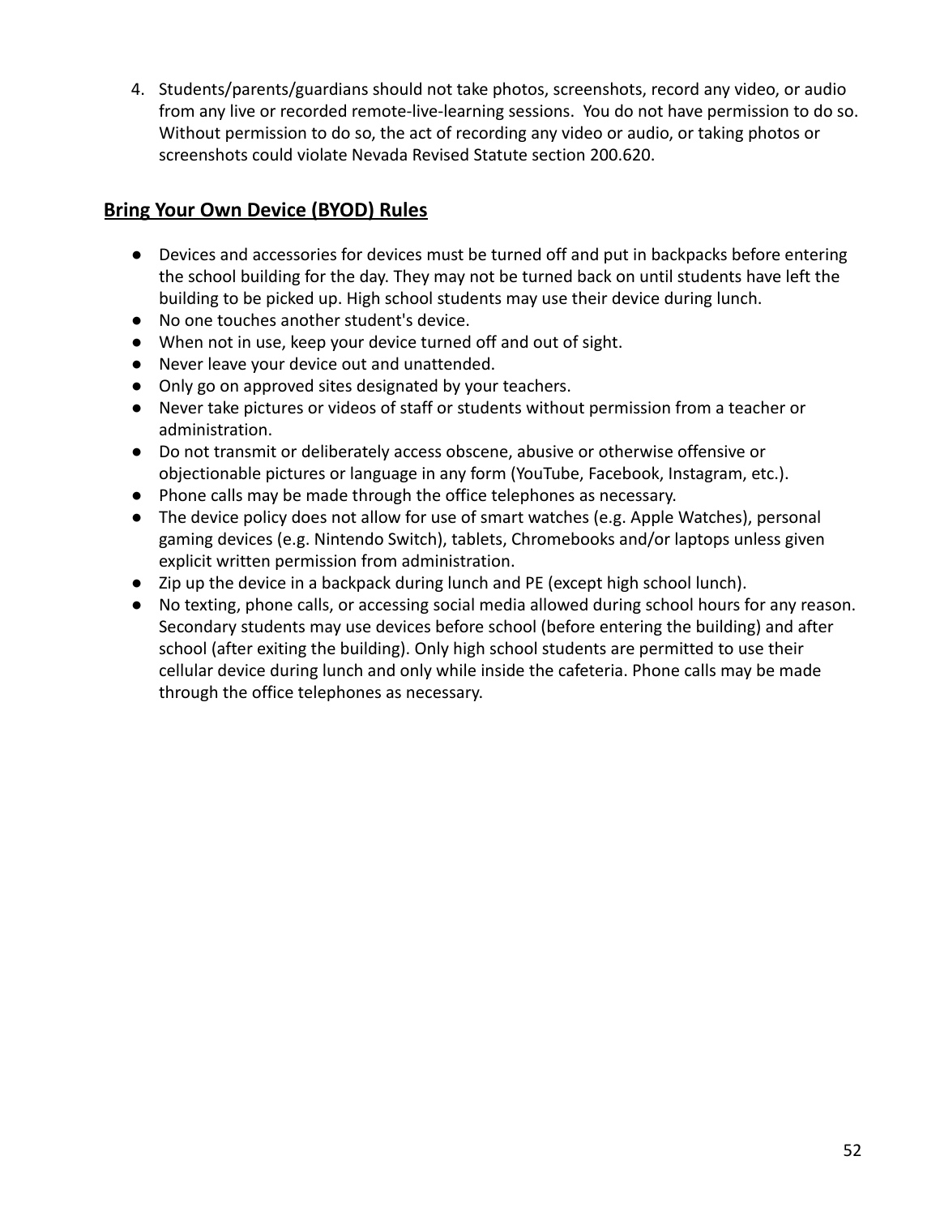4. Students/parents/guardians should not take photos, screenshots, record any video, or audio from any live or recorded remote-live-learning sessions.  You do not have permission to do so. Without permission to do so, the act of recording any video or audio, or taking photos or screenshots could violate Nevada Revised Statute section 200.620.

## **Bring Your Own Device (BYOD) Rules**

- Devices and accessories for devices must be turned off and put in backpacks before entering the school building for the day. They may not be turned back on until students have left the building to be picked up. High school students may use their device during lunch.
- No one touches another student's device.
- When not in use, keep your device turned off and out of sight.
- Never leave your device out and unattended.
- Only go on approved sites designated by your teachers.
- Never take pictures or videos of staff or students without permission from a teacher or administration.
- Do not transmit or deliberately access obscene, abusive or otherwise offensive or objectionable pictures or language in any form (YouTube, Facebook, Instagram, etc.).
- Phone calls may be made through the office telephones as necessary.
- The device policy does not allow for use of smart watches (e.g. Apple Watches), personal gaming devices (e.g. Nintendo Switch), tablets, Chromebooks and/or laptops unless given explicit written permission from administration.
- Zip up the device in a backpack during lunch and PE (except high school lunch).
- No texting, phone calls, or accessing social media allowed during school hours for any reason. Secondary students may use devices before school (before entering the building) and after school (after exiting the building). Only high school students are permitted to use their cellular device during lunch and only while inside the cafeteria. Phone calls may be made through the office telephones as necessary.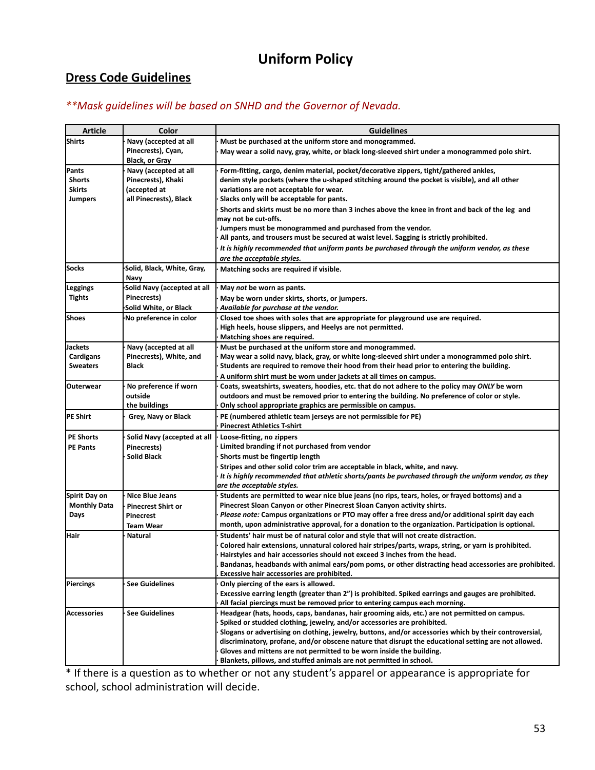# Uniform Policy

## Dress Code Guidelines

*\*\*Mask guidelines will be based on SNHD and the Governor of Nevada.*

| Article | Color | Guidelines |
|---|---|---|
| Shirts | Navy (accepted at all Pinecrests), Cyan, Black, or Gray | · Must be purchased at the uniform store and monogrammed.<br>· May wear a solid navy, gray, white, or black long-sleeved shirt under a monogrammed polo shirt. |
| Pants<br>Shorts<br>Skirts<br>Jumpers | Navy (accepted at all Pinecrests), Khaki (accepted at all Pinecrests), Black | · Form-fitting, cargo, denim material, pocket/decorative zippers, tight/gathered ankles, denim style pockets (where the u-shaped stitching around the pocket is visible), and all other variations are not acceptable for wear.<br>· Slacks only will be acceptable for pants.<br>· Shorts and skirts must be no more than 3 inches above the knee in front and back of the leg and may not be cut-offs.<br>· Jumpers must be monogrammed and purchased from the vendor.<br>· All pants, and trousers must be secured at waist level. Sagging is strictly prohibited.<br>· *It is highly recommended that uniform pants be purchased through the uniform vendor, as these are the acceptable styles.* |
| Socks | ·Solid, Black, White, Gray, Navy | · Matching socks are required if visible. |
| Leggings<br>Tights | ·Solid Navy (accepted at all Pinecrests)<br>·Solid White, or Black | · May *not* be worn as pants.<br>· May be worn under skirts, shorts, or jumpers.<br>· *Available for purchase at the vendor.* |
| Shoes | ·No preference in color | · Closed toe shoes with soles that are appropriate for playground use are required.<br>· High heels, house slippers, and Heelys are not permitted.<br>· Matching shoes are required. |
| Jackets<br>Cardigans<br>Sweaters | Navy (accepted at all Pinecrests), White, and Black | · Must be purchased at the uniform store and monogrammed.<br>· May wear a solid navy, black, gray, or white long-sleeved shirt under a monogrammed polo shirt.<br>· Students are required to remove their hood from their head prior to entering the building.<br>· A uniform shirt must be worn under jackets at all times on campus. |
| Outerwear | No preference if worn outside the buildings | · Coats, sweatshirts, sweaters, hoodies, etc. that do not adhere to the policy may *ONLY* be worn outdoors and must be removed prior to entering the building. No preference of color or style.<br>· Only school appropriate graphics are permissible on campus. |
| PE Shirt | · Grey, Navy or Black | · PE (numbered athletic team jerseys are not permissible for PE)<br>· Pinecrest Athletics T-shirt |
| PE Shorts<br>PE Pants | · Solid Navy (accepted at all Pinecrests)<br>· Solid Black | · Loose-fitting, no zippers<br>· Limited branding if not purchased from vendor<br>· Shorts must be fingertip length<br>· Stripes and other solid color trim are acceptable in black, white, and navy.<br>· *It is highly recommended that athletic shorts/pants be purchased through the uniform vendor, as they are the acceptable styles.* |
| Spirit Day on Monthly Data Days | · Nice Blue Jeans<br>· Pinecrest Shirt or Pinecrest Team Wear | · Students are permitted to wear nice blue jeans (no rips, tears, holes, or frayed bottoms) and a Pinecrest Sloan Canyon or other Pinecrest Sloan Canyon activity shirts.<br>· *Please note:* Campus organizations or PTO may offer a free dress and/or additional spirit day each month, upon administrative approval, for a donation to the organization. Participation is optional. |
| Hair | · Natural | · Students' hair must be of natural color and style that will not create distraction.<br>· Colored hair extensions, unnatural colored hair stripes/parts, wraps, string, or yarn is prohibited.<br>· Hairstyles and hair accessories should not exceed 3 inches from the head.<br>· Bandanas, headbands with animal ears/pom poms, or other distracting head accessories are prohibited.<br>· Excessive hair accessories are prohibited. |
| Piercings | · See Guidelines | · Only piercing of the ears is allowed.<br>· Excessive earring length (greater than 2") is prohibited. Spiked earrings and gauges are prohibited.<br>· All facial piercings must be removed prior to entering campus each morning. |
| Accessories | · See Guidelines | · Headgear (hats, hoods, caps, bandanas, hair grooming aids, etc.) are not permitted on campus.<br>· Spiked or studded clothing, jewelry, and/or accessories are prohibited.<br>· Slogans or advertising on clothing, jewelry, buttons, and/or accessories which by their controversial, discriminatory, profane, and/or obscene nature that disrupt the educational setting are not allowed.<br>· Gloves and mittens are not permitted to be worn inside the building.<br>· Blankets, pillows, and stuffed animals are not permitted in school. |

\* If there is a question as to whether or not any student's apparel or appearance is appropriate for school, school administration will decide.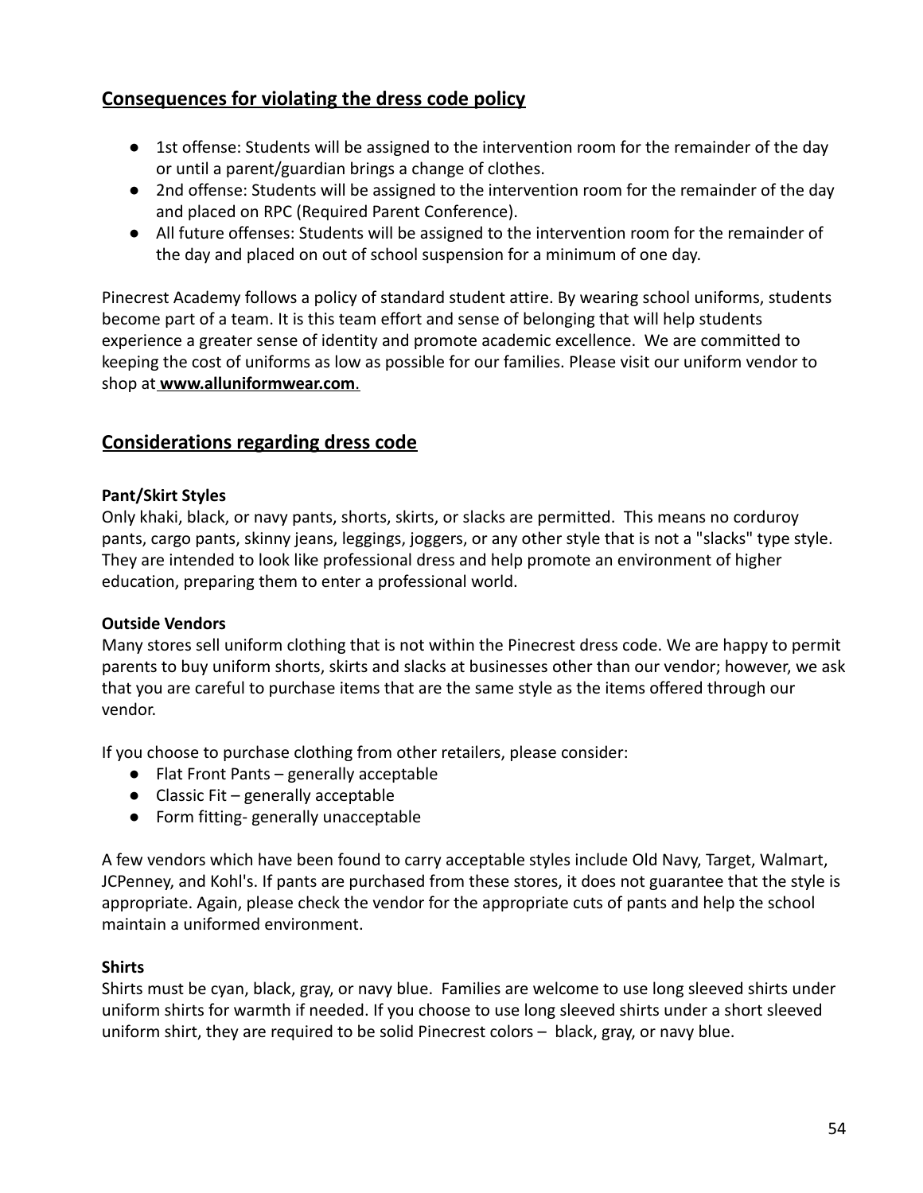## Consequences for violating the dress code policy

- 1st offense: Students will be assigned to the intervention room for the remainder of the day or until a parent/guardian brings a change of clothes.
- 2nd offense: Students will be assigned to the intervention room for the remainder of the day and placed on RPC (Required Parent Conference).
- All future offenses: Students will be assigned to the intervention room for the remainder of the day and placed on out of school suspension for a minimum of one day.

Pinecrest Academy follows a policy of standard student attire. By wearing school uniforms, students become part of a team. It is this team effort and sense of belonging that will help students experience a greater sense of identity and promote academic excellence. We are committed to keeping the cost of uniforms as low as possible for our families. Please visit our uniform vendor to shop at **www.alluniformwear.com**.

## Considerations regarding dress code

**Pant/Skirt Styles**
Only khaki, black, or navy pants, shorts, skirts, or slacks are permitted. This means no corduroy pants, cargo pants, skinny jeans, leggings, joggers, or any other style that is not a "slacks" type style. They are intended to look like professional dress and help promote an environment of higher education, preparing them to enter a professional world.

**Outside Vendors**
Many stores sell uniform clothing that is not within the Pinecrest dress code. We are happy to permit parents to buy uniform shorts, skirts and slacks at businesses other than our vendor; however, we ask that you are careful to purchase items that are the same style as the items offered through our vendor.

If you choose to purchase clothing from other retailers, please consider:

- Flat Front Pants – generally acceptable
- Classic Fit – generally acceptable
- Form fitting- generally unacceptable

A few vendors which have been found to carry acceptable styles include Old Navy, Target, Walmart, JCPenney, and Kohl's. If pants are purchased from these stores, it does not guarantee that the style is appropriate. Again, please check the vendor for the appropriate cuts of pants and help the school maintain a uniformed environment.

**Shirts**
Shirts must be cyan, black, gray, or navy blue. Families are welcome to use long sleeved shirts under uniform shirts for warmth if needed. If you choose to use long sleeved shirts under a short sleeved uniform shirt, they are required to be solid Pinecrest colors – black, gray, or navy blue.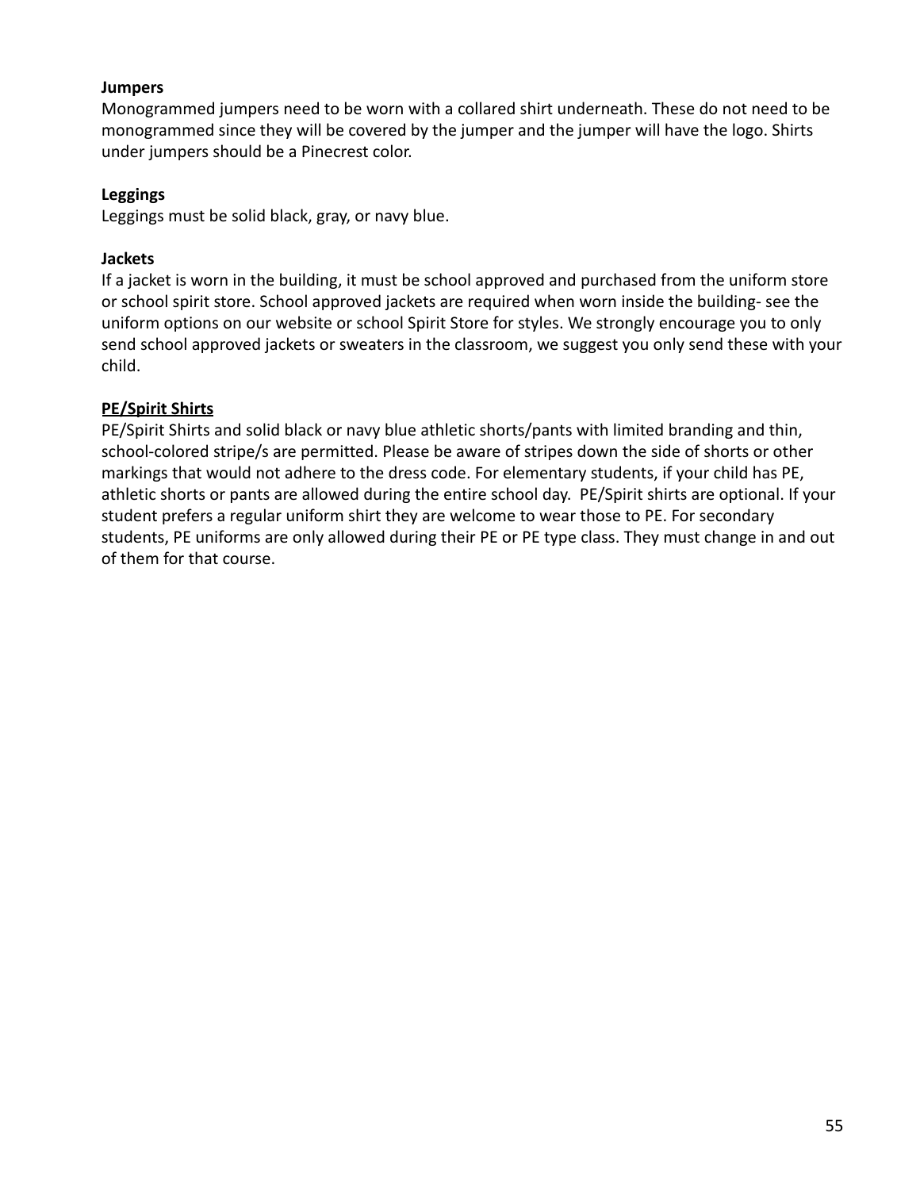**Jumpers**

Monogrammed jumpers need to be worn with a collared shirt underneath. These do not need to be monogrammed since they will be covered by the jumper and the jumper will have the logo. Shirts under jumpers should be a Pinecrest color.

**Leggings**

Leggings must be solid black, gray, or navy blue.

**Jackets**

If a jacket is worn in the building, it must be school approved and purchased from the uniform store or school spirit store. School approved jackets are required when worn inside the building- see the uniform options on our website or school Spirit Store for styles. We strongly encourage you to only send school approved jackets or sweaters in the classroom, we suggest you only send these with your child.

**<u>PE/Spirit Shirts</u>**

PE/Spirit Shirts and solid black or navy blue athletic shorts/pants with limited branding and thin, school-colored stripe/s are permitted. Please be aware of stripes down the side of shorts or other markings that would not adhere to the dress code. For elementary students, if your child has PE, athletic shorts or pants are allowed during the entire school day. PE/Spirit shirts are optional. If your student prefers a regular uniform shirt they are welcome to wear those to PE. For secondary students, PE uniforms are only allowed during their PE or PE type class. They must change in and out of them for that course.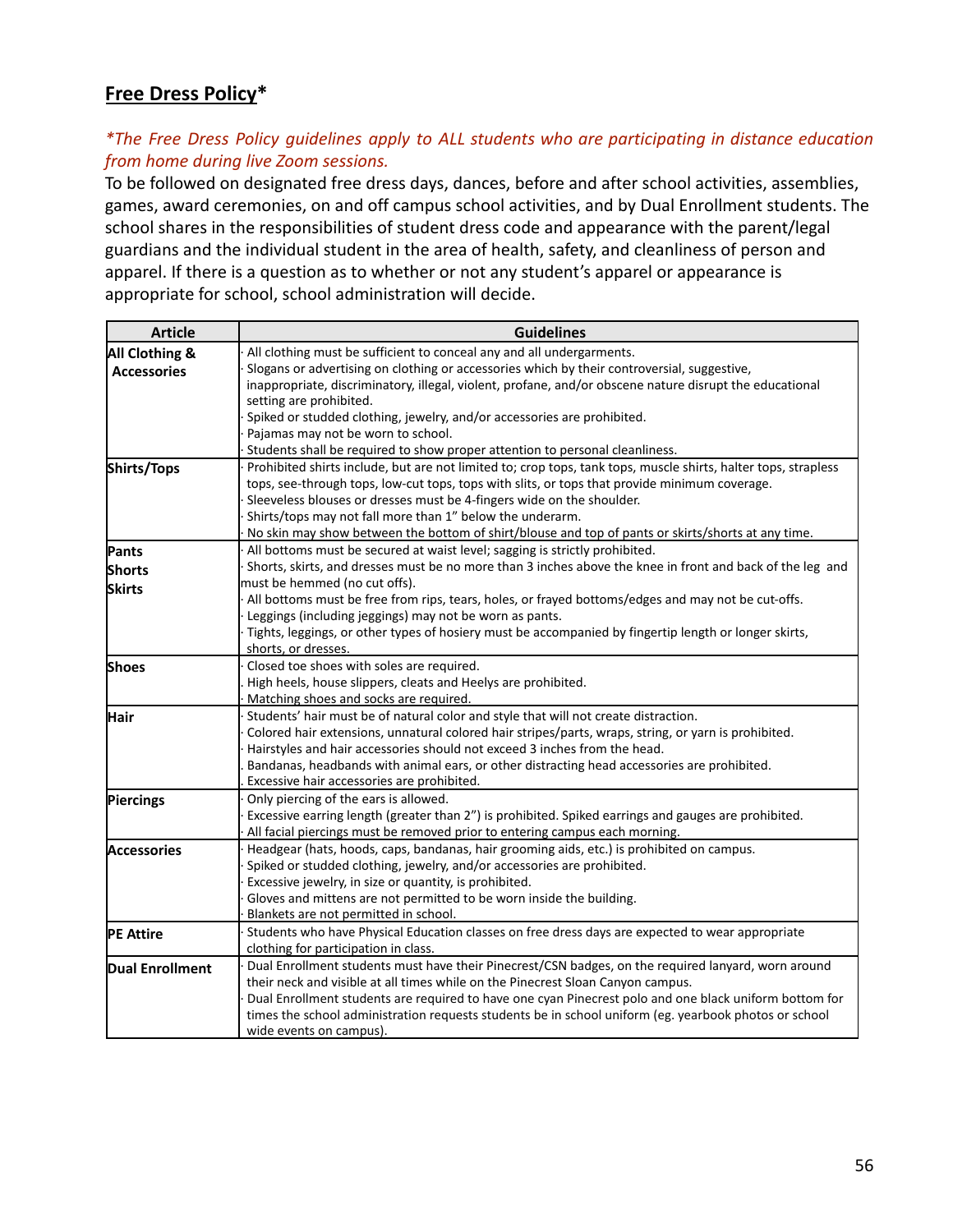## **Free Dress Policy***

*\*The Free Dress Policy guidelines apply to ALL students who are participating in distance education from home during live Zoom sessions.*

To be followed on designated free dress days, dances, before and after school activities, assemblies, games, award ceremonies, on and off campus school activities, and by Dual Enrollment students. The school shares in the responsibilities of student dress code and appearance with the parent/legal guardians and the individual student in the area of health, safety, and cleanliness of person and apparel. If there is a question as to whether or not any student's apparel or appearance is appropriate for school, school administration will decide.

| Article | Guidelines |
|---|---|
| **All Clothing & Accessories** | · All clothing must be sufficient to conceal any and all undergarments.<br>· Slogans or advertising on clothing or accessories which by their controversial, suggestive, inappropriate, discriminatory, illegal, violent, profane, and/or obscene nature disrupt the educational setting are prohibited.<br>· Spiked or studded clothing, jewelry, and/or accessories are prohibited.<br>· Pajamas may not be worn to school.<br>· Students shall be required to show proper attention to personal cleanliness. |
| **Shirts/Tops** | · Prohibited shirts include, but are not limited to; crop tops, tank tops, muscle shirts, halter tops, strapless tops, see-through tops, low-cut tops, tops with slits, or tops that provide minimum coverage.<br>· Sleeveless blouses or dresses must be 4-fingers wide on the shoulder.<br>· Shirts/tops may not fall more than 1" below the underarm.<br>· No skin may show between the bottom of shirt/blouse and top of pants or skirts/shorts at any time. |
| **Pants Shorts Skirts** | · All bottoms must be secured at waist level; sagging is strictly prohibited.<br>· Shorts, skirts, and dresses must be no more than 3 inches above the knee in front and back of the leg and must be hemmed (no cut offs).<br>· All bottoms must be free from rips, tears, holes, or frayed bottoms/edges and may not be cut-offs.<br>· Leggings (including jeggings) may not be worn as pants.<br>· Tights, leggings, or other types of hosiery must be accompanied by fingertip length or longer skirts, shorts, or dresses. |
| **Shoes** | · Closed toe shoes with soles are required.<br>. High heels, house slippers, cleats and Heelys are prohibited.<br>· Matching shoes and socks are required. |
| **Hair** | · Students' hair must be of natural color and style that will not create distraction.<br>· Colored hair extensions, unnatural colored hair stripes/parts, wraps, string, or yarn is prohibited.<br>· Hairstyles and hair accessories should not exceed 3 inches from the head.<br>. Bandanas, headbands with animal ears, or other distracting head accessories are prohibited.<br>. Excessive hair accessories are prohibited. |
| **Piercings** | · Only piercing of the ears is allowed.<br>· Excessive earring length (greater than 2") is prohibited. Spiked earrings and gauges are prohibited.<br>· All facial piercings must be removed prior to entering campus each morning. |
| **Accessories** | · Headgear (hats, hoods, caps, bandanas, hair grooming aids, etc.) is prohibited on campus.<br>· Spiked or studded clothing, jewelry, and/or accessories are prohibited.<br>· Excessive jewelry, in size or quantity, is prohibited.<br>· Gloves and mittens are not permitted to be worn inside the building.<br>· Blankets are not permitted in school. |
| **PE Attire** | · Students who have Physical Education classes on free dress days are expected to wear appropriate clothing for participation in class. |
| **Dual Enrollment** | · Dual Enrollment students must have their Pinecrest/CSN badges, on the required lanyard, worn around their neck and visible at all times while on the Pinecrest Sloan Canyon campus.<br>· Dual Enrollment students are required to have one cyan Pinecrest polo and one black uniform bottom for times the school administration requests students be in school uniform (eg. yearbook photos or school wide events on campus). |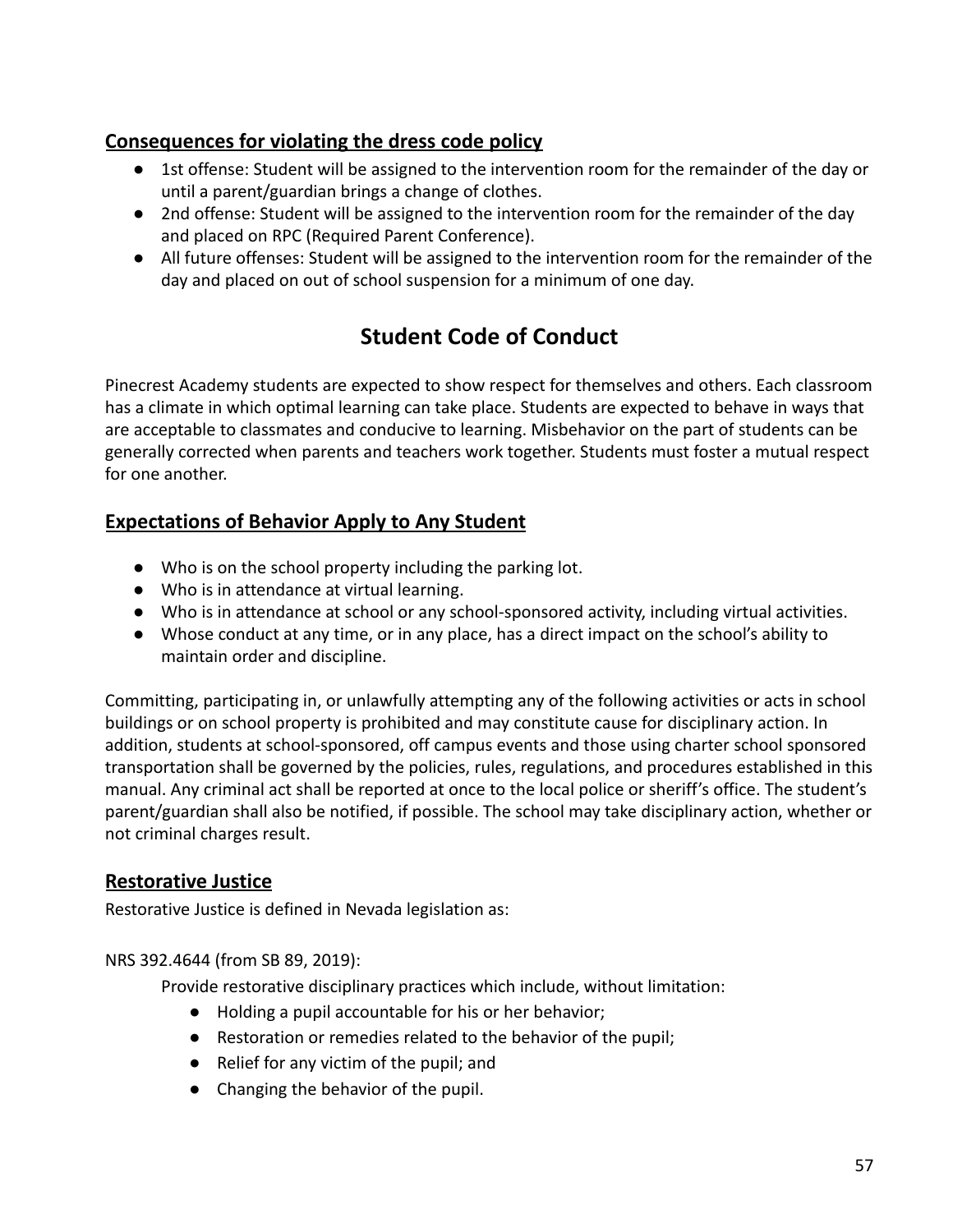## Consequences for violating the dress code policy

- 1st offense: Student will be assigned to the intervention room for the remainder of the day or until a parent/guardian brings a change of clothes.
- 2nd offense: Student will be assigned to the intervention room for the remainder of the day and placed on RPC (Required Parent Conference).
- All future offenses: Student will be assigned to the intervention room for the remainder of the day and placed on out of school suspension for a minimum of one day.

# Student Code of Conduct

Pinecrest Academy students are expected to show respect for themselves and others. Each classroom has a climate in which optimal learning can take place. Students are expected to behave in ways that are acceptable to classmates and conducive to learning. Misbehavior on the part of students can be generally corrected when parents and teachers work together. Students must foster a mutual respect for one another.

## Expectations of Behavior Apply to Any Student

- Who is on the school property including the parking lot.
- Who is in attendance at virtual learning.
- Who is in attendance at school or any school-sponsored activity, including virtual activities.
- Whose conduct at any time, or in any place, has a direct impact on the school's ability to maintain order and discipline.

Committing, participating in, or unlawfully attempting any of the following activities or acts in school buildings or on school property is prohibited and may constitute cause for disciplinary action. In addition, students at school-sponsored, off campus events and those using charter school sponsored transportation shall be governed by the policies, rules, regulations, and procedures established in this manual. Any criminal act shall be reported at once to the local police or sheriff's office. The student's parent/guardian shall also be notified, if possible. The school may take disciplinary action, whether or not criminal charges result.

## Restorative Justice

Restorative Justice is defined in Nevada legislation as:

NRS 392.4644 (from SB 89, 2019):

Provide restorative disciplinary practices which include, without limitation:

- Holding a pupil accountable for his or her behavior;
- Restoration or remedies related to the behavior of the pupil;
- Relief for any victim of the pupil; and
- Changing the behavior of the pupil.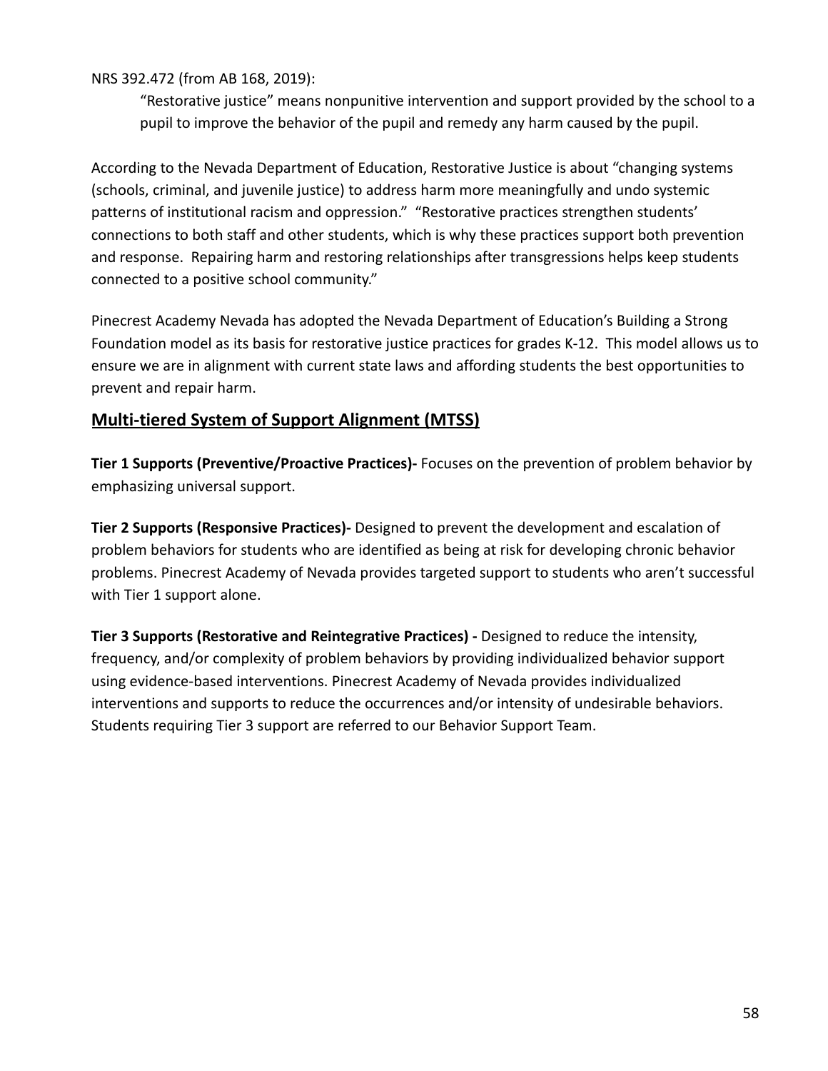NRS 392.472 (from AB 168, 2019):

> "Restorative justice" means nonpunitive intervention and support provided by the school to a pupil to improve the behavior of the pupil and remedy any harm caused by the pupil.

According to the Nevada Department of Education, Restorative Justice is about "changing systems (schools, criminal, and juvenile justice) to address harm more meaningfully and undo systemic patterns of institutional racism and oppression." "Restorative practices strengthen students' connections to both staff and other students, which is why these practices support both prevention and response. Repairing harm and restoring relationships after transgressions helps keep students connected to a positive school community."

Pinecrest Academy Nevada has adopted the Nevada Department of Education's Building a Strong Foundation model as its basis for restorative justice practices for grades K-12. This model allows us to ensure we are in alignment with current state laws and affording students the best opportunities to prevent and repair harm.

## Multi-tiered System of Support Alignment (MTSS)

**Tier 1 Supports (Preventive/Proactive Practices)-** Focuses on the prevention of problem behavior by emphasizing universal support.

**Tier 2 Supports (Responsive Practices)-** Designed to prevent the development and escalation of problem behaviors for students who are identified as being at risk for developing chronic behavior problems. Pinecrest Academy of Nevada provides targeted support to students who aren't successful with Tier 1 support alone.

**Tier 3 Supports (Restorative and Reintegrative Practices) -** Designed to reduce the intensity, frequency, and/or complexity of problem behaviors by providing individualized behavior support using evidence-based interventions. Pinecrest Academy of Nevada provides individualized interventions and supports to reduce the occurrences and/or intensity of undesirable behaviors. Students requiring Tier 3 support are referred to our Behavior Support Team.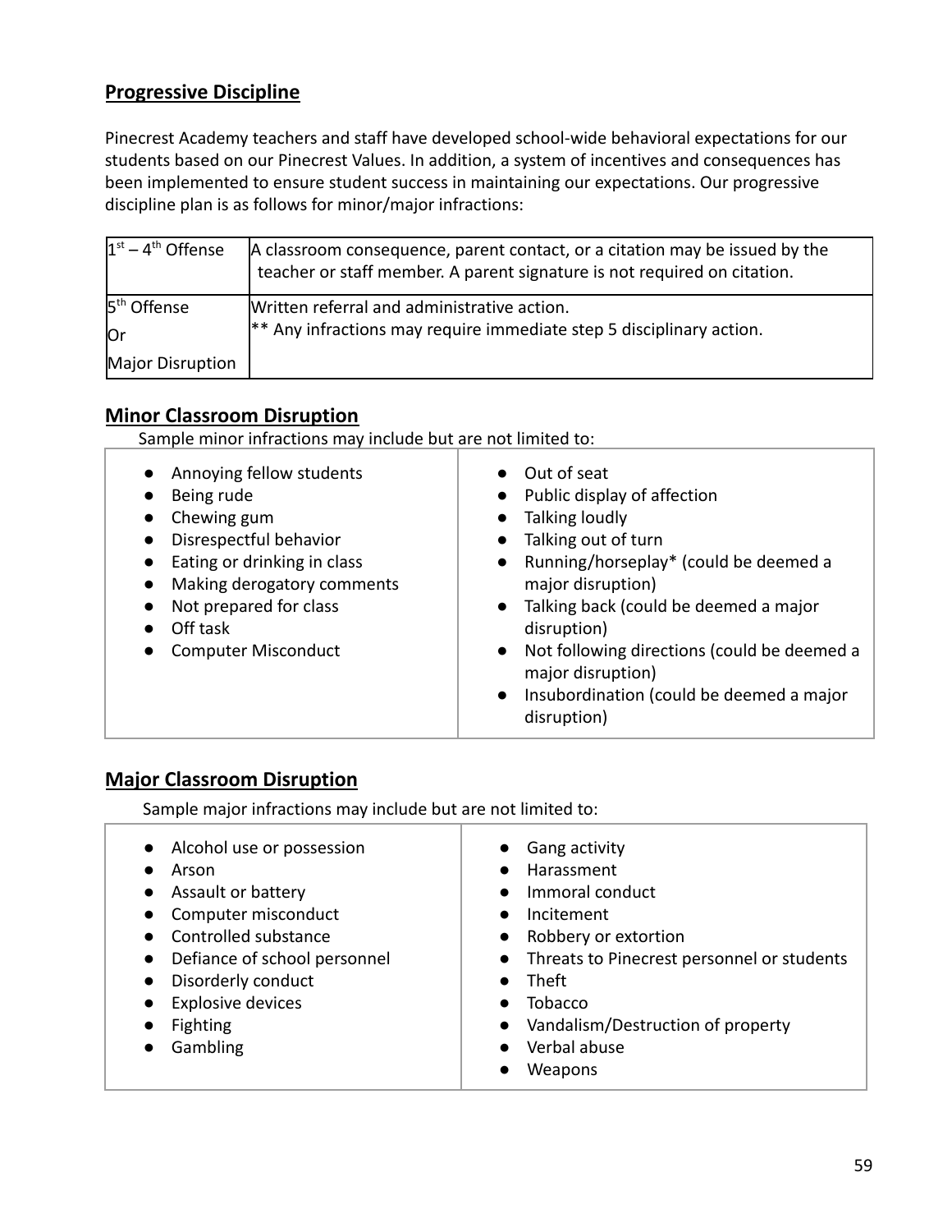## Progressive Discipline

Pinecrest Academy teachers and staff have developed school-wide behavioral expectations for our students based on our Pinecrest Values. In addition, a system of incentives and consequences has been implemented to ensure student success in maintaining our expectations. Our progressive discipline plan is as follows for minor/major infractions:

| 1st – 4th Offense | A classroom consequence, parent contact, or a citation may be issued by the teacher or staff member. A parent signature is not required on citation. |
|---|---|
| 5th Offense<br>Or<br>Major Disruption | Written referral and administrative action.<br>** Any infractions may require immediate step 5 disciplinary action. |

## Minor Classroom Disruption

Sample minor infractions may include but are not limited to:

- Annoying fellow students
- Being rude
- Chewing gum
- Disrespectful behavior
- Eating or drinking in class
- Making derogatory comments
- Not prepared for class
- Off task
- Computer Misconduct
- Out of seat
- Public display of affection
- Talking loudly
- Talking out of turn
- Running/horseplay* (could be deemed a major disruption)
- Talking back (could be deemed a major disruption)
- Not following directions (could be deemed a major disruption)
- Insubordination (could be deemed a major disruption)

## Major Classroom Disruption

Sample major infractions may include but are not limited to:

- Alcohol use or possession
- Arson
- Assault or battery
- Computer misconduct
- Controlled substance
- Defiance of school personnel
- Disorderly conduct
- Explosive devices
- Fighting
- Gambling
- Gang activity
- Harassment
- Immoral conduct
- Incitement
- Robbery or extortion
- Threats to Pinecrest personnel or students
- Theft
- Tobacco
- Vandalism/Destruction of property
- Verbal abuse
- Weapons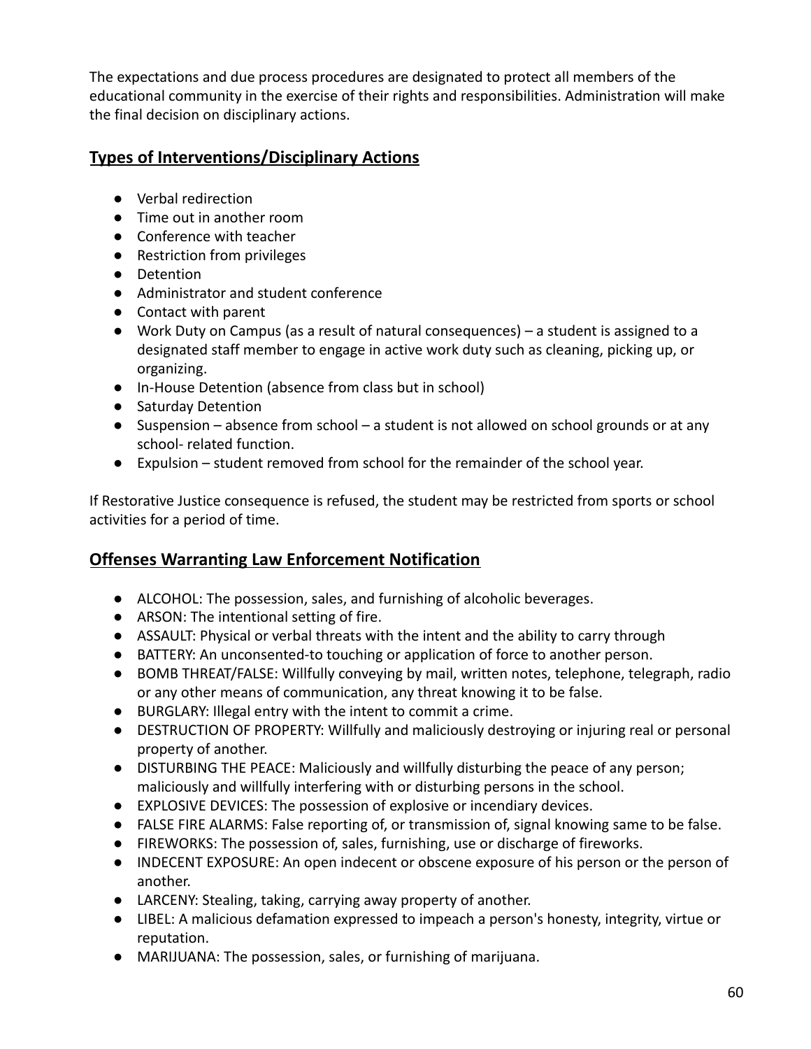The expectations and due process procedures are designated to protect all members of the educational community in the exercise of their rights and responsibilities. Administration will make the final decision on disciplinary actions.

## Types of Interventions/Disciplinary Actions

- Verbal redirection
- Time out in another room
- Conference with teacher
- Restriction from privileges
- Detention
- Administrator and student conference
- Contact with parent
- Work Duty on Campus (as a result of natural consequences) – a student is assigned to a designated staff member to engage in active work duty such as cleaning, picking up, or organizing.
- In-House Detention (absence from class but in school)
- Saturday Detention
- Suspension – absence from school – a student is not allowed on school grounds or at any school- related function.
- Expulsion – student removed from school for the remainder of the school year.

If Restorative Justice consequence is refused, the student may be restricted from sports or school activities for a period of time.

## Offenses Warranting Law Enforcement Notification

- ALCOHOL: The possession, sales, and furnishing of alcoholic beverages.
- ARSON: The intentional setting of fire.
- ASSAULT: Physical or verbal threats with the intent and the ability to carry through
- BATTERY: An unconsented-to touching or application of force to another person.
- BOMB THREAT/FALSE: Willfully conveying by mail, written notes, telephone, telegraph, radio or any other means of communication, any threat knowing it to be false.
- BURGLARY: Illegal entry with the intent to commit a crime.
- DESTRUCTION OF PROPERTY: Willfully and maliciously destroying or injuring real or personal property of another.
- DISTURBING THE PEACE: Maliciously and willfully disturbing the peace of any person; maliciously and willfully interfering with or disturbing persons in the school.
- EXPLOSIVE DEVICES: The possession of explosive or incendiary devices.
- FALSE FIRE ALARMS: False reporting of, or transmission of, signal knowing same to be false.
- FIREWORKS: The possession of, sales, furnishing, use or discharge of fireworks.
- INDECENT EXPOSURE: An open indecent or obscene exposure of his person or the person of another.
- LARCENY: Stealing, taking, carrying away property of another.
- LIBEL: A malicious defamation expressed to impeach a person's honesty, integrity, virtue or reputation.
- MARIJUANA: The possession, sales, or furnishing of marijuana.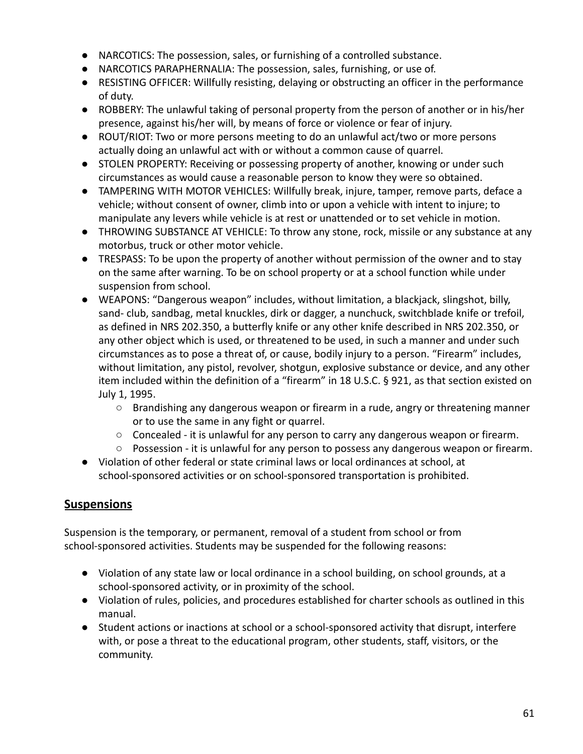- NARCOTICS: The possession, sales, or furnishing of a controlled substance.
- NARCOTICS PARAPHERNALIA: The possession, sales, furnishing, or use of.
- RESISTING OFFICER: Willfully resisting, delaying or obstructing an officer in the performance of duty.
- ROBBERY: The unlawful taking of personal property from the person of another or in his/her presence, against his/her will, by means of force or violence or fear of injury.
- ROUT/RIOT: Two or more persons meeting to do an unlawful act/two or more persons actually doing an unlawful act with or without a common cause of quarrel.
- STOLEN PROPERTY: Receiving or possessing property of another, knowing or under such circumstances as would cause a reasonable person to know they were so obtained.
- TAMPERING WITH MOTOR VEHICLES: Willfully break, injure, tamper, remove parts, deface a vehicle; without consent of owner, climb into or upon a vehicle with intent to injure; to manipulate any levers while vehicle is at rest or unattended or to set vehicle in motion.
- THROWING SUBSTANCE AT VEHICLE: To throw any stone, rock, missile or any substance at any motorbus, truck or other motor vehicle.
- TRESPASS: To be upon the property of another without permission of the owner and to stay on the same after warning. To be on school property or at a school function while under suspension from school.
- WEAPONS: "Dangerous weapon" includes, without limitation, a blackjack, slingshot, billy, sand- club, sandbag, metal knuckles, dirk or dagger, a nunchuck, switchblade knife or trefoil, as defined in NRS 202.350, a butterfly knife or any other knife described in NRS 202.350, or any other object which is used, or threatened to be used, in such a manner and under such circumstances as to pose a threat of, or cause, bodily injury to a person. "Firearm" includes, without limitation, any pistol, revolver, shotgun, explosive substance or device, and any other item included within the definition of a "firearm" in 18 U.S.C. § 921, as that section existed on July 1, 1995.
  - Brandishing any dangerous weapon or firearm in a rude, angry or threatening manner or to use the same in any fight or quarrel.
  - Concealed - it is unlawful for any person to carry any dangerous weapon or firearm.
  - Possession - it is unlawful for any person to possess any dangerous weapon or firearm.
- Violation of other federal or state criminal laws or local ordinances at school, at school-sponsored activities or on school-sponsored transportation is prohibited.

## Suspensions

Suspension is the temporary, or permanent, removal of a student from school or from school-sponsored activities. Students may be suspended for the following reasons:

- Violation of any state law or local ordinance in a school building, on school grounds, at a school-sponsored activity, or in proximity of the school.
- Violation of rules, policies, and procedures established for charter schools as outlined in this manual.
- Student actions or inactions at school or a school-sponsored activity that disrupt, interfere with, or pose a threat to the educational program, other students, staff, visitors, or the community.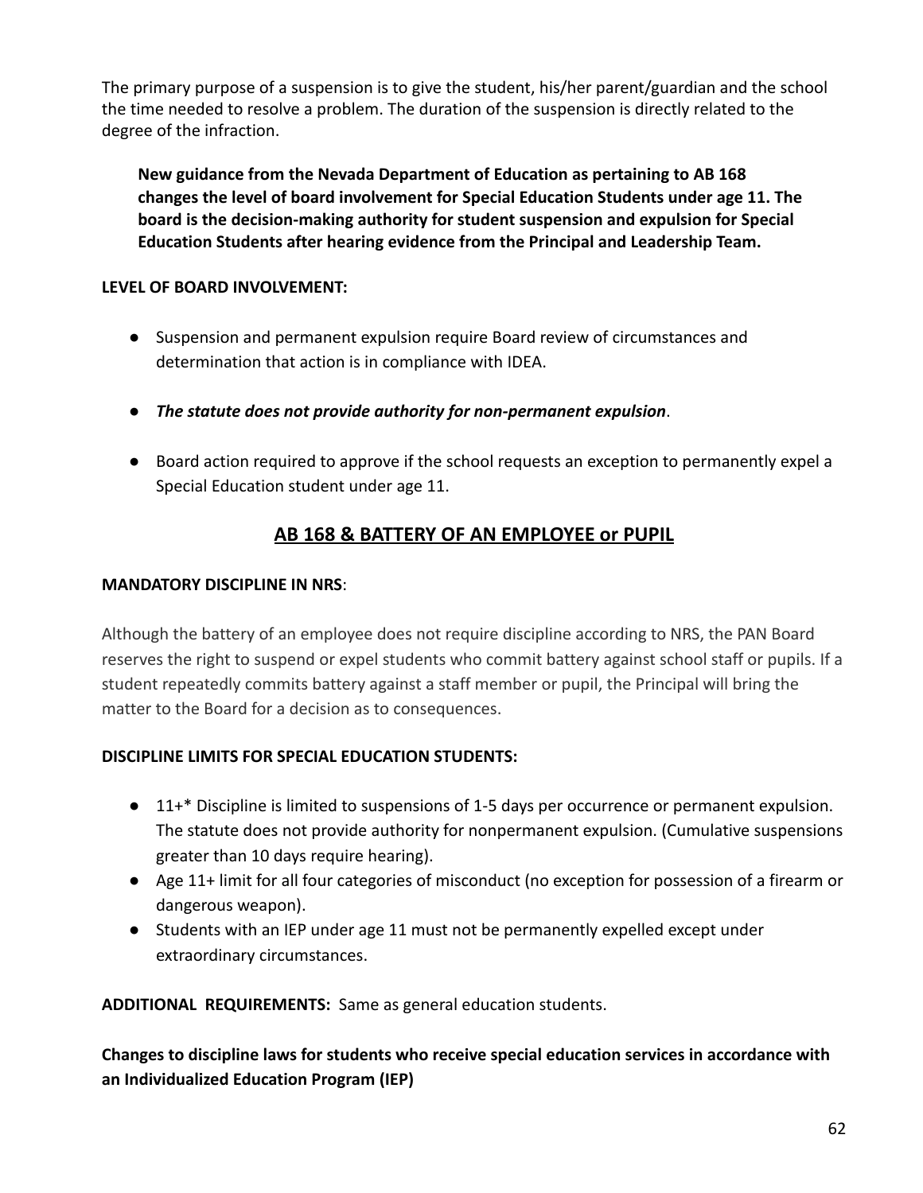The primary purpose of a suspension is to give the student, his/her parent/guardian and the school the time needed to resolve a problem. The duration of the suspension is directly related to the degree of the infraction.

> **New guidance from the Nevada Department of Education as pertaining to AB 168 changes the level of board involvement for Special Education Students under age 11. The board is the decision-making authority for student suspension and expulsion for Special Education Students after hearing evidence from the Principal and Leadership Team.**

**LEVEL OF BOARD INVOLVEMENT:**

- Suspension and permanent expulsion require Board review of circumstances and determination that action is in compliance with IDEA.
- ***The statute does not provide authority for non-permanent expulsion***.
- Board action required to approve if the school requests an exception to permanently expel a Special Education student under age 11.

## AB 168 & BATTERY OF AN EMPLOYEE or PUPIL

**MANDATORY DISCIPLINE IN NRS**:

Although the battery of an employee does not require discipline according to NRS, the PAN Board reserves the right to suspend or expel students who commit battery against school staff or pupils. If a student repeatedly commits battery against a staff member or pupil, the Principal will bring the matter to the Board for a decision as to consequences.

**DISCIPLINE LIMITS FOR SPECIAL EDUCATION STUDENTS:**

- 11+* Discipline is limited to suspensions of 1-5 days per occurrence or permanent expulsion. The statute does not provide authority for nonpermanent expulsion. (Cumulative suspensions greater than 10 days require hearing).
- Age 11+ limit for all four categories of misconduct (no exception for possession of a firearm or dangerous weapon).
- Students with an IEP under age 11 must not be permanently expelled except under extraordinary circumstances.

**ADDITIONAL REQUIREMENTS:** Same as general education students.

**Changes to discipline laws for students who receive special education services in accordance with an Individualized Education Program (IEP)**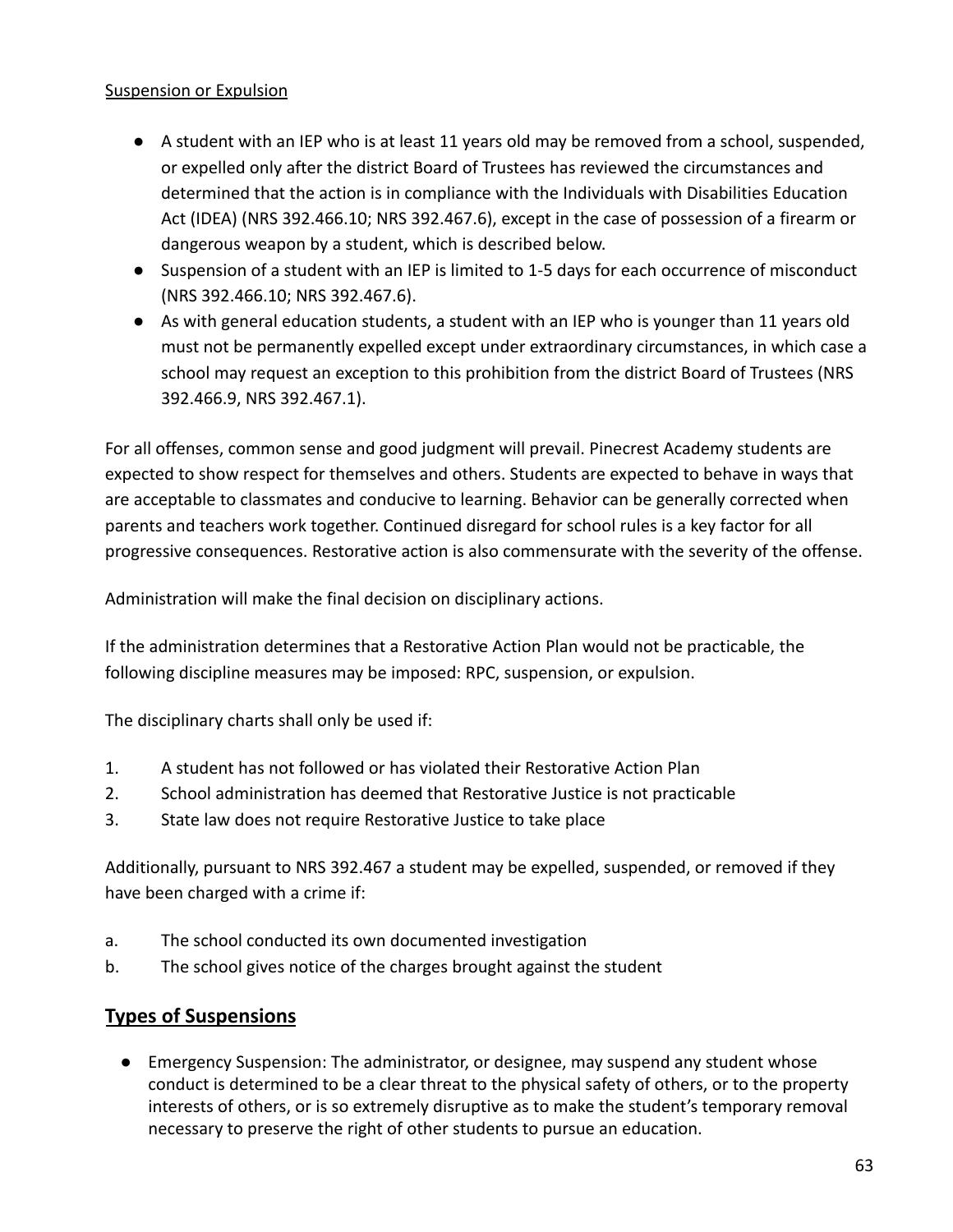Suspension or Expulsion

- A student with an IEP who is at least 11 years old may be removed from a school, suspended, or expelled only after the district Board of Trustees has reviewed the circumstances and determined that the action is in compliance with the Individuals with Disabilities Education Act (IDEA) (NRS 392.466.10; NRS 392.467.6), except in the case of possession of a firearm or dangerous weapon by a student, which is described below.
- Suspension of a student with an IEP is limited to 1-5 days for each occurrence of misconduct (NRS 392.466.10; NRS 392.467.6).
- As with general education students, a student with an IEP who is younger than 11 years old must not be permanently expelled except under extraordinary circumstances, in which case a school may request an exception to this prohibition from the district Board of Trustees (NRS 392.466.9, NRS 392.467.1).

For all offenses, common sense and good judgment will prevail. Pinecrest Academy students are expected to show respect for themselves and others. Students are expected to behave in ways that are acceptable to classmates and conducive to learning. Behavior can be generally corrected when parents and teachers work together. Continued disregard for school rules is a key factor for all progressive consequences. Restorative action is also commensurate with the severity of the offense.

Administration will make the final decision on disciplinary actions.

If the administration determines that a Restorative Action Plan would not be practicable, the following discipline measures may be imposed: RPC, suspension, or expulsion.

The disciplinary charts shall only be used if:

1. A student has not followed or has violated their Restorative Action Plan
2. School administration has deemed that Restorative Justice is not practicable
3. State law does not require Restorative Justice to take place

Additionally, pursuant to NRS 392.467 a student may be expelled, suspended, or removed if they have been charged with a crime if:

a. The school conducted its own documented investigation
b. The school gives notice of the charges brought against the student

## Types of Suspensions

- Emergency Suspension: The administrator, or designee, may suspend any student whose conduct is determined to be a clear threat to the physical safety of others, or to the property interests of others, or is so extremely disruptive as to make the student's temporary removal necessary to preserve the right of other students to pursue an education.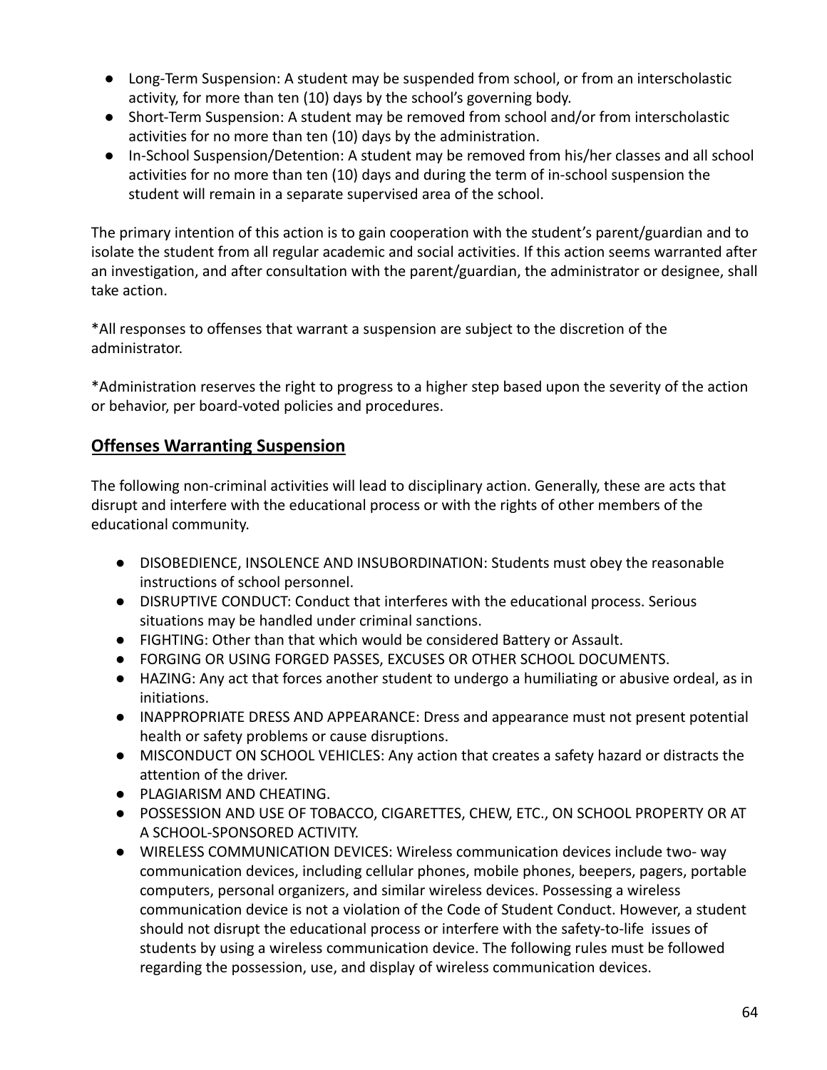- Long-Term Suspension: A student may be suspended from school, or from an interscholastic activity, for more than ten (10) days by the school's governing body.
- Short-Term Suspension: A student may be removed from school and/or from interscholastic activities for no more than ten (10) days by the administration.
- In-School Suspension/Detention: A student may be removed from his/her classes and all school activities for no more than ten (10) days and during the term of in-school suspension the student will remain in a separate supervised area of the school.

The primary intention of this action is to gain cooperation with the student's parent/guardian and to isolate the student from all regular academic and social activities. If this action seems warranted after an investigation, and after consultation with the parent/guardian, the administrator or designee, shall take action.

*All responses to offenses that warrant a suspension are subject to the discretion of the administrator.

*Administration reserves the right to progress to a higher step based upon the severity of the action or behavior, per board-voted policies and procedures.

## Offenses Warranting Suspension

The following non-criminal activities will lead to disciplinary action. Generally, these are acts that disrupt and interfere with the educational process or with the rights of other members of the educational community.

- DISOBEDIENCE, INSOLENCE AND INSUBORDINATION: Students must obey the reasonable instructions of school personnel.
- DISRUPTIVE CONDUCT: Conduct that interferes with the educational process. Serious situations may be handled under criminal sanctions.
- FIGHTING: Other than that which would be considered Battery or Assault.
- FORGING OR USING FORGED PASSES, EXCUSES OR OTHER SCHOOL DOCUMENTS.
- HAZING: Any act that forces another student to undergo a humiliating or abusive ordeal, as in initiations.
- INAPPROPRIATE DRESS AND APPEARANCE: Dress and appearance must not present potential health or safety problems or cause disruptions.
- MISCONDUCT ON SCHOOL VEHICLES: Any action that creates a safety hazard or distracts the attention of the driver.
- PLAGIARISM AND CHEATING.
- POSSESSION AND USE OF TOBACCO, CIGARETTES, CHEW, ETC., ON SCHOOL PROPERTY OR AT A SCHOOL-SPONSORED ACTIVITY.
- WIRELESS COMMUNICATION DEVICES: Wireless communication devices include two- way communication devices, including cellular phones, mobile phones, beepers, pagers, portable computers, personal organizers, and similar wireless devices. Possessing a wireless communication device is not a violation of the Code of Student Conduct. However, a student should not disrupt the educational process or interfere with the safety-to-life issues of students by using a wireless communication device. The following rules must be followed regarding the possession, use, and display of wireless communication devices.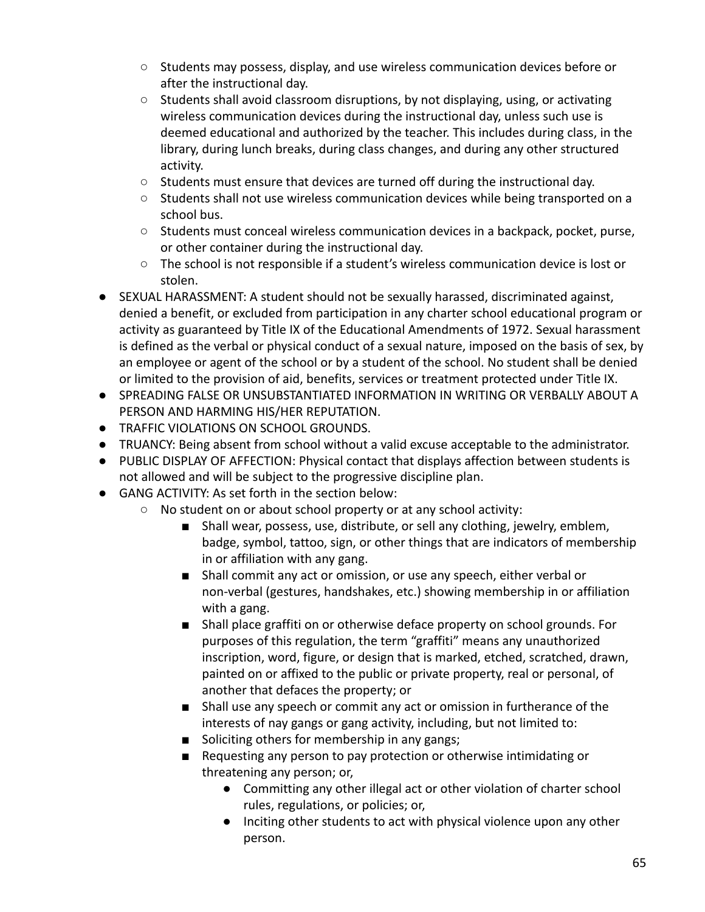- Students may possess, display, and use wireless communication devices before or after the instructional day.
  - Students shall avoid classroom disruptions, by not displaying, using, or activating wireless communication devices during the instructional day, unless such use is deemed educational and authorized by the teacher. This includes during class, in the library, during lunch breaks, during class changes, and during any other structured activity.
  - Students must ensure that devices are turned off during the instructional day.
  - Students shall not use wireless communication devices while being transported on a school bus.
  - Students must conceal wireless communication devices in a backpack, pocket, purse, or other container during the instructional day.
  - The school is not responsible if a student's wireless communication device is lost or stolen.
- SEXUAL HARASSMENT: A student should not be sexually harassed, discriminated against, denied a benefit, or excluded from participation in any charter school educational program or activity as guaranteed by Title IX of the Educational Amendments of 1972. Sexual harassment is defined as the verbal or physical conduct of a sexual nature, imposed on the basis of sex, by an employee or agent of the school or by a student of the school. No student shall be denied or limited to the provision of aid, benefits, services or treatment protected under Title IX.
- SPREADING FALSE OR UNSUBSTANTIATED INFORMATION IN WRITING OR VERBALLY ABOUT A PERSON AND HARMING HIS/HER REPUTATION.
- TRAFFIC VIOLATIONS ON SCHOOL GROUNDS.
- TRUANCY: Being absent from school without a valid excuse acceptable to the administrator.
- PUBLIC DISPLAY OF AFFECTION: Physical contact that displays affection between students is not allowed and will be subject to the progressive discipline plan.
- GANG ACTIVITY: As set forth in the section below:
  - No student on or about school property or at any school activity:
    - Shall wear, possess, use, distribute, or sell any clothing, jewelry, emblem, badge, symbol, tattoo, sign, or other things that are indicators of membership in or affiliation with any gang.
    - Shall commit any act or omission, or use any speech, either verbal or non-verbal (gestures, handshakes, etc.) showing membership in or affiliation with a gang.
    - Shall place graffiti on or otherwise deface property on school grounds. For purposes of this regulation, the term "graffiti" means any unauthorized inscription, word, figure, or design that is marked, etched, scratched, drawn, painted on or affixed to the public or private property, real or personal, of another that defaces the property; or
    - Shall use any speech or commit any act or omission in furtherance of the interests of nay gangs or gang activity, including, but not limited to:
    - Soliciting others for membership in any gangs;
    - Requesting any person to pay protection or otherwise intimidating or threatening any person; or,
      - Committing any other illegal act or other violation of charter school rules, regulations, or policies; or,
      - Inciting other students to act with physical violence upon any other person.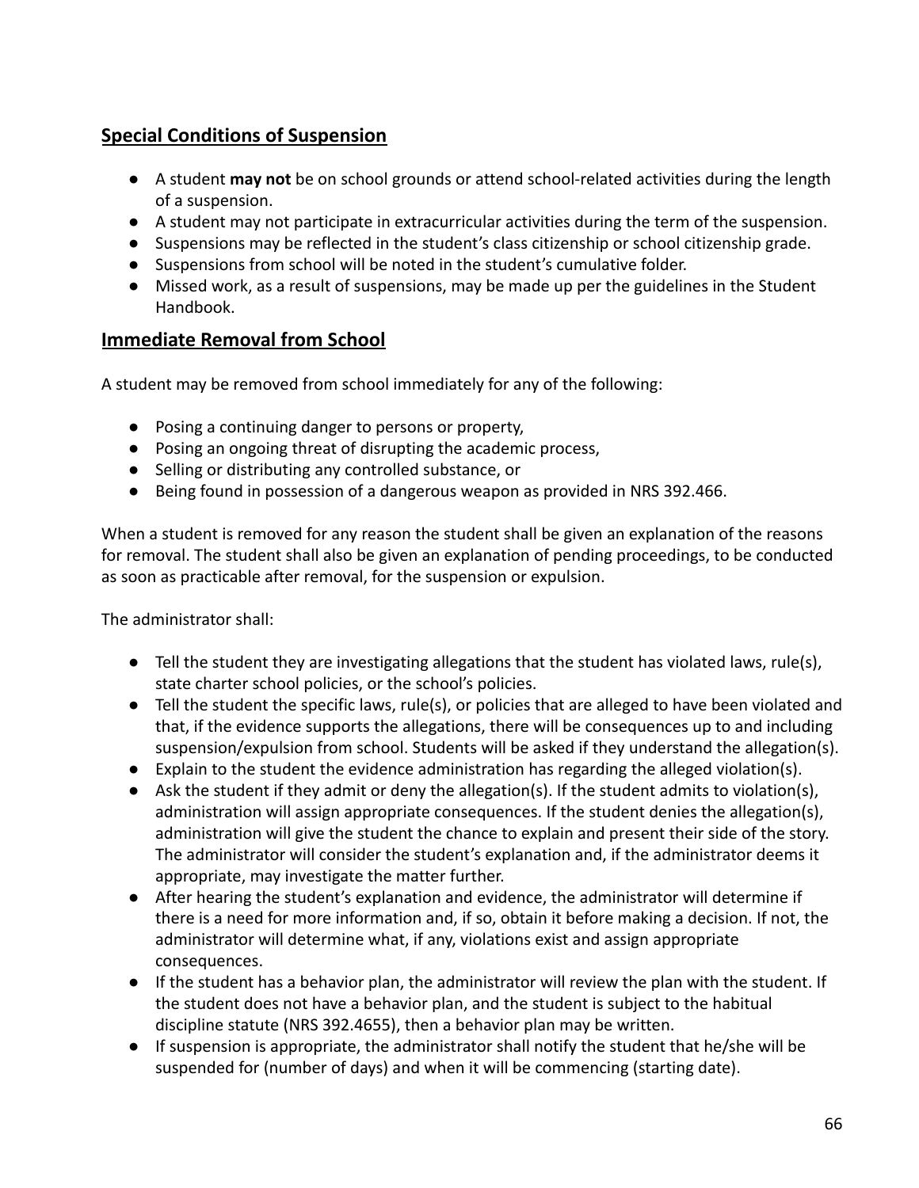## Special Conditions of Suspension

- A student **may not** be on school grounds or attend school-related activities during the length of a suspension.
- A student may not participate in extracurricular activities during the term of the suspension.
- Suspensions may be reflected in the student's class citizenship or school citizenship grade.
- Suspensions from school will be noted in the student's cumulative folder.
- Missed work, as a result of suspensions, may be made up per the guidelines in the Student Handbook.

## Immediate Removal from School

A student may be removed from school immediately for any of the following:

- Posing a continuing danger to persons or property,
- Posing an ongoing threat of disrupting the academic process,
- Selling or distributing any controlled substance, or
- Being found in possession of a dangerous weapon as provided in NRS 392.466.

When a student is removed for any reason the student shall be given an explanation of the reasons for removal. The student shall also be given an explanation of pending proceedings, to be conducted as soon as practicable after removal, for the suspension or expulsion.

The administrator shall:

- Tell the student they are investigating allegations that the student has violated laws, rule(s), state charter school policies, or the school's policies.
- Tell the student the specific laws, rule(s), or policies that are alleged to have been violated and that, if the evidence supports the allegations, there will be consequences up to and including suspension/expulsion from school. Students will be asked if they understand the allegation(s).
- Explain to the student the evidence administration has regarding the alleged violation(s).
- Ask the student if they admit or deny the allegation(s). If the student admits to violation(s), administration will assign appropriate consequences. If the student denies the allegation(s), administration will give the student the chance to explain and present their side of the story. The administrator will consider the student's explanation and, if the administrator deems it appropriate, may investigate the matter further.
- After hearing the student's explanation and evidence, the administrator will determine if there is a need for more information and, if so, obtain it before making a decision. If not, the administrator will determine what, if any, violations exist and assign appropriate consequences.
- If the student has a behavior plan, the administrator will review the plan with the student. If the student does not have a behavior plan, and the student is subject to the habitual discipline statute (NRS 392.4655), then a behavior plan may be written.
- If suspension is appropriate, the administrator shall notify the student that he/she will be suspended for (number of days) and when it will be commencing (starting date).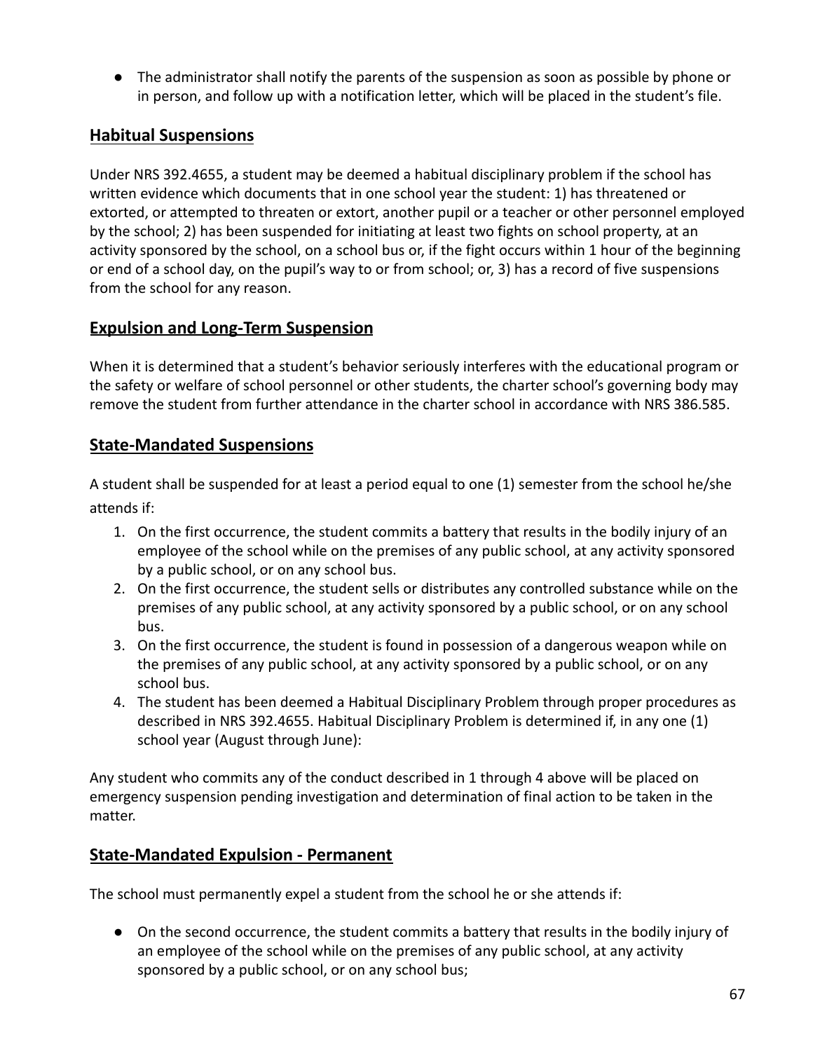- The administrator shall notify the parents of the suspension as soon as possible by phone or in person, and follow up with a notification letter, which will be placed in the student's file.

## Habitual Suspensions

Under NRS 392.4655, a student may be deemed a habitual disciplinary problem if the school has written evidence which documents that in one school year the student: 1) has threatened or extorted, or attempted to threaten or extort, another pupil or a teacher or other personnel employed by the school; 2) has been suspended for initiating at least two fights on school property, at an activity sponsored by the school, on a school bus or, if the fight occurs within 1 hour of the beginning or end of a school day, on the pupil's way to or from school; or, 3) has a record of five suspensions from the school for any reason.

## Expulsion and Long-Term Suspension

When it is determined that a student's behavior seriously interferes with the educational program or the safety or welfare of school personnel or other students, the charter school's governing body may remove the student from further attendance in the charter school in accordance with NRS 386.585.

## State-Mandated Suspensions

A student shall be suspended for at least a period equal to one (1) semester from the school he/she attends if:

1. On the first occurrence, the student commits a battery that results in the bodily injury of an employee of the school while on the premises of any public school, at any activity sponsored by a public school, or on any school bus.
2. On the first occurrence, the student sells or distributes any controlled substance while on the premises of any public school, at any activity sponsored by a public school, or on any school bus.
3. On the first occurrence, the student is found in possession of a dangerous weapon while on the premises of any public school, at any activity sponsored by a public school, or on any school bus.
4. The student has been deemed a Habitual Disciplinary Problem through proper procedures as described in NRS 392.4655. Habitual Disciplinary Problem is determined if, in any one (1) school year (August through June):

Any student who commits any of the conduct described in 1 through 4 above will be placed on emergency suspension pending investigation and determination of final action to be taken in the matter.

## State-Mandated Expulsion - Permanent

The school must permanently expel a student from the school he or she attends if:

- On the second occurrence, the student commits a battery that results in the bodily injury of an employee of the school while on the premises of any public school, at any activity sponsored by a public school, or on any school bus;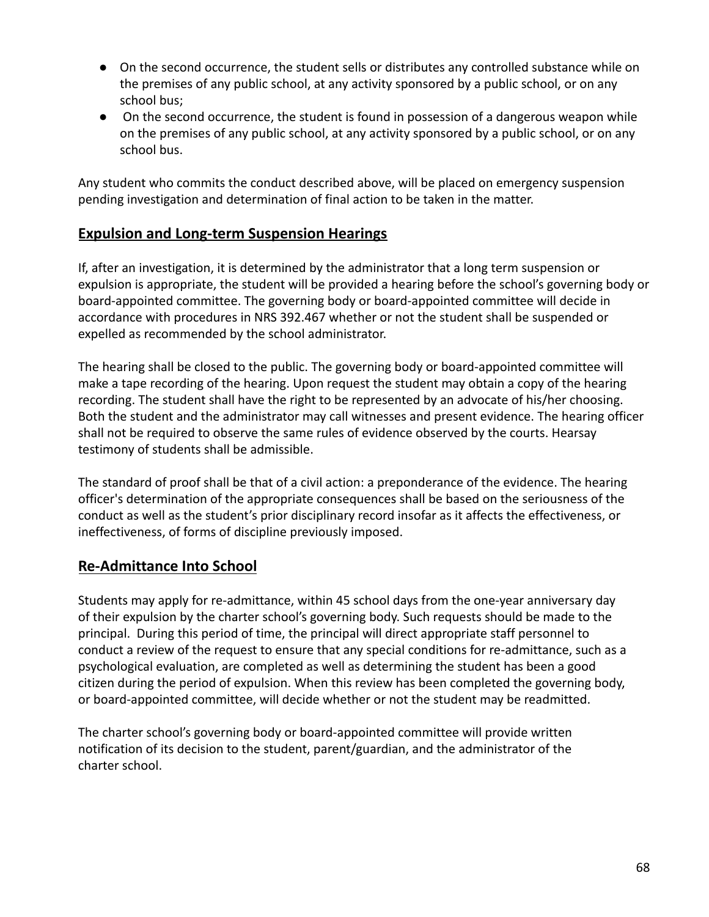- On the second occurrence, the student sells or distributes any controlled substance while on the premises of any public school, at any activity sponsored by a public school, or on any school bus;
- On the second occurrence, the student is found in possession of a dangerous weapon while on the premises of any public school, at any activity sponsored by a public school, or on any school bus.

Any student who commits the conduct described above, will be placed on emergency suspension pending investigation and determination of final action to be taken in the matter.

## Expulsion and Long-term Suspension Hearings

If, after an investigation, it is determined by the administrator that a long term suspension or expulsion is appropriate, the student will be provided a hearing before the school's governing body or board-appointed committee. The governing body or board-appointed committee will decide in accordance with procedures in NRS 392.467 whether or not the student shall be suspended or expelled as recommended by the school administrator.

The hearing shall be closed to the public. The governing body or board-appointed committee will make a tape recording of the hearing. Upon request the student may obtain a copy of the hearing recording. The student shall have the right to be represented by an advocate of his/her choosing. Both the student and the administrator may call witnesses and present evidence. The hearing officer shall not be required to observe the same rules of evidence observed by the courts. Hearsay testimony of students shall be admissible.

The standard of proof shall be that of a civil action: a preponderance of the evidence. The hearing officer's determination of the appropriate consequences shall be based on the seriousness of the conduct as well as the student's prior disciplinary record insofar as it affects the effectiveness, or ineffectiveness, of forms of discipline previously imposed.

## Re-Admittance Into School

Students may apply for re-admittance, within 45 school days from the one-year anniversary day of their expulsion by the charter school's governing body. Such requests should be made to the principal. During this period of time, the principal will direct appropriate staff personnel to conduct a review of the request to ensure that any special conditions for re-admittance, such as a psychological evaluation, are completed as well as determining the student has been a good citizen during the period of expulsion. When this review has been completed the governing body, or board-appointed committee, will decide whether or not the student may be readmitted.

The charter school's governing body or board-appointed committee will provide written notification of its decision to the student, parent/guardian, and the administrator of the charter school.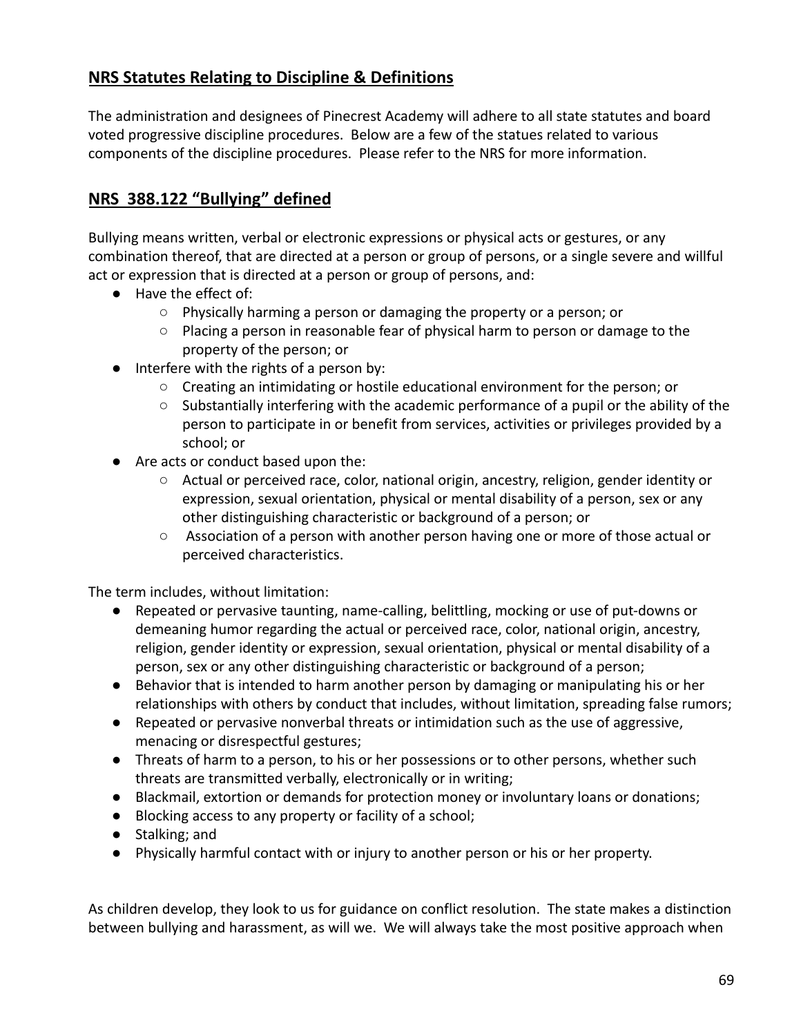## NRS Statutes Relating to Discipline & Definitions

The administration and designees of Pinecrest Academy will adhere to all state statutes and board voted progressive discipline procedures. Below are a few of the statues related to various components of the discipline procedures. Please refer to the NRS for more information.

## NRS 388.122 "Bullying" defined

Bullying means written, verbal or electronic expressions or physical acts or gestures, or any combination thereof, that are directed at a person or group of persons, or a single severe and willful act or expression that is directed at a person or group of persons, and:

- Have the effect of:
  - Physically harming a person or damaging the property or a person; or
  - Placing a person in reasonable fear of physical harm to person or damage to the property of the person; or
- Interfere with the rights of a person by:
  - Creating an intimidating or hostile educational environment for the person; or
  - Substantially interfering with the academic performance of a pupil or the ability of the person to participate in or benefit from services, activities or privileges provided by a school; or
- Are acts or conduct based upon the:
  - Actual or perceived race, color, national origin, ancestry, religion, gender identity or expression, sexual orientation, physical or mental disability of a person, sex or any other distinguishing characteristic or background of a person; or
  - Association of a person with another person having one or more of those actual or perceived characteristics.

The term includes, without limitation:

- Repeated or pervasive taunting, name-calling, belittling, mocking or use of put-downs or demeaning humor regarding the actual or perceived race, color, national origin, ancestry, religion, gender identity or expression, sexual orientation, physical or mental disability of a person, sex or any other distinguishing characteristic or background of a person;
- Behavior that is intended to harm another person by damaging or manipulating his or her relationships with others by conduct that includes, without limitation, spreading false rumors;
- Repeated or pervasive nonverbal threats or intimidation such as the use of aggressive, menacing or disrespectful gestures;
- Threats of harm to a person, to his or her possessions or to other persons, whether such threats are transmitted verbally, electronically or in writing;
- Blackmail, extortion or demands for protection money or involuntary loans or donations;
- Blocking access to any property or facility of a school;
- Stalking; and
- Physically harmful contact with or injury to another person or his or her property.

As children develop, they look to us for guidance on conflict resolution. The state makes a distinction between bullying and harassment, as will we. We will always take the most positive approach when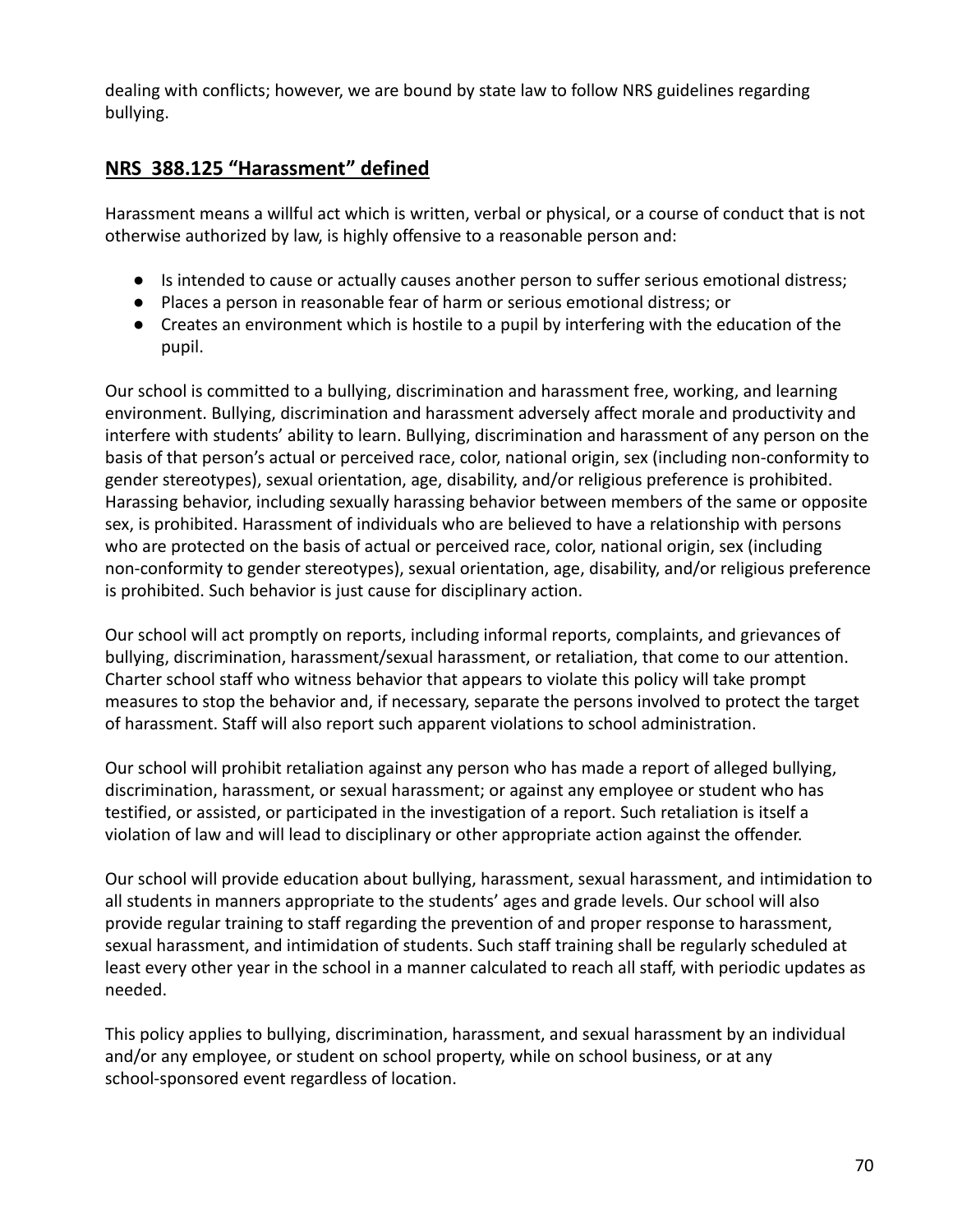dealing with conflicts; however, we are bound by state law to follow NRS guidelines regarding bullying.

## NRS 388.125 "Harassment" defined

Harassment means a willful act which is written, verbal or physical, or a course of conduct that is not otherwise authorized by law, is highly offensive to a reasonable person and:

- Is intended to cause or actually causes another person to suffer serious emotional distress;
- Places a person in reasonable fear of harm or serious emotional distress; or
- Creates an environment which is hostile to a pupil by interfering with the education of the pupil.

Our school is committed to a bullying, discrimination and harassment free, working, and learning environment. Bullying, discrimination and harassment adversely affect morale and productivity and interfere with students' ability to learn. Bullying, discrimination and harassment of any person on the basis of that person's actual or perceived race, color, national origin, sex (including non-conformity to gender stereotypes), sexual orientation, age, disability, and/or religious preference is prohibited. Harassing behavior, including sexually harassing behavior between members of the same or opposite sex, is prohibited. Harassment of individuals who are believed to have a relationship with persons who are protected on the basis of actual or perceived race, color, national origin, sex (including non-conformity to gender stereotypes), sexual orientation, age, disability, and/or religious preference is prohibited. Such behavior is just cause for disciplinary action.

Our school will act promptly on reports, including informal reports, complaints, and grievances of bullying, discrimination, harassment/sexual harassment, or retaliation, that come to our attention. Charter school staff who witness behavior that appears to violate this policy will take prompt measures to stop the behavior and, if necessary, separate the persons involved to protect the target of harassment. Staff will also report such apparent violations to school administration.

Our school will prohibit retaliation against any person who has made a report of alleged bullying, discrimination, harassment, or sexual harassment; or against any employee or student who has testified, or assisted, or participated in the investigation of a report. Such retaliation is itself a violation of law and will lead to disciplinary or other appropriate action against the offender.

Our school will provide education about bullying, harassment, sexual harassment, and intimidation to all students in manners appropriate to the students' ages and grade levels. Our school will also provide regular training to staff regarding the prevention of and proper response to harassment, sexual harassment, and intimidation of students. Such staff training shall be regularly scheduled at least every other year in the school in a manner calculated to reach all staff, with periodic updates as needed.

This policy applies to bullying, discrimination, harassment, and sexual harassment by an individual and/or any employee, or student on school property, while on school business, or at any school-sponsored event regardless of location.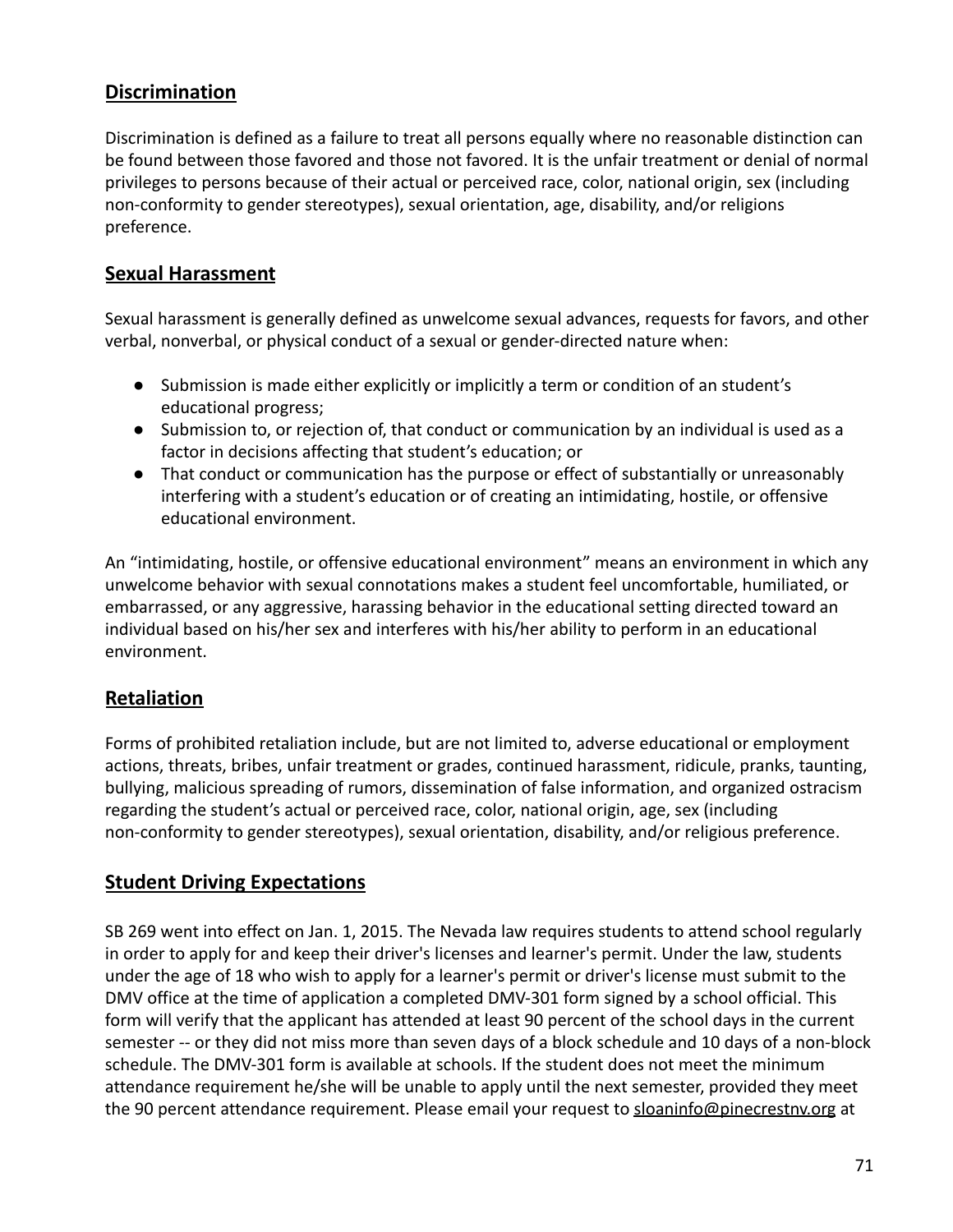## Discrimination

Discrimination is defined as a failure to treat all persons equally where no reasonable distinction can be found between those favored and those not favored. It is the unfair treatment or denial of normal privileges to persons because of their actual or perceived race, color, national origin, sex (including non-conformity to gender stereotypes), sexual orientation, age, disability, and/or religions preference.

## Sexual Harassment

Sexual harassment is generally defined as unwelcome sexual advances, requests for favors, and other verbal, nonverbal, or physical conduct of a sexual or gender-directed nature when:

- Submission is made either explicitly or implicitly a term or condition of an student's educational progress;
- Submission to, or rejection of, that conduct or communication by an individual is used as a factor in decisions affecting that student's education; or
- That conduct or communication has the purpose or effect of substantially or unreasonably interfering with a student's education or of creating an intimidating, hostile, or offensive educational environment.

An "intimidating, hostile, or offensive educational environment" means an environment in which any unwelcome behavior with sexual connotations makes a student feel uncomfortable, humiliated, or embarrassed, or any aggressive, harassing behavior in the educational setting directed toward an individual based on his/her sex and interferes with his/her ability to perform in an educational environment.

## Retaliation

Forms of prohibited retaliation include, but are not limited to, adverse educational or employment actions, threats, bribes, unfair treatment or grades, continued harassment, ridicule, pranks, taunting, bullying, malicious spreading of rumors, dissemination of false information, and organized ostracism regarding the student's actual or perceived race, color, national origin, age, sex (including non-conformity to gender stereotypes), sexual orientation, disability, and/or religious preference.

## Student Driving Expectations

SB 269 went into effect on Jan. 1, 2015. The Nevada law requires students to attend school regularly in order to apply for and keep their driver's licenses and learner's permit. Under the law, students under the age of 18 who wish to apply for a learner's permit or driver's license must submit to the DMV office at the time of application a completed DMV-301 form signed by a school official. This form will verify that the applicant has attended at least 90 percent of the school days in the current semester -- or they did not miss more than seven days of a block schedule and 10 days of a non-block schedule. The DMV-301 form is available at schools. If the student does not meet the minimum attendance requirement he/she will be unable to apply until the next semester, provided they meet the 90 percent attendance requirement. Please email your request to sloaninfo@pinecrestnv.org at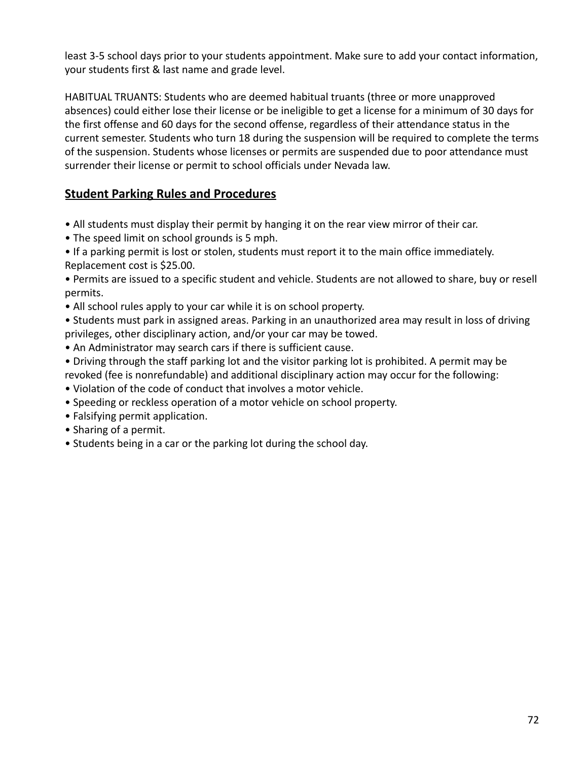least 3-5 school days prior to your students appointment. Make sure to add your contact information, your students first & last name and grade level.

HABITUAL TRUANTS: Students who are deemed habitual truants (three or more unapproved absences) could either lose their license or be ineligible to get a license for a minimum of 30 days for the first offense and 60 days for the second offense, regardless of their attendance status in the current semester. Students who turn 18 during the suspension will be required to complete the terms of the suspension. Students whose licenses or permits are suspended due to poor attendance must surrender their license or permit to school officials under Nevada law.

## Student Parking Rules and Procedures

- All students must display their permit by hanging it on the rear view mirror of their car.
- The speed limit on school grounds is 5 mph.
- If a parking permit is lost or stolen, students must report it to the main office immediately. Replacement cost is $25.00.
- Permits are issued to a specific student and vehicle. Students are not allowed to share, buy or resell permits.
- All school rules apply to your car while it is on school property.
- Students must park in assigned areas. Parking in an unauthorized area may result in loss of driving privileges, other disciplinary action, and/or your car may be towed.
- An Administrator may search cars if there is sufficient cause.
- Driving through the staff parking lot and the visitor parking lot is prohibited. A permit may be revoked (fee is nonrefundable) and additional disciplinary action may occur for the following:
- Violation of the code of conduct that involves a motor vehicle.
- Speeding or reckless operation of a motor vehicle on school property.
- Falsifying permit application.
- Sharing of a permit.
- Students being in a car or the parking lot during the school day.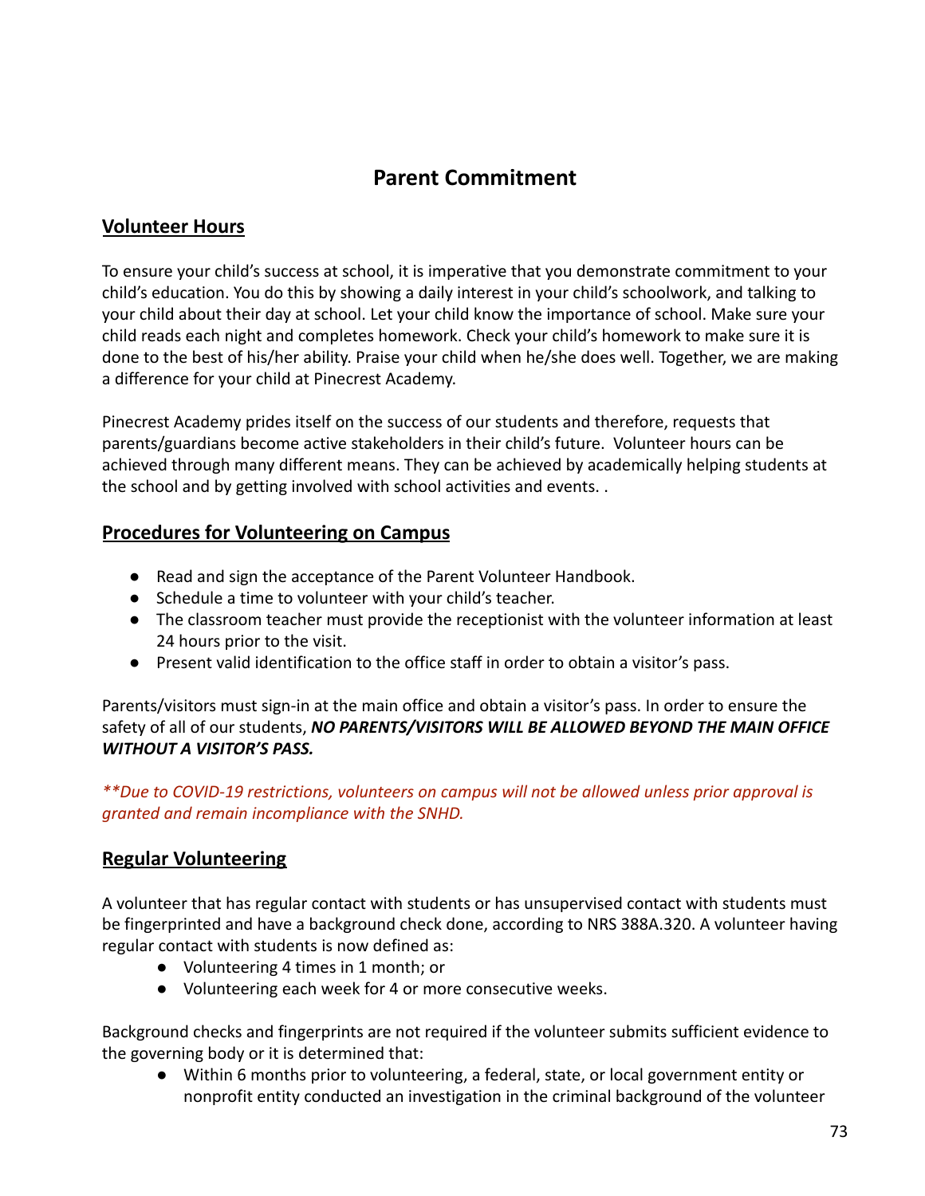# Parent Commitment

## Volunteer Hours

To ensure your child's success at school, it is imperative that you demonstrate commitment to your child's education. You do this by showing a daily interest in your child's schoolwork, and talking to your child about their day at school. Let your child know the importance of school. Make sure your child reads each night and completes homework. Check your child's homework to make sure it is done to the best of his/her ability. Praise your child when he/she does well. Together, we are making a difference for your child at Pinecrest Academy.

Pinecrest Academy prides itself on the success of our students and therefore, requests that parents/guardians become active stakeholders in their child's future. Volunteer hours can be achieved through many different means. They can be achieved by academically helping students at the school and by getting involved with school activities and events. .

## Procedures for Volunteering on Campus

- Read and sign the acceptance of the Parent Volunteer Handbook.
- Schedule a time to volunteer with your child's teacher.
- The classroom teacher must provide the receptionist with the volunteer information at least 24 hours prior to the visit.
- Present valid identification to the office staff in order to obtain a visitor's pass.

Parents/visitors must sign-in at the main office and obtain a visitor's pass. In order to ensure the safety of all of our students, ***NO PARENTS/VISITORS WILL BE ALLOWED BEYOND THE MAIN OFFICE WITHOUT A VISITOR'S PASS.***

*\*\*Due to COVID-19 restrictions, volunteers on campus will not be allowed unless prior approval is granted and remain incompliance with the SNHD.*

## Regular Volunteering

A volunteer that has regular contact with students or has unsupervised contact with students must be fingerprinted and have a background check done, according to NRS 388A.320. A volunteer having regular contact with students is now defined as:

- Volunteering 4 times in 1 month; or
- Volunteering each week for 4 or more consecutive weeks.

Background checks and fingerprints are not required if the volunteer submits sufficient evidence to the governing body or it is determined that:

- Within 6 months prior to volunteering, a federal, state, or local government entity or nonprofit entity conducted an investigation in the criminal background of the volunteer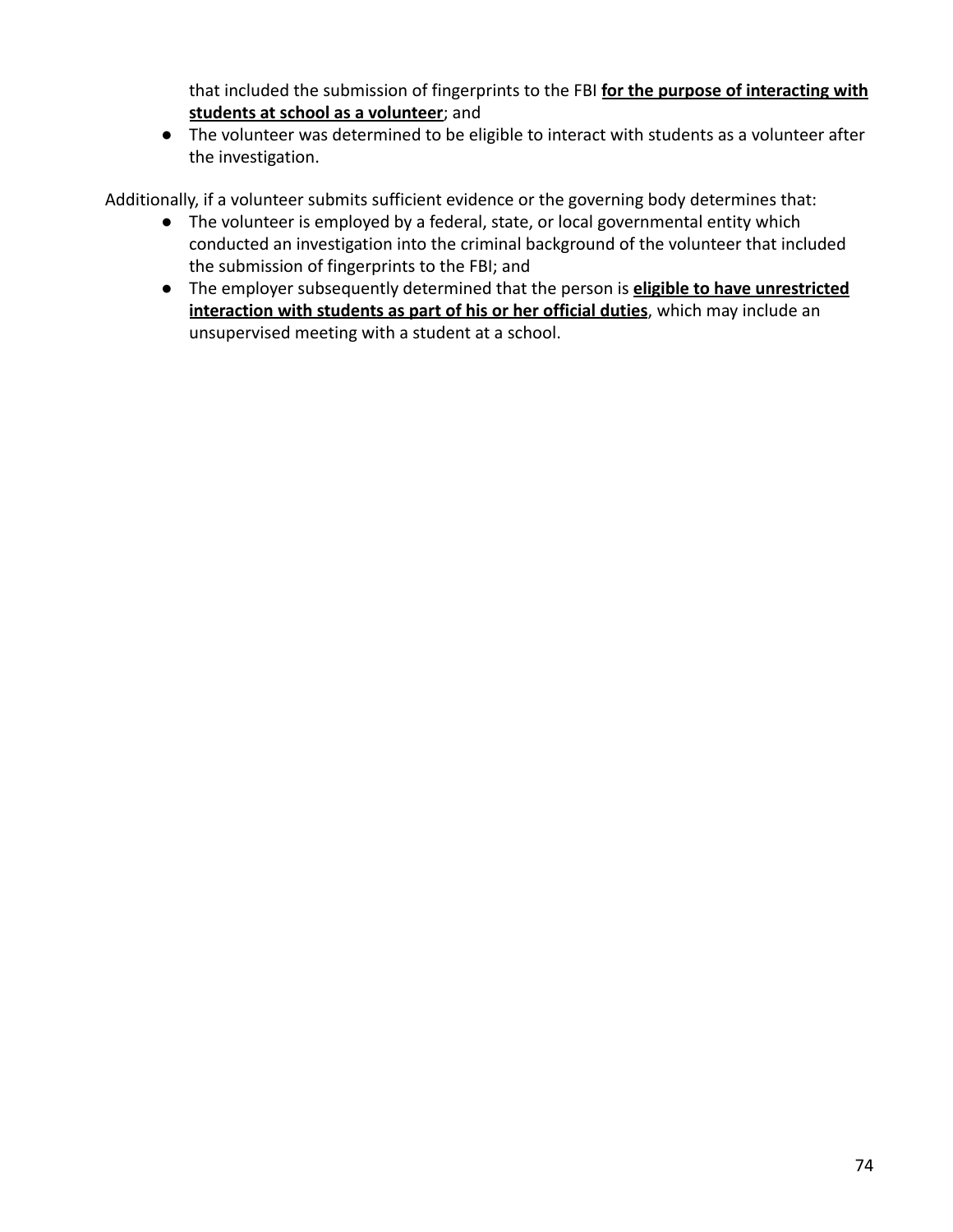that included the submission of fingerprints to the FBI **<u>for the purpose of interacting with students at school as a volunteer</u>**; and

- The volunteer was determined to be eligible to interact with students as a volunteer after the investigation.

Additionally, if a volunteer submits sufficient evidence or the governing body determines that:

- The volunteer is employed by a federal, state, or local governmental entity which conducted an investigation into the criminal background of the volunteer that included the submission of fingerprints to the FBI; and
- The employer subsequently determined that the person is **<u>eligible to have unrestricted interaction with students as part of his or her official duties</u>**, which may include an unsupervised meeting with a student at a school.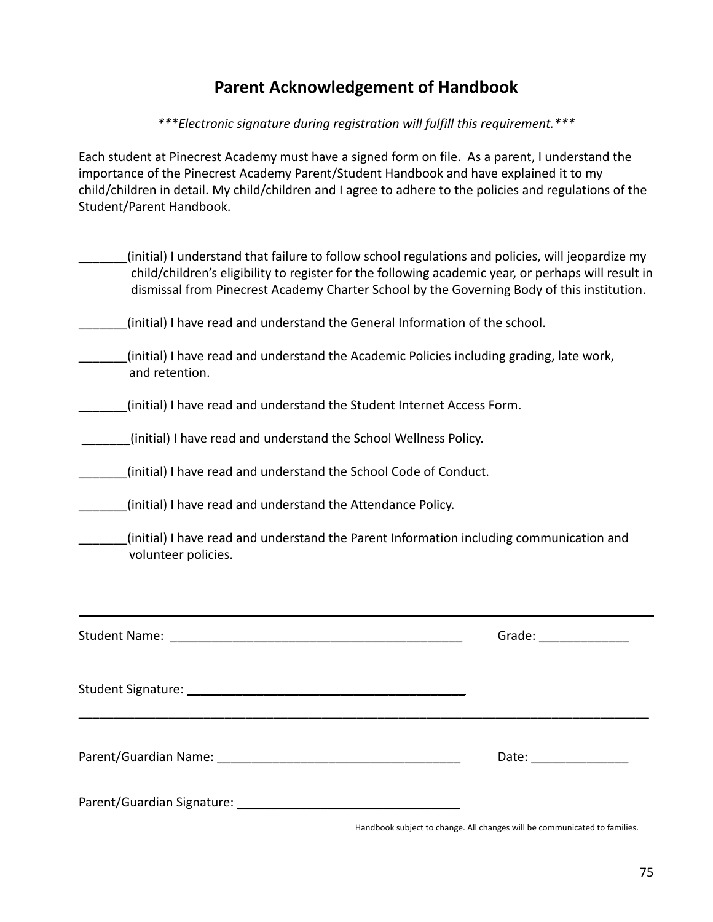# Parent Acknowledgement of Handbook

****Electronic signature during registration will fulfill this requirement.****

Each student at Pinecrest Academy must have a signed form on file. As a parent, I understand the importance of the Pinecrest Academy Parent/Student Handbook and have explained it to my child/children in detail. My child/children and I agree to adhere to the policies and regulations of the Student/Parent Handbook.

_______(initial) I understand that failure to follow school regulations and policies, will jeopardize my child/children's eligibility to register for the following academic year, or perhaps will result in dismissal from Pinecrest Academy Charter School by the Governing Body of this institution.

_______(initial) I have read and understand the General Information of the school.

_______(initial) I have read and understand the Academic Policies including grading, late work, and retention.

_______(initial) I have read and understand the Student Internet Access Form.

_______(initial) I have read and understand the School Wellness Policy.

_______(initial) I have read and understand the School Code of Conduct.

_______(initial) I have read and understand the Attendance Policy.

_______(initial) I have read and understand the Parent Information including communication and volunteer policies.

---

Student Name: ___________________________________________ Grade: _____________

Student Signature: ________________________________________

_________________________________________________________________________________

Parent/Guardian Name: ___________________________________ Date: ______________

Parent/Guardian Signature: ______________________________

Handbook subject to change. All changes will be communicated to families.